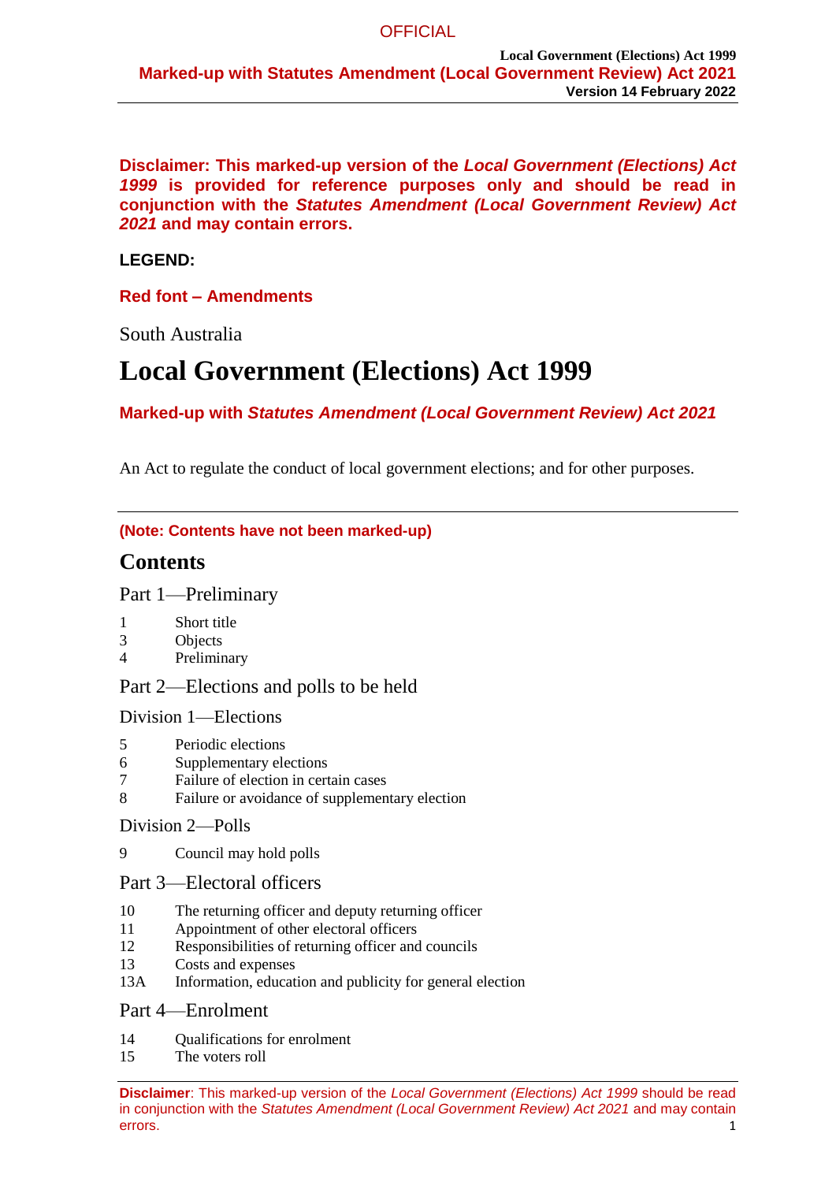**Disclaimer: This marked-up version of the *Local Government (Elections) Act 1999* is provided for reference purposes only and should be read in conjunction with the *Statutes Amendment (Local Government Review) Act 2021* and may contain errors.**

**LEGEND:**

**Red font – Amendments**

South Australia

# Local Government (Elections) Act 1999

**Marked-up with *Statutes Amendment (Local Government Review) Act 2021***

An Act to regulate the conduct of local government elections; and for other purposes.

---

**(Note: Contents have not been marked-up)**

## Contents

### Part 1—Preliminary

1 Short title
3 Objects
4 Preliminary

### Part 2—Elections and polls to be held

#### Division 1—Elections

5 Periodic elections
6 Supplementary elections
7 Failure of election in certain cases
8 Failure or avoidance of supplementary election

#### Division 2—Polls

9 Council may hold polls

### Part 3—Electoral officers

10 The returning officer and deputy returning officer
11 Appointment of other electoral officers
12 Responsibilities of returning officer and councils
13 Costs and expenses
13A Information, education and publicity for general election

### Part 4—Enrolment

14 Qualifications for enrolment
15 The voters roll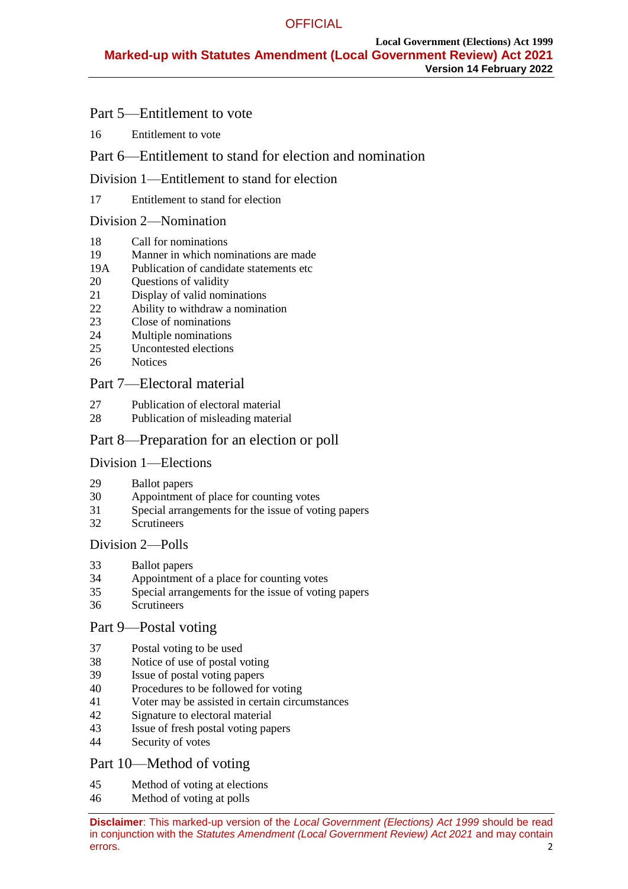## Part 5—Entitlement to vote

16 Entitlement to vote

## Part 6—Entitlement to stand for election and nomination

### Division 1—Entitlement to stand for election

17 Entitlement to stand for election

### Division 2—Nomination

18 Call for nominations
19 Manner in which nominations are made
19A Publication of candidate statements etc
20 Questions of validity
21 Display of valid nominations
22 Ability to withdraw a nomination
23 Close of nominations
24 Multiple nominations
25 Uncontested elections
26 Notices

## Part 7—Electoral material

27 Publication of electoral material
28 Publication of misleading material

## Part 8—Preparation for an election or poll

### Division 1—Elections

29 Ballot papers
30 Appointment of place for counting votes
31 Special arrangements for the issue of voting papers
32 Scrutineers

### Division 2—Polls

33 Ballot papers
34 Appointment of a place for counting votes
35 Special arrangements for the issue of voting papers
36 Scrutineers

## Part 9—Postal voting

37 Postal voting to be used
38 Notice of use of postal voting
39 Issue of postal voting papers
40 Procedures to be followed for voting
41 Voter may be assisted in certain circumstances
42 Signature to electoral material
43 Issue of fresh postal voting papers
44 Security of votes

## Part 10—Method of voting

45 Method of voting at elections
46 Method of voting at polls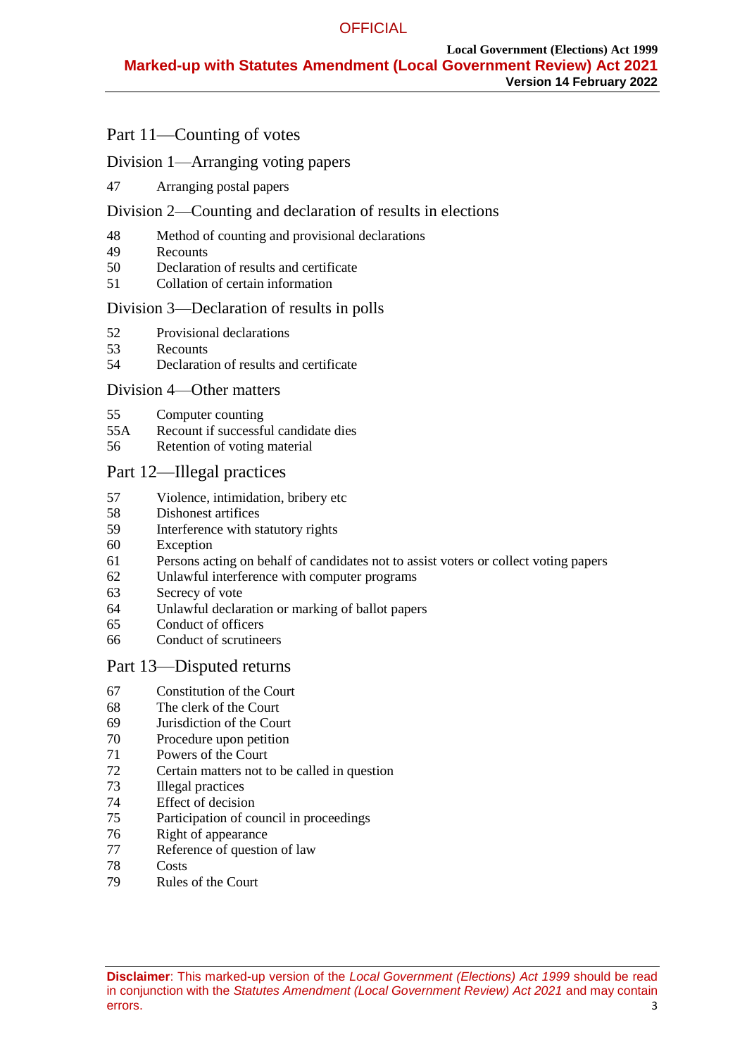## Part 11—Counting of votes

### Division 1—Arranging voting papers

47 Arranging postal papers

### Division 2—Counting and declaration of results in elections

48 Method of counting and provisional declarations
49 Recounts
50 Declaration of results and certificate
51 Collation of certain information

### Division 3—Declaration of results in polls

52 Provisional declarations
53 Recounts
54 Declaration of results and certificate

### Division 4—Other matters

55 Computer counting
55A Recount if successful candidate dies
56 Retention of voting material

## Part 12—Illegal practices

57 Violence, intimidation, bribery etc
58 Dishonest artifices
59 Interference with statutory rights
60 Exception
61 Persons acting on behalf of candidates not to assist voters or collect voting papers
62 Unlawful interference with computer programs
63 Secrecy of vote
64 Unlawful declaration or marking of ballot papers
65 Conduct of officers
66 Conduct of scrutineers

## Part 13—Disputed returns

67 Constitution of the Court
68 The clerk of the Court
69 Jurisdiction of the Court
70 Procedure upon petition
71 Powers of the Court
72 Certain matters not to be called in question
73 Illegal practices
74 Effect of decision
75 Participation of council in proceedings
76 Right of appearance
77 Reference of question of law
78 Costs
79 Rules of the Court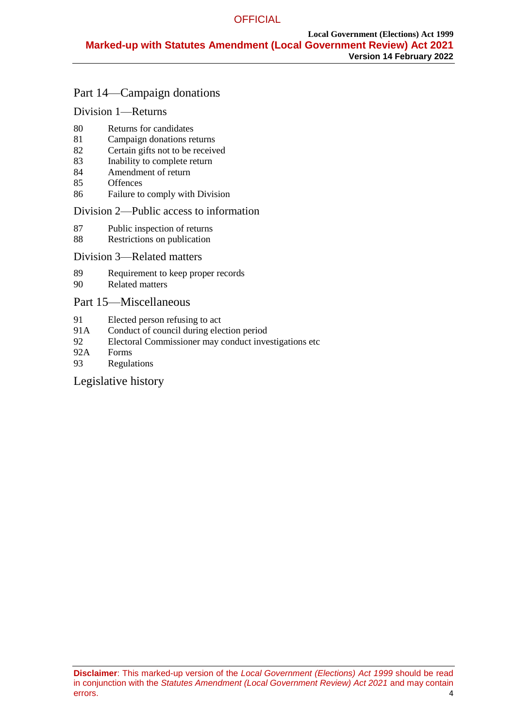## Part 14—Campaign donations

### Division 1—Returns

80 Returns for candidates
81 Campaign donations returns
82 Certain gifts not to be received
83 Inability to complete return
84 Amendment of return
85 Offences
86 Failure to comply with Division

### Division 2—Public access to information

87 Public inspection of returns
88 Restrictions on publication

### Division 3—Related matters

89 Requirement to keep proper records
90 Related matters

## Part 15—Miscellaneous

91 Elected person refusing to act
91A Conduct of council during election period
92 Electoral Commissioner may conduct investigations etc
92A Forms
93 Regulations

## Legislative history

**Disclaimer**: This marked-up version of the *Local Government (Elections) Act 1999* should be read in conjunction with the *Statutes Amendment (Local Government Review) Act 2021* and may contain errors.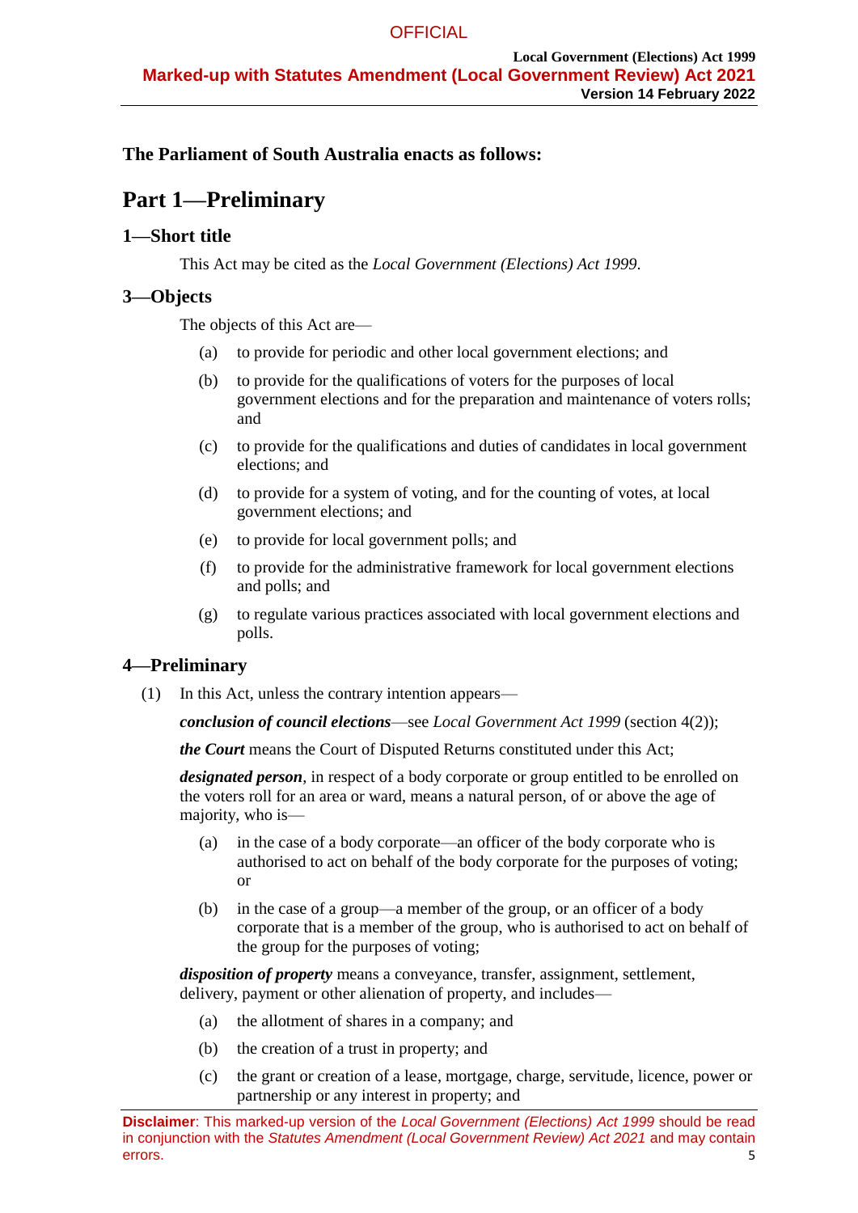**The Parliament of South Australia enacts as follows:**

# Part 1—Preliminary

## 1—Short title

This Act may be cited as the *Local Government (Elections) Act 1999*.

## 3—Objects

The objects of this Act are—

(a) to provide for periodic and other local government elections; and

(b) to provide for the qualifications of voters for the purposes of local government elections and for the preparation and maintenance of voters rolls; and

(c) to provide for the qualifications and duties of candidates in local government elections; and

(d) to provide for a system of voting, and for the counting of votes, at local government elections; and

(e) to provide for local government polls; and

(f) to provide for the administrative framework for local government elections and polls; and

(g) to regulate various practices associated with local government elections and polls.

## 4—Preliminary

(1) In this Act, unless the contrary intention appears—

***conclusion of council elections***—see *Local Government Act 1999* (section 4(2));

***the Court*** means the Court of Disputed Returns constituted under this Act;

***designated person***, in respect of a body corporate or group entitled to be enrolled on the voters roll for an area or ward, means a natural person, of or above the age of majority, who is—

(a) in the case of a body corporate—an officer of the body corporate who is authorised to act on behalf of the body corporate for the purposes of voting; or

(b) in the case of a group—a member of the group, or an officer of a body corporate that is a member of the group, who is authorised to act on behalf of the group for the purposes of voting;

***disposition of property*** means a conveyance, transfer, assignment, settlement, delivery, payment or other alienation of property, and includes—

(a) the allotment of shares in a company; and

(b) the creation of a trust in property; and

(c) the grant or creation of a lease, mortgage, charge, servitude, licence, power or partnership or any interest in property; and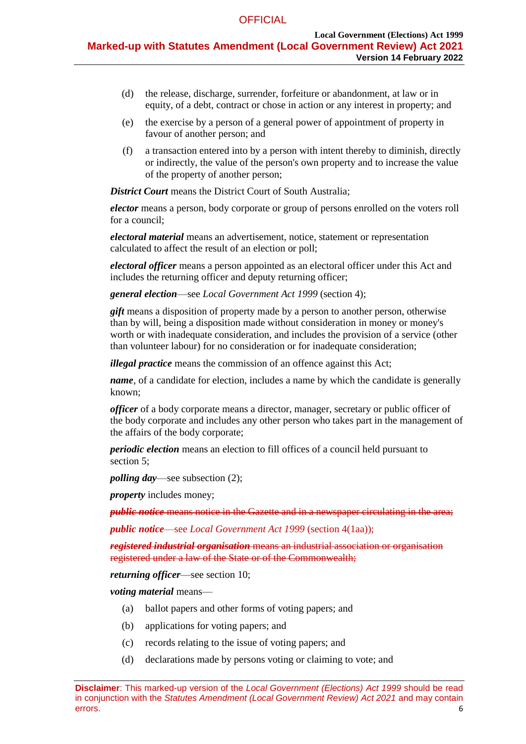(d) the release, discharge, surrender, forfeiture or abandonment, at law or in equity, of a debt, contract or chose in action or any interest in property; and

(e) the exercise by a person of a general power of appointment of property in favour of another person; and

(f) a transaction entered into by a person with intent thereby to diminish, directly or indirectly, the value of the person's own property and to increase the value of the property of another person;

***District Court*** means the District Court of South Australia;

***elector*** means a person, body corporate or group of persons enrolled on the voters roll for a council;

***electoral material*** means an advertisement, notice, statement or representation calculated to affect the result of an election or poll;

***electoral officer*** means a person appointed as an electoral officer under this Act and includes the returning officer and deputy returning officer;

***general election***—see *Local Government Act 1999* (section 4);

***gift*** means a disposition of property made by a person to another person, otherwise than by will, being a disposition made without consideration in money or money's worth or with inadequate consideration, and includes the provision of a service (other than volunteer labour) for no consideration or for inadequate consideration;

***illegal practice*** means the commission of an offence against this Act;

***name***, of a candidate for election, includes a name by which the candidate is generally known;

***officer*** of a body corporate means a director, manager, secretary or public officer of the body corporate and includes any other person who takes part in the management of the affairs of the body corporate;

***periodic election*** means an election to fill offices of a council held pursuant to section 5;

***polling day***—see subsection (2);

***property*** includes money;

~~***public notice*** means notice in the Gazette and in a newspaper circulating in the area;~~

***public notice***—see *Local Government Act 1999* (section 4(1aa));

~~***registered industrial organisation*** means an industrial association or organisation registered under a law of the State or of the Commonwealth;~~

***returning officer***—see section 10;

***voting material*** means—

(a) ballot papers and other forms of voting papers; and

(b) applications for voting papers; and

(c) records relating to the issue of voting papers; and

(d) declarations made by persons voting or claiming to vote; and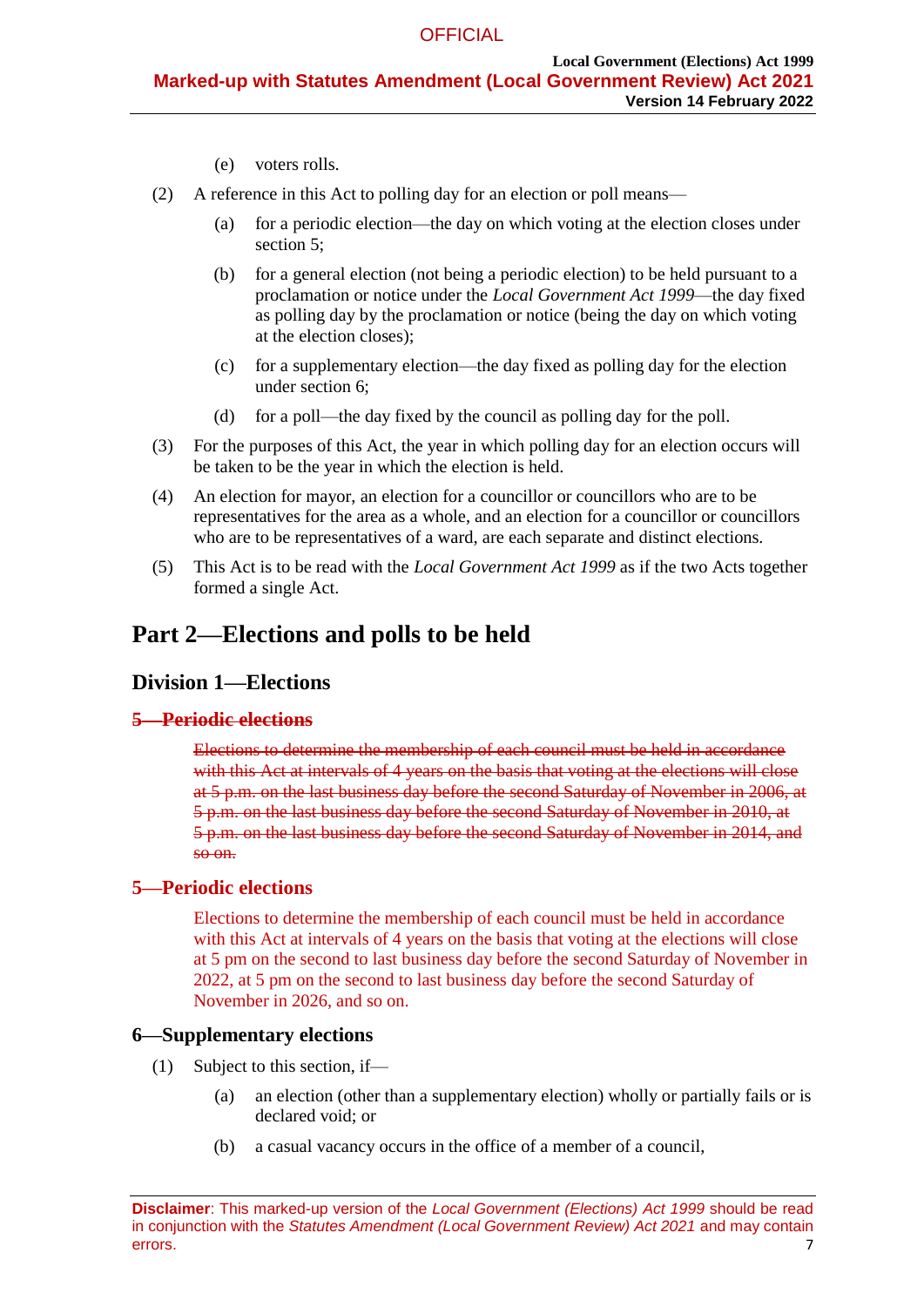(e) voters rolls.

(2) A reference in this Act to polling day for an election or poll means—

(a) for a periodic election—the day on which voting at the election closes under section 5;

(b) for a general election (not being a periodic election) to be held pursuant to a proclamation or notice under the *Local Government Act 1999*—the day fixed as polling day by the proclamation or notice (being the day on which voting at the election closes);

(c) for a supplementary election—the day fixed as polling day for the election under section 6;

(d) for a poll—the day fixed by the council as polling day for the poll.

(3) For the purposes of this Act, the year in which polling day for an election occurs will be taken to be the year in which the election is held.

(4) An election for mayor, an election for a councillor or councillors who are to be representatives for the area as a whole, and an election for a councillor or councillors who are to be representatives of a ward, are each separate and distinct elections.

(5) This Act is to be read with the *Local Government Act 1999* as if the two Acts together formed a single Act.

# Part 2—Elections and polls to be held

## Division 1—Elections

### ~~5—Periodic elections~~

~~Elections to determine the membership of each council must be held in accordance with this Act at intervals of 4 years on the basis that voting at the elections will close at 5 p.m. on the last business day before the second Saturday of November in 2006, at 5 p.m. on the last business day before the second Saturday of November in 2010, at 5 p.m. on the last business day before the second Saturday of November in 2014, and so on.~~

### 5—Periodic elections

Elections to determine the membership of each council must be held in accordance with this Act at intervals of 4 years on the basis that voting at the elections will close at 5 pm on the second to last business day before the second Saturday of November in 2022, at 5 pm on the second to last business day before the second Saturday of November in 2026, and so on.

### 6—Supplementary elections

(1) Subject to this section, if—

(a) an election (other than a supplementary election) wholly or partially fails or is declared void; or

(b) a casual vacancy occurs in the office of a member of a council,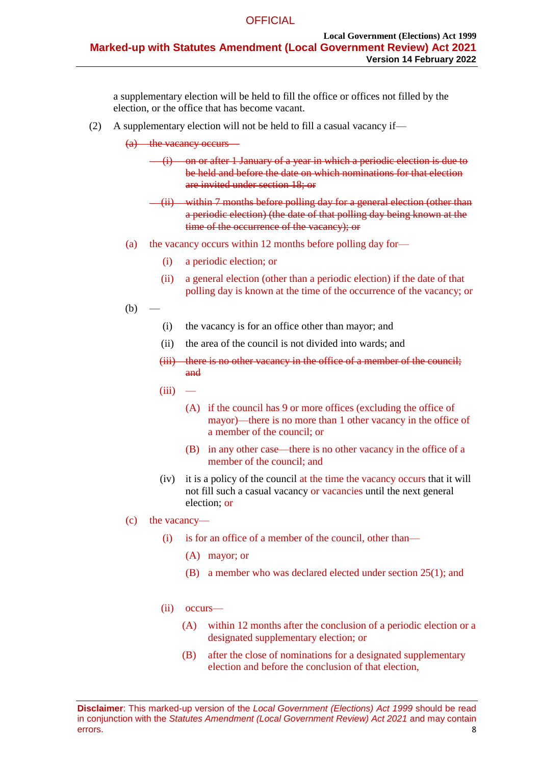a supplementary election will be held to fill the office or offices not filled by the election, or the office that has become vacant.

(2) A supplementary election will not be held to fill a casual vacancy if—

~~(a) the vacancy occurs—~~

~~(i) on or after 1 January of a year in which a periodic election is due to be held and before the date on which nominations for that election are invited under section 18; or~~

~~(ii) within 7 months before polling day for a general election (other than a periodic election) (the date of that polling day being known at the time of the occurrence of the vacancy); or~~

(a) the vacancy occurs within 12 months before polling day for—

(i) a periodic election; or

(ii) a general election (other than a periodic election) if the date of that polling day is known at the time of the occurrence of the vacancy; or

(b) —

(i) the vacancy is for an office other than mayor; and

(ii) the area of the council is not divided into wards; and

~~(iii) there is no other vacancy in the office of a member of the council; and~~

(iii) —

(A) if the council has 9 or more offices (excluding the office of mayor)—there is no more than 1 other vacancy in the office of a member of the council; or

(B) in any other case—there is no other vacancy in the office of a member of the council; and

(iv) it is a policy of the council at the time the vacancy occurs that it will not fill such a casual vacancy or vacancies until the next general election; or

(c) the vacancy—

(i) is for an office of a member of the council, other than—

(A) mayor; or

(B) a member who was declared elected under section 25(1); and

(ii) occurs—

(A) within 12 months after the conclusion of a periodic election or a designated supplementary election; or

(B) after the close of nominations for a designated supplementary election and before the conclusion of that election,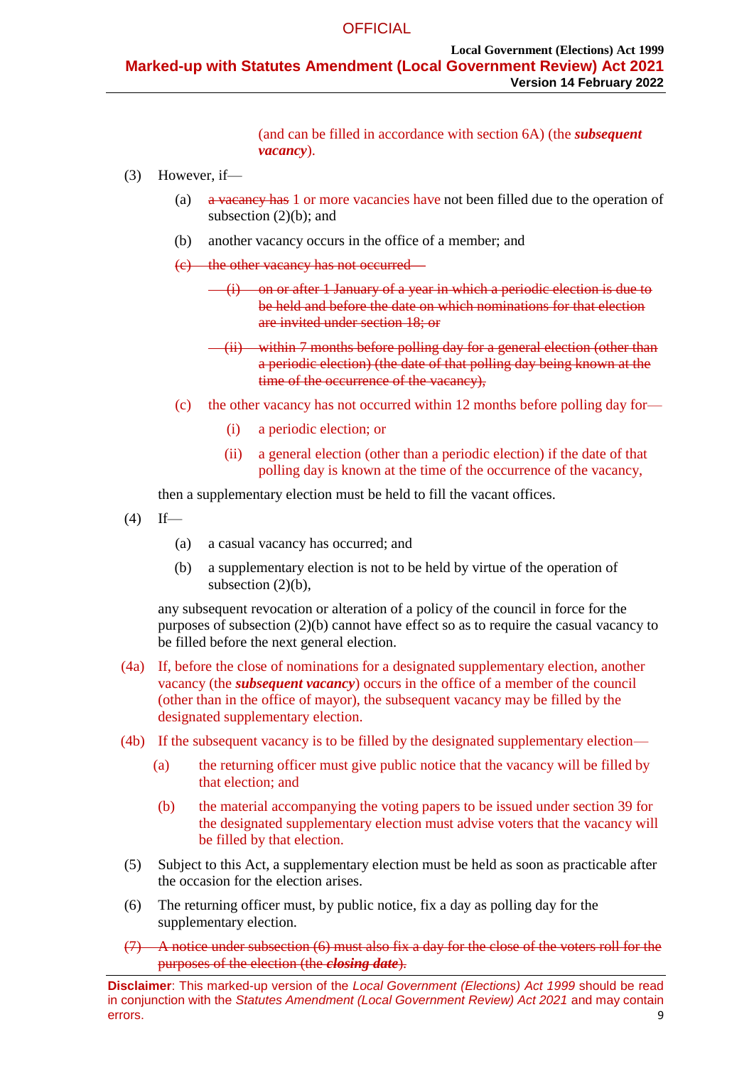(and can be filled in accordance with section 6A) (the ***subsequent vacancy***).

(3) However, if—

(a) ~~a vacancy has~~ 1 or more vacancies have not been filled due to the operation of subsection (2)(b); and

(b) another vacancy occurs in the office of a member; and

~~(c) the other vacancy has not occurred—~~

~~(i) on or after 1 January of a year in which a periodic election is due to be held and before the date on which nominations for that election are invited under section 18; or~~

~~(ii) within 7 months before polling day for a general election (other than a periodic election) (the date of that polling day being known at the time of the occurrence of the vacancy),~~

(c) the other vacancy has not occurred within 12 months before polling day for—

(i) a periodic election; or

(ii) a general election (other than a periodic election) if the date of that polling day is known at the time of the occurrence of the vacancy,

then a supplementary election must be held to fill the vacant offices.

(4) If—

(a) a casual vacancy has occurred; and

(b) a supplementary election is not to be held by virtue of the operation of subsection (2)(b),

any subsequent revocation or alteration of a policy of the council in force for the purposes of subsection (2)(b) cannot have effect so as to require the casual vacancy to be filled before the next general election.

(4a) If, before the close of nominations for a designated supplementary election, another vacancy (the ***subsequent vacancy***) occurs in the office of a member of the council (other than in the office of mayor), the subsequent vacancy may be filled by the designated supplementary election.

(4b) If the subsequent vacancy is to be filled by the designated supplementary election—

(a) the returning officer must give public notice that the vacancy will be filled by that election; and

(b) the material accompanying the voting papers to be issued under section 39 for the designated supplementary election must advise voters that the vacancy will be filled by that election.

(5) Subject to this Act, a supplementary election must be held as soon as practicable after the occasion for the election arises.

(6) The returning officer must, by public notice, fix a day as polling day for the supplementary election.

~~(7) A notice under subsection (6) must also fix a day for the close of the voters roll for the purposes of the election (the ***closing date***).~~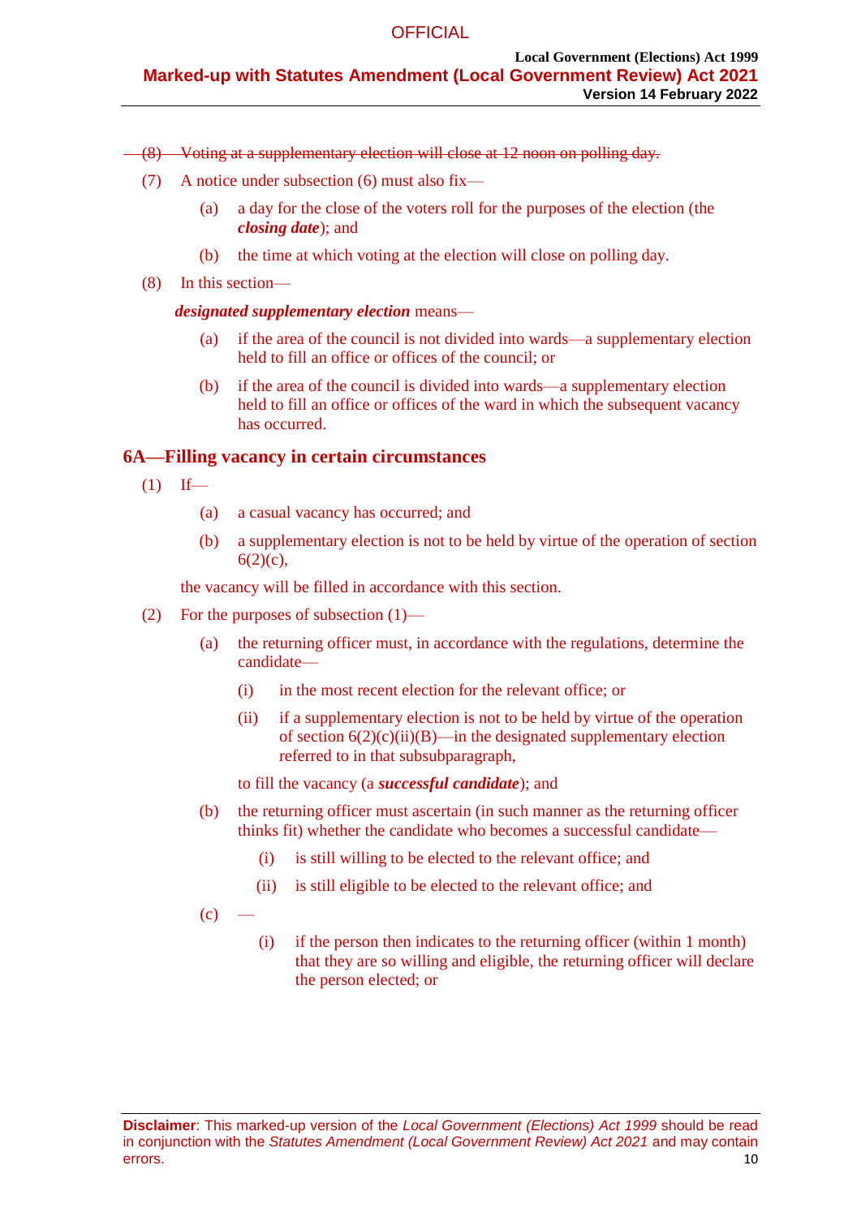~~(8) Voting at a supplementary election will close at 12 noon on polling day.~~

(7) A notice under subsection (6) must also fix—

(a) a day for the close of the voters roll for the purposes of the election (the ***closing date***); and

(b) the time at which voting at the election will close on polling day.

(8) In this section—

***designated supplementary election*** means—

(a) if the area of the council is not divided into wards—a supplementary election held to fill an office or offices of the council; or

(b) if the area of the council is divided into wards—a supplementary election held to fill an office or offices of the ward in which the subsequent vacancy has occurred.

## 6A—Filling vacancy in certain circumstances

(1) If—

(a) a casual vacancy has occurred; and

(b) a supplementary election is not to be held by virtue of the operation of section 6(2)(c),

the vacancy will be filled in accordance with this section.

(2) For the purposes of subsection (1)—

(a) the returning officer must, in accordance with the regulations, determine the candidate—

(i) in the most recent election for the relevant office; or

(ii) if a supplementary election is not to be held by virtue of the operation of section 6(2)(c)(ii)(B)—in the designated supplementary election referred to in that subsubparagraph,

to fill the vacancy (a ***successful candidate***); and

(b) the returning officer must ascertain (in such manner as the returning officer thinks fit) whether the candidate who becomes a successful candidate—

(i) is still willing to be elected to the relevant office; and

(ii) is still eligible to be elected to the relevant office; and

(c) —

(i) if the person then indicates to the returning officer (within 1 month) that they are so willing and eligible, the returning officer will declare the person elected; or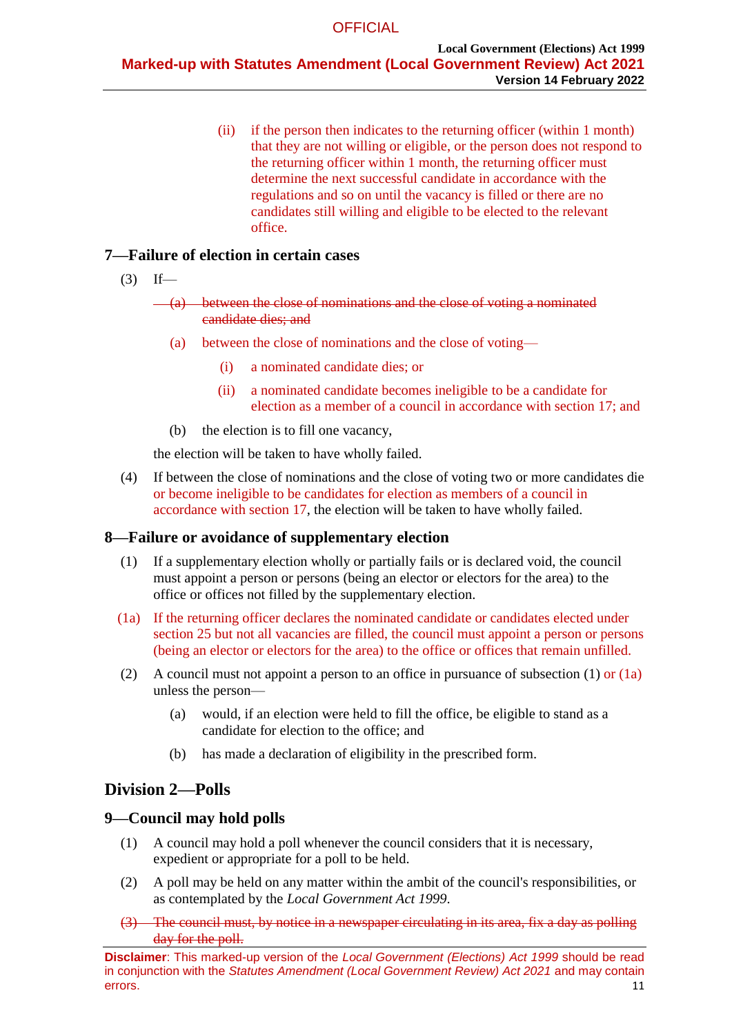(ii) if the person then indicates to the returning officer (within 1 month) that they are not willing or eligible, or the person does not respond to the returning officer within 1 month, the returning officer must determine the next successful candidate in accordance with the regulations and so on until the vacancy is filled or there are no candidates still willing and eligible to be elected to the relevant office.

### 7—Failure of election in certain cases

(3) If—

~~(a) between the close of nominations and the close of voting a nominated candidate dies; and~~

(a) between the close of nominations and the close of voting—

(i) a nominated candidate dies; or

(ii) a nominated candidate becomes ineligible to be a candidate for election as a member of a council in accordance with section 17; and

(b) the election is to fill one vacancy,

the election will be taken to have wholly failed.

(4) If between the close of nominations and the close of voting two or more candidates die or become ineligible to be candidates for election as members of a council in accordance with section 17, the election will be taken to have wholly failed.

### 8—Failure or avoidance of supplementary election

(1) If a supplementary election wholly or partially fails or is declared void, the council must appoint a person or persons (being an elector or electors for the area) to the office or offices not filled by the supplementary election.

(1a) If the returning officer declares the nominated candidate or candidates elected under section 25 but not all vacancies are filled, the council must appoint a person or persons (being an elector or electors for the area) to the office or offices that remain unfilled.

(2) A council must not appoint a person to an office in pursuance of subsection (1) or (1a) unless the person—

(a) would, if an election were held to fill the office, be eligible to stand as a candidate for election to the office; and

(b) has made a declaration of eligibility in the prescribed form.

## Division 2—Polls

### 9—Council may hold polls

(1) A council may hold a poll whenever the council considers that it is necessary, expedient or appropriate for a poll to be held.

(2) A poll may be held on any matter within the ambit of the council's responsibilities, or as contemplated by the *Local Government Act 1999*.

~~(3) The council must, by notice in a newspaper circulating in its area, fix a day as polling day for the poll.~~

**Disclaimer**: This marked-up version of the *Local Government (Elections) Act 1999* should be read in conjunction with the *Statutes Amendment (Local Government Review) Act 2021* and may contain errors.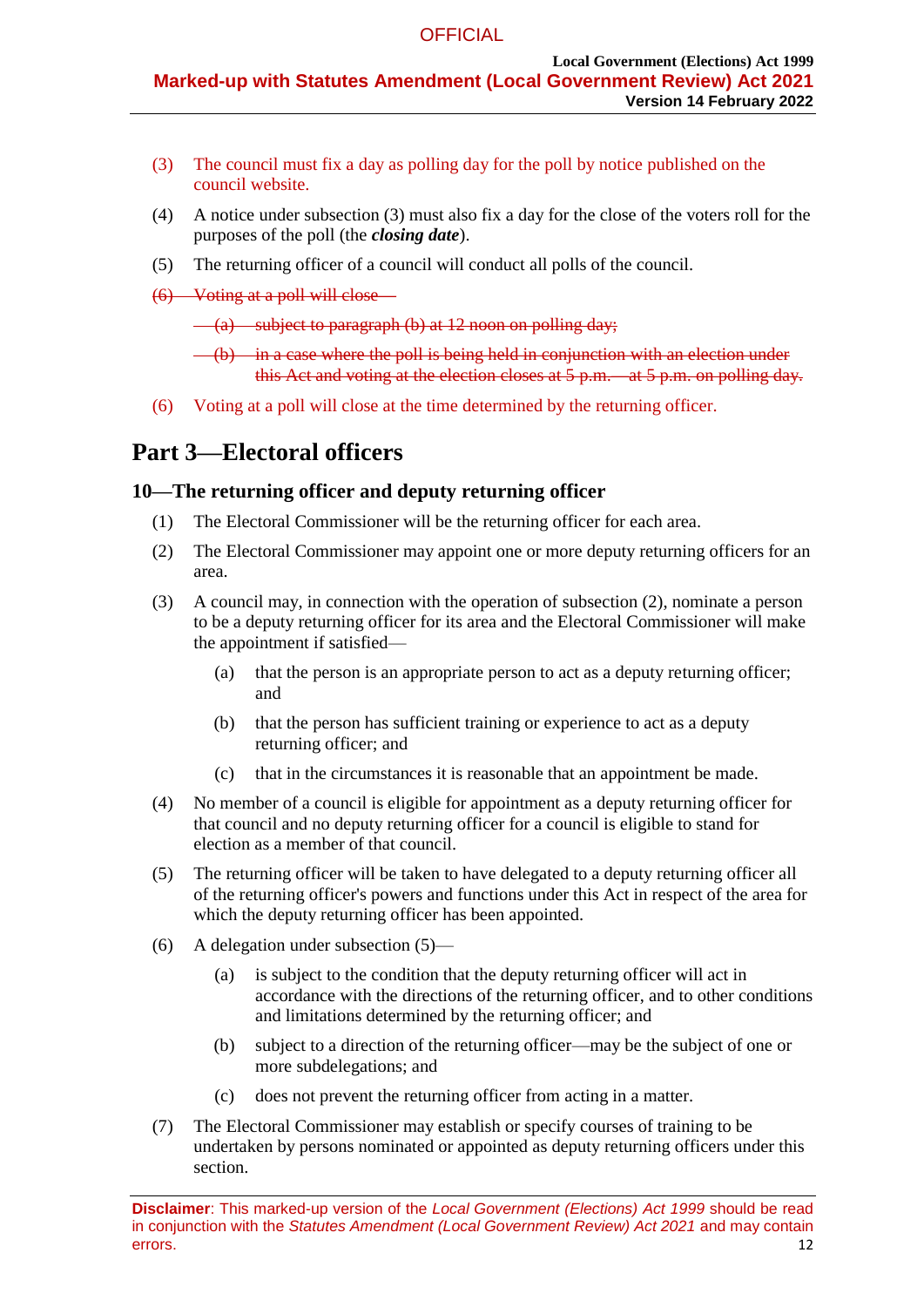(3) The council must fix a day as polling day for the poll by notice published on the council website.

(4) A notice under subsection (3) must also fix a day for the close of the voters roll for the purposes of the poll (the ***closing date***).

(5) The returning officer of a council will conduct all polls of the council.

~~(6) Voting at a poll will close—~~

~~(a) subject to paragraph (b) at 12 noon on polling day;~~

~~(b) in a case where the poll is being held in conjunction with an election under this Act and voting at the election closes at 5 p.m.—at 5 p.m. on polling day.~~

(6) Voting at a poll will close at the time determined by the returning officer.

# Part 3—Electoral officers

## 10—The returning officer and deputy returning officer

(1) The Electoral Commissioner will be the returning officer for each area.

(2) The Electoral Commissioner may appoint one or more deputy returning officers for an area.

(3) A council may, in connection with the operation of subsection (2), nominate a person to be a deputy returning officer for its area and the Electoral Commissioner will make the appointment if satisfied—

(a) that the person is an appropriate person to act as a deputy returning officer; and

(b) that the person has sufficient training or experience to act as a deputy returning officer; and

(c) that in the circumstances it is reasonable that an appointment be made.

(4) No member of a council is eligible for appointment as a deputy returning officer for that council and no deputy returning officer for a council is eligible to stand for election as a member of that council.

(5) The returning officer will be taken to have delegated to a deputy returning officer all of the returning officer's powers and functions under this Act in respect of the area for which the deputy returning officer has been appointed.

(6) A delegation under subsection (5)—

(a) is subject to the condition that the deputy returning officer will act in accordance with the directions of the returning officer, and to other conditions and limitations determined by the returning officer; and

(b) subject to a direction of the returning officer—may be the subject of one or more subdelegations; and

(c) does not prevent the returning officer from acting in a matter.

(7) The Electoral Commissioner may establish or specify courses of training to be undertaken by persons nominated or appointed as deputy returning officers under this section.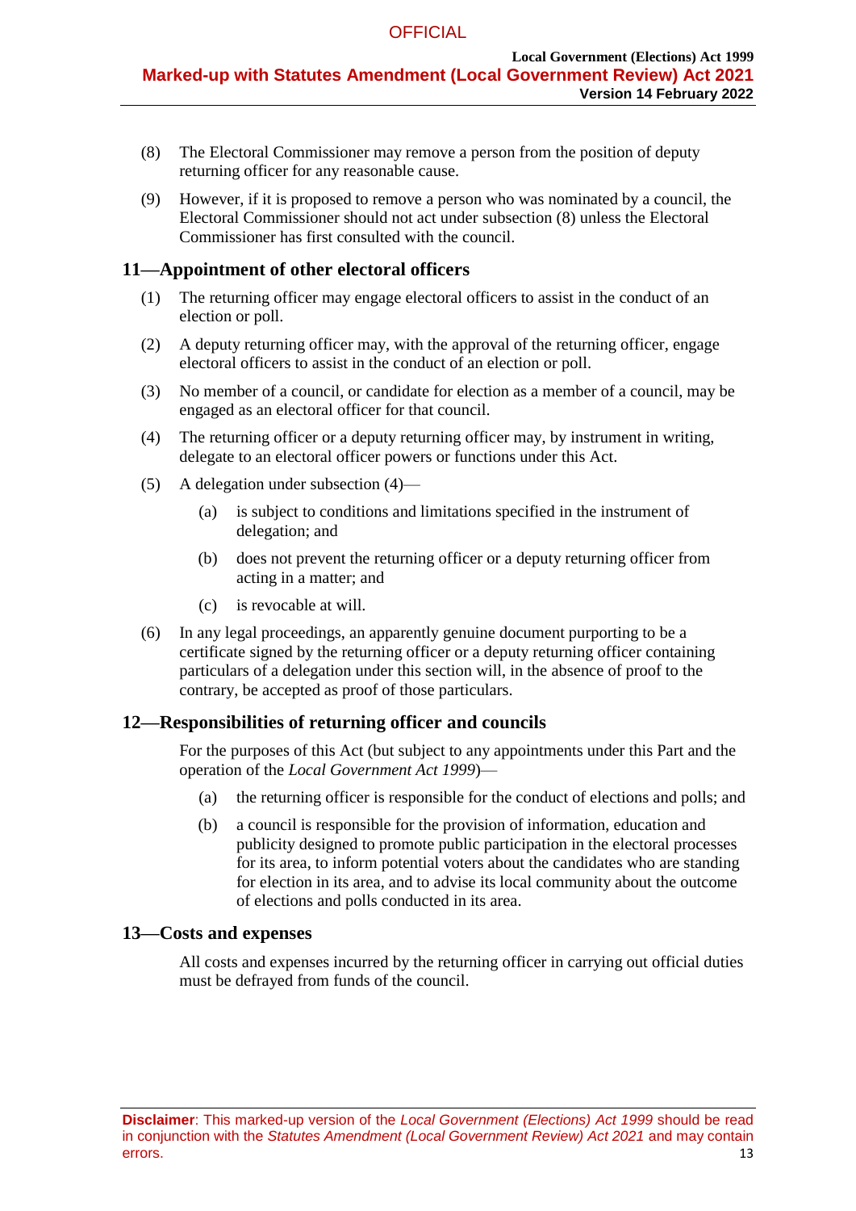(8) The Electoral Commissioner may remove a person from the position of deputy returning officer for any reasonable cause.

(9) However, if it is proposed to remove a person who was nominated by a council, the Electoral Commissioner should not act under subsection (8) unless the Electoral Commissioner has first consulted with the council.

## 11—Appointment of other electoral officers

(1) The returning officer may engage electoral officers to assist in the conduct of an election or poll.

(2) A deputy returning officer may, with the approval of the returning officer, engage electoral officers to assist in the conduct of an election or poll.

(3) No member of a council, or candidate for election as a member of a council, may be engaged as an electoral officer for that council.

(4) The returning officer or a deputy returning officer may, by instrument in writing, delegate to an electoral officer powers or functions under this Act.

(5) A delegation under subsection (4)—

(a) is subject to conditions and limitations specified in the instrument of delegation; and

(b) does not prevent the returning officer or a deputy returning officer from acting in a matter; and

(c) is revocable at will.

(6) In any legal proceedings, an apparently genuine document purporting to be a certificate signed by the returning officer or a deputy returning officer containing particulars of a delegation under this section will, in the absence of proof to the contrary, be accepted as proof of those particulars.

## 12—Responsibilities of returning officer and councils

For the purposes of this Act (but subject to any appointments under this Part and the operation of the *Local Government Act 1999*)—

(a) the returning officer is responsible for the conduct of elections and polls; and

(b) a council is responsible for the provision of information, education and publicity designed to promote public participation in the electoral processes for its area, to inform potential voters about the candidates who are standing for election in its area, and to advise its local community about the outcome of elections and polls conducted in its area.

## 13—Costs and expenses

All costs and expenses incurred by the returning officer in carrying out official duties must be defrayed from funds of the council.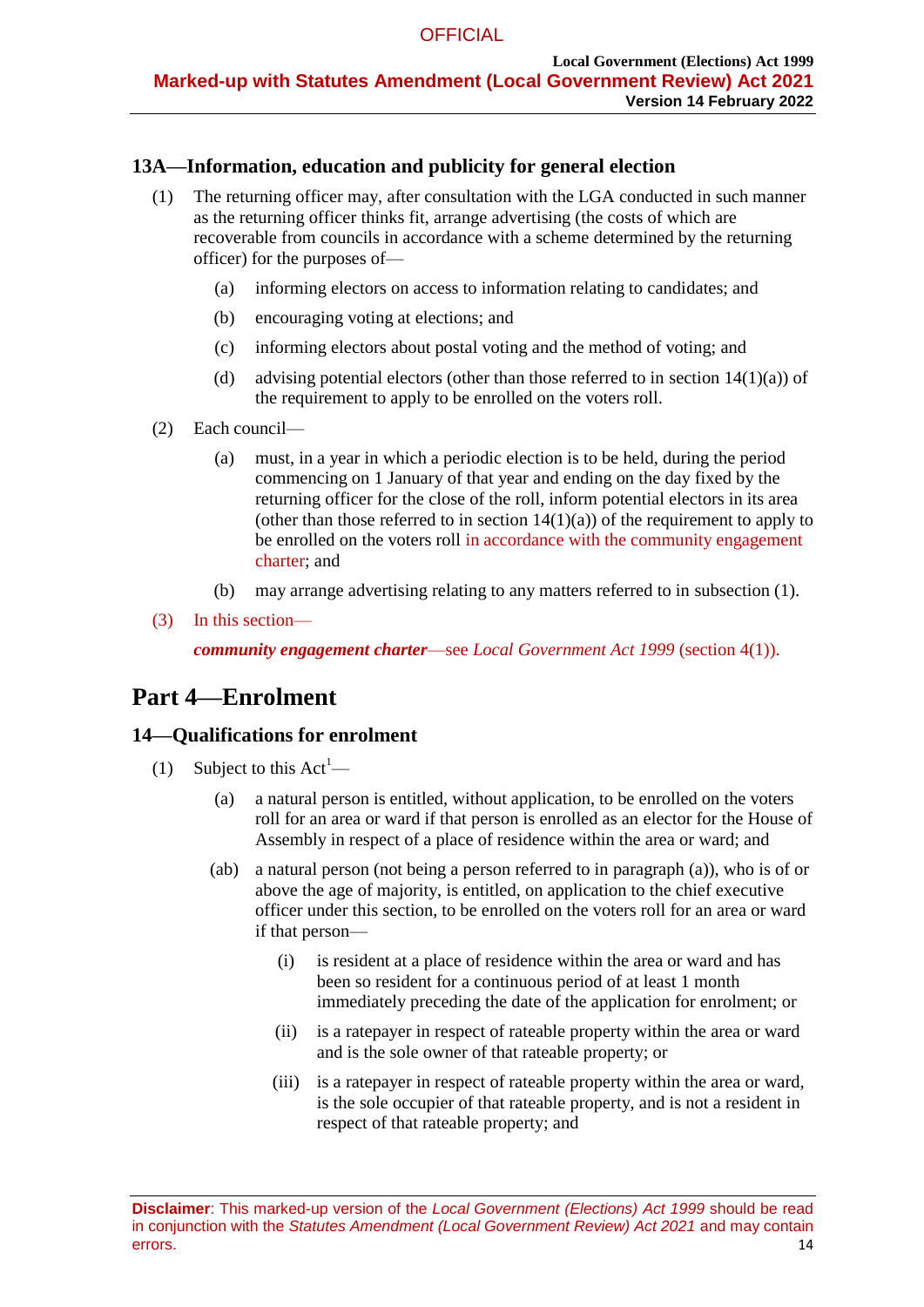### 13A—Information, education and publicity for general election

(1) The returning officer may, after consultation with the LGA conducted in such manner as the returning officer thinks fit, arrange advertising (the costs of which are recoverable from councils in accordance with a scheme determined by the returning officer) for the purposes of—

(a) informing electors on access to information relating to candidates; and

(b) encouraging voting at elections; and

(c) informing electors about postal voting and the method of voting; and

(d) advising potential electors (other than those referred to in section 14(1)(a)) of the requirement to apply to be enrolled on the voters roll.

(2) Each council—

(a) must, in a year in which a periodic election is to be held, during the period commencing on 1 January of that year and ending on the day fixed by the returning officer for the close of the roll, inform potential electors in its area (other than those referred to in section 14(1)(a)) of the requirement to apply to be enrolled on the voters roll in accordance with the community engagement charter; and

(b) may arrange advertising relating to any matters referred to in subsection (1).

(3) In this section—

***community engagement charter***—see *Local Government Act 1999* (section 4(1)).

## Part 4—Enrolment

### 14—Qualifications for enrolment

(1) Subject to this Act[1]—

(a) a natural person is entitled, without application, to be enrolled on the voters roll for an area or ward if that person is enrolled as an elector for the House of Assembly in respect of a place of residence within the area or ward; and

(ab) a natural person (not being a person referred to in paragraph (a)), who is of or above the age of majority, is entitled, on application to the chief executive officer under this section, to be enrolled on the voters roll for an area or ward if that person—

(i) is resident at a place of residence within the area or ward and has been so resident for a continuous period of at least 1 month immediately preceding the date of the application for enrolment; or

(ii) is a ratepayer in respect of rateable property within the area or ward and is the sole owner of that rateable property; or

(iii) is a ratepayer in respect of rateable property within the area or ward, is the sole occupier of that rateable property, and is not a resident in respect of that rateable property; and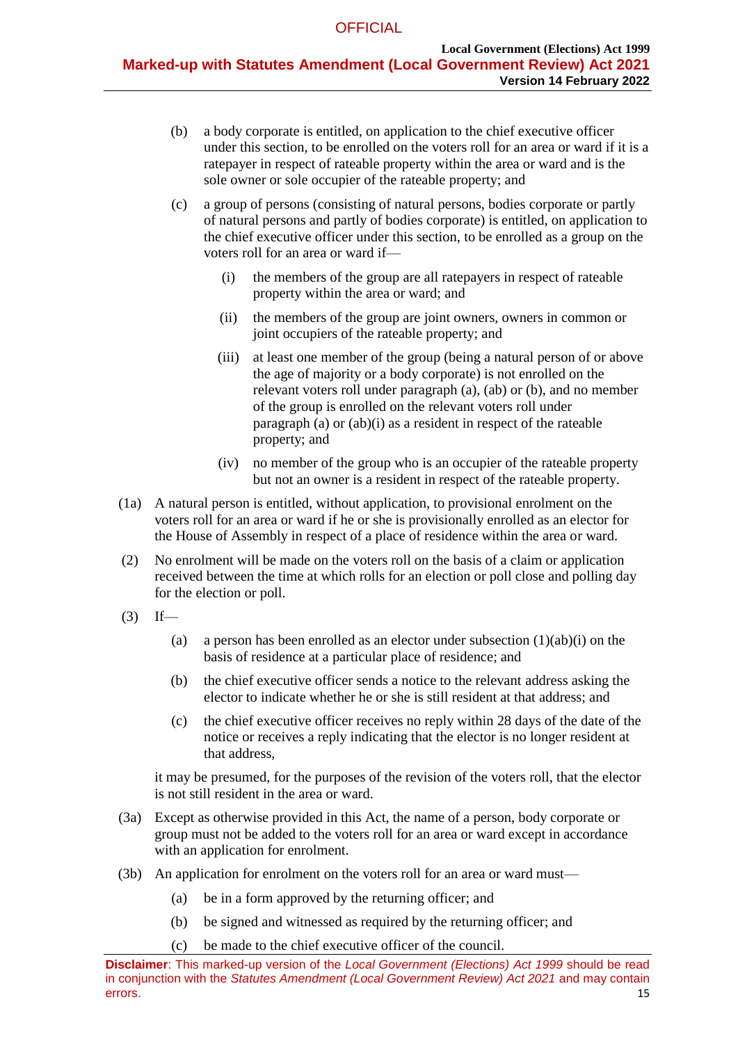(b) a body corporate is entitled, on application to the chief executive officer under this section, to be enrolled on the voters roll for an area or ward if it is a ratepayer in respect of rateable property within the area or ward and is the sole owner or sole occupier of the rateable property; and

(c) a group of persons (consisting of natural persons, bodies corporate or partly of natural persons and partly of bodies corporate) is entitled, on application to the chief executive officer under this section, to be enrolled as a group on the voters roll for an area or ward if—

(i) the members of the group are all ratepayers in respect of rateable property within the area or ward; and

(ii) the members of the group are joint owners, owners in common or joint occupiers of the rateable property; and

(iii) at least one member of the group (being a natural person of or above the age of majority or a body corporate) is not enrolled on the relevant voters roll under paragraph (a), (ab) or (b), and no member of the group is enrolled on the relevant voters roll under paragraph (a) or (ab)(i) as a resident in respect of the rateable property; and

(iv) no member of the group who is an occupier of the rateable property but not an owner is a resident in respect of the rateable property.

(1a) A natural person is entitled, without application, to provisional enrolment on the voters roll for an area or ward if he or she is provisionally enrolled as an elector for the House of Assembly in respect of a place of residence within the area or ward.

(2) No enrolment will be made on the voters roll on the basis of a claim or application received between the time at which rolls for an election or poll close and polling day for the election or poll.

(3) If—

(a) a person has been enrolled as an elector under subsection (1)(ab)(i) on the basis of residence at a particular place of residence; and

(b) the chief executive officer sends a notice to the relevant address asking the elector to indicate whether he or she is still resident at that address; and

(c) the chief executive officer receives no reply within 28 days of the date of the notice or receives a reply indicating that the elector is no longer resident at that address,

it may be presumed, for the purposes of the revision of the voters roll, that the elector is not still resident in the area or ward.

(3a) Except as otherwise provided in this Act, the name of a person, body corporate or group must not be added to the voters roll for an area or ward except in accordance with an application for enrolment.

(3b) An application for enrolment on the voters roll for an area or ward must—

(a) be in a form approved by the returning officer; and

(b) be signed and witnessed as required by the returning officer; and

(c) be made to the chief executive officer of the council.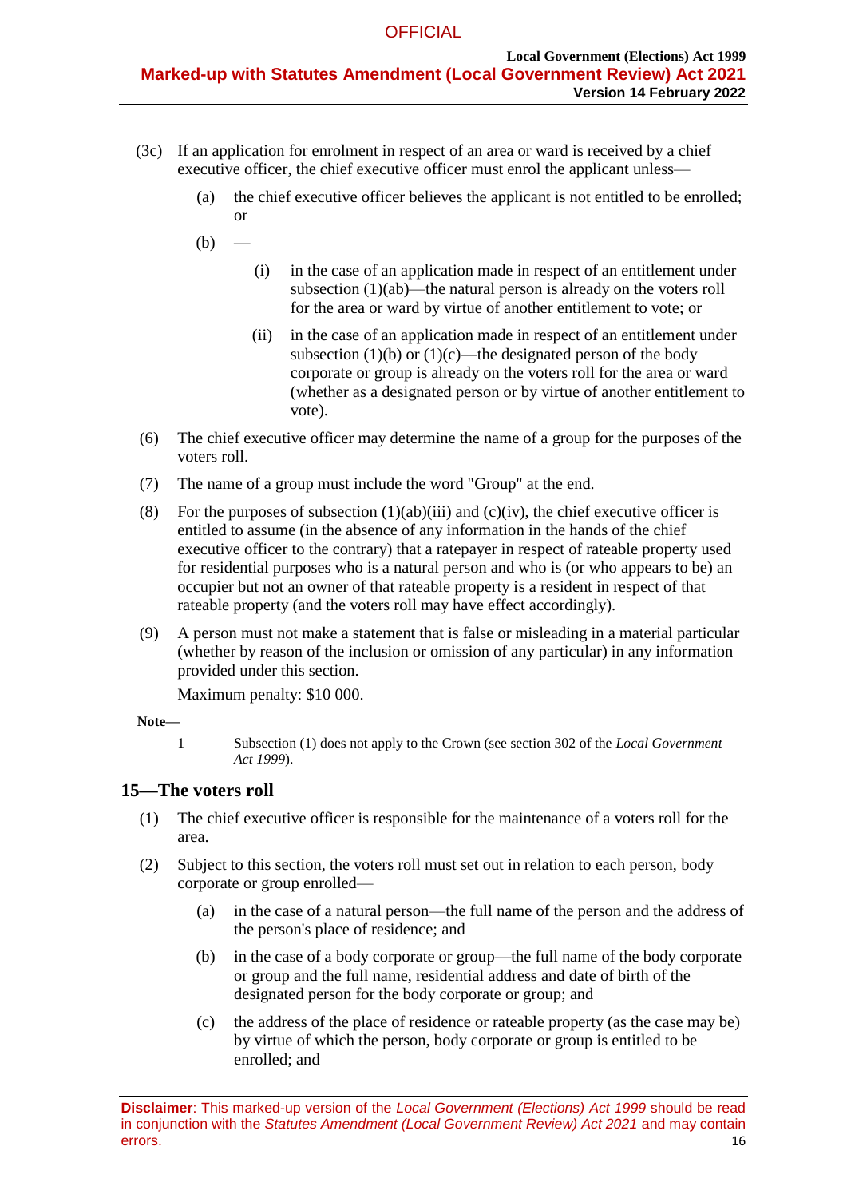(3c) If an application for enrolment in respect of an area or ward is received by a chief executive officer, the chief executive officer must enrol the applicant unless—

(a) the chief executive officer believes the applicant is not entitled to be enrolled; or

(b) —

(i) in the case of an application made in respect of an entitlement under subsection (1)(ab)—the natural person is already on the voters roll for the area or ward by virtue of another entitlement to vote; or

(ii) in the case of an application made in respect of an entitlement under subsection (1)(b) or (1)(c)—the designated person of the body corporate or group is already on the voters roll for the area or ward (whether as a designated person or by virtue of another entitlement to vote).

(6) The chief executive officer may determine the name of a group for the purposes of the voters roll.

(7) The name of a group must include the word "Group" at the end.

(8) For the purposes of subsection (1)(ab)(iii) and (c)(iv), the chief executive officer is entitled to assume (in the absence of any information in the hands of the chief executive officer to the contrary) that a ratepayer in respect of rateable property used for residential purposes who is a natural person and who is (or who appears to be) an occupier but not an owner of that rateable property is a resident in respect of that rateable property (and the voters roll may have effect accordingly).

(9) A person must not make a statement that is false or misleading in a material particular (whether by reason of the inclusion or omission of any particular) in any information provided under this section.

Maximum penalty: $10 000.

**Note—**

1 Subsection (1) does not apply to the Crown (see section 302 of the *Local Government Act 1999*).

## 15—The voters roll

(1) The chief executive officer is responsible for the maintenance of a voters roll for the area.

(2) Subject to this section, the voters roll must set out in relation to each person, body corporate or group enrolled—

(a) in the case of a natural person—the full name of the person and the address of the person's place of residence; and

(b) in the case of a body corporate or group—the full name of the body corporate or group and the full name, residential address and date of birth of the designated person for the body corporate or group; and

(c) the address of the place of residence or rateable property (as the case may be) by virtue of which the person, body corporate or group is entitled to be enrolled; and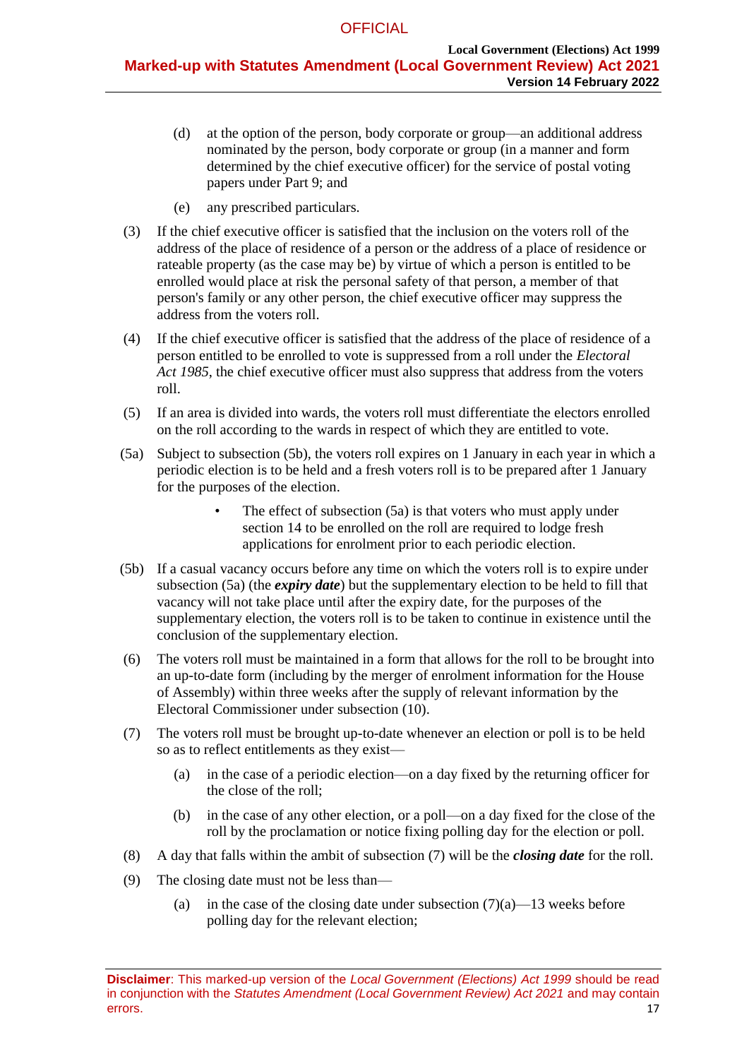(d) at the option of the person, body corporate or group—an additional address nominated by the person, body corporate or group (in a manner and form determined by the chief executive officer) for the service of postal voting papers under Part 9; and

(e) any prescribed particulars.

(3) If the chief executive officer is satisfied that the inclusion on the voters roll of the address of the place of residence of a person or the address of a place of residence or rateable property (as the case may be) by virtue of which a person is entitled to be enrolled would place at risk the personal safety of that person, a member of that person's family or any other person, the chief executive officer may suppress the address from the voters roll.

(4) If the chief executive officer is satisfied that the address of the place of residence of a person entitled to be enrolled to vote is suppressed from a roll under the *Electoral Act 1985*, the chief executive officer must also suppress that address from the voters roll.

(5) If an area is divided into wards, the voters roll must differentiate the electors enrolled on the roll according to the wards in respect of which they are entitled to vote.

(5a) Subject to subsection (5b), the voters roll expires on 1 January in each year in which a periodic election is to be held and a fresh voters roll is to be prepared after 1 January for the purposes of the election.

- The effect of subsection (5a) is that voters who must apply under section 14 to be enrolled on the roll are required to lodge fresh applications for enrolment prior to each periodic election.

(5b) If a casual vacancy occurs before any time on which the voters roll is to expire under subsection (5a) (the ***expiry date***) but the supplementary election to be held to fill that vacancy will not take place until after the expiry date, for the purposes of the supplementary election, the voters roll is to be taken to continue in existence until the conclusion of the supplementary election.

(6) The voters roll must be maintained in a form that allows for the roll to be brought into an up-to-date form (including by the merger of enrolment information for the House of Assembly) within three weeks after the supply of relevant information by the Electoral Commissioner under subsection (10).

(7) The voters roll must be brought up-to-date whenever an election or poll is to be held so as to reflect entitlements as they exist—

(a) in the case of a periodic election—on a day fixed by the returning officer for the close of the roll;

(b) in the case of any other election, or a poll—on a day fixed for the close of the roll by the proclamation or notice fixing polling day for the election or poll.

(8) A day that falls within the ambit of subsection (7) will be the ***closing date*** for the roll.

(9) The closing date must not be less than—

(a) in the case of the closing date under subsection (7)(a)—13 weeks before polling day for the relevant election;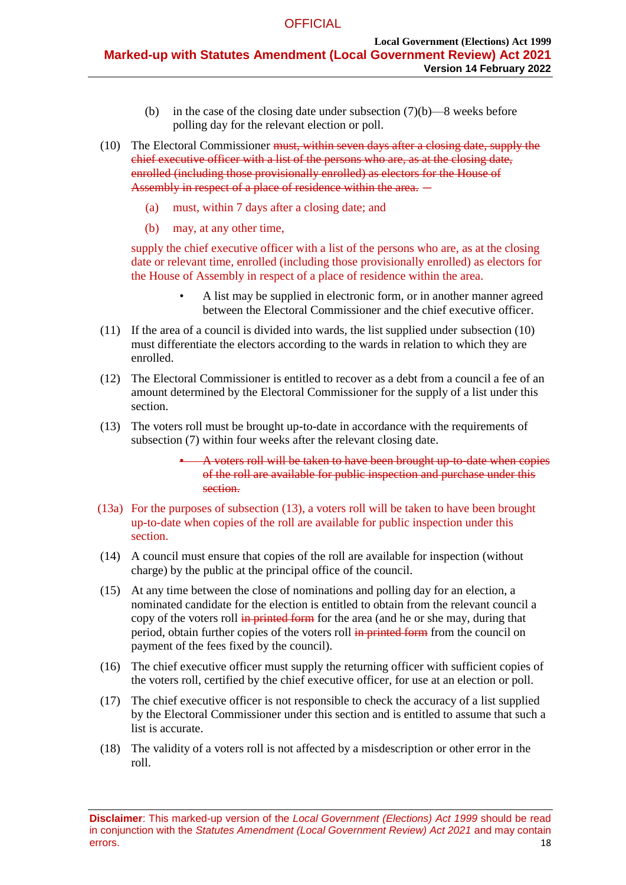(b) in the case of the closing date under subsection (7)(b)—8 weeks before polling day for the relevant election or poll.

(10) The Electoral Commissioner ~~must, within seven days after a closing date, supply the chief executive officer with a list of the persons who are, as at the closing date, enrolled (including those provisionally enrolled) as electors for the House of Assembly in respect of a place of residence within the area.~~ —

(a) must, within 7 days after a closing date; and

(b) may, at any other time,

supply the chief executive officer with a list of the persons who are, as at the closing date or relevant time, enrolled (including those provisionally enrolled) as electors for the House of Assembly in respect of a place of residence within the area.

- A list may be supplied in electronic form, or in another manner agreed between the Electoral Commissioner and the chief executive officer.

(11) If the area of a council is divided into wards, the list supplied under subsection (10) must differentiate the electors according to the wards in relation to which they are enrolled.

(12) The Electoral Commissioner is entitled to recover as a debt from a council a fee of an amount determined by the Electoral Commissioner for the supply of a list under this section.

(13) The voters roll must be brought up-to-date in accordance with the requirements of subsection (7) within four weeks after the relevant closing date.

- ~~A voters roll will be taken to have been brought up-to-date when copies of the roll are available for public inspection and purchase under this section.~~

(13a) For the purposes of subsection (13), a voters roll will be taken to have been brought up-to-date when copies of the roll are available for public inspection under this section.

(14) A council must ensure that copies of the roll are available for inspection (without charge) by the public at the principal office of the council.

(15) At any time between the close of nominations and polling day for an election, a nominated candidate for the election is entitled to obtain from the relevant council a copy of the voters roll ~~in printed form~~ for the area (and he or she may, during that period, obtain further copies of the voters roll ~~in printed form~~ from the council on payment of the fees fixed by the council).

(16) The chief executive officer must supply the returning officer with sufficient copies of the voters roll, certified by the chief executive officer, for use at an election or poll.

(17) The chief executive officer is not responsible to check the accuracy of a list supplied by the Electoral Commissioner under this section and is entitled to assume that such a list is accurate.

(18) The validity of a voters roll is not affected by a misdescription or other error in the roll.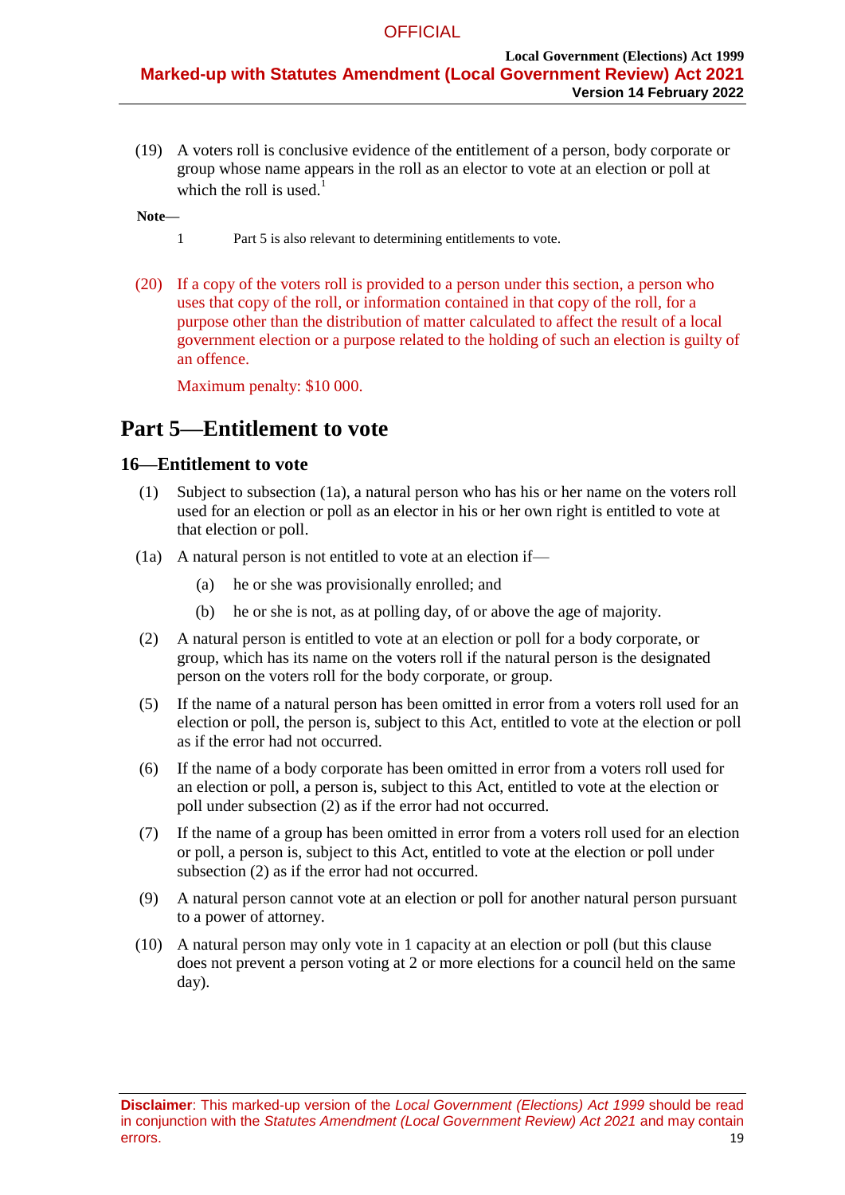(19) A voters roll is conclusive evidence of the entitlement of a person, body corporate or group whose name appears in the roll as an elector to vote at an election or poll at which the roll is used.[1]

**Note—**

1 Part 5 is also relevant to determining entitlements to vote.

(20) If a copy of the voters roll is provided to a person under this section, a person who uses that copy of the roll, or information contained in that copy of the roll, for a purpose other than the distribution of matter calculated to affect the result of a local government election or a purpose related to the holding of such an election is guilty of an offence.

Maximum penalty: $10 000.

# Part 5—Entitlement to vote

## 16—Entitlement to vote

(1) Subject to subsection (1a), a natural person who has his or her name on the voters roll used for an election or poll as an elector in his or her own right is entitled to vote at that election or poll.

(1a) A natural person is not entitled to vote at an election if—

- (a) he or she was provisionally enrolled; and
- (b) he or she is not, as at polling day, of or above the age of majority.

(2) A natural person is entitled to vote at an election or poll for a body corporate, or group, which has its name on the voters roll if the natural person is the designated person on the voters roll for the body corporate, or group.

(5) If the name of a natural person has been omitted in error from a voters roll used for an election or poll, the person is, subject to this Act, entitled to vote at the election or poll as if the error had not occurred.

(6) If the name of a body corporate has been omitted in error from a voters roll used for an election or poll, a person is, subject to this Act, entitled to vote at the election or poll under subsection (2) as if the error had not occurred.

(7) If the name of a group has been omitted in error from a voters roll used for an election or poll, a person is, subject to this Act, entitled to vote at the election or poll under subsection (2) as if the error had not occurred.

(9) A natural person cannot vote at an election or poll for another natural person pursuant to a power of attorney.

(10) A natural person may only vote in 1 capacity at an election or poll (but this clause does not prevent a person voting at 2 or more elections for a council held on the same day).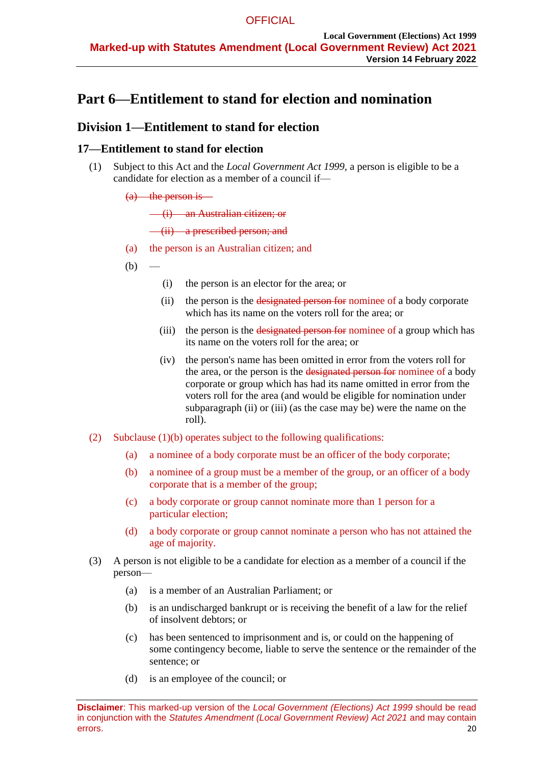# Part 6—Entitlement to stand for election and nomination

## Division 1—Entitlement to stand for election

### 17—Entitlement to stand for election

(1) Subject to this Act and the *Local Government Act 1999*, a person is eligible to be a candidate for election as a member of a council if—

~~(a) the person is—~~

~~(i) an Australian citizen; or~~

~~(ii) a prescribed person; and~~

(a) the person is an Australian citizen; and

(b) —

(i) the person is an elector for the area; or

(ii) the person is the ~~designated person for~~ nominee of a body corporate which has its name on the voters roll for the area; or

(iii) the person is the ~~designated person for~~ nominee of a group which has its name on the voters roll for the area; or

(iv) the person's name has been omitted in error from the voters roll for the area, or the person is the ~~designated person for~~ nominee of a body corporate or group which has had its name omitted in error from the voters roll for the area (and would be eligible for nomination under subparagraph (ii) or (iii) (as the case may be) were the name on the roll).

(2) Subclause (1)(b) operates subject to the following qualifications:

(a) a nominee of a body corporate must be an officer of the body corporate;

(b) a nominee of a group must be a member of the group, or an officer of a body corporate that is a member of the group;

(c) a body corporate or group cannot nominate more than 1 person for a particular election;

(d) a body corporate or group cannot nominate a person who has not attained the age of majority.

(3) A person is not eligible to be a candidate for election as a member of a council if the person—

(a) is a member of an Australian Parliament; or

(b) is an undischarged bankrupt or is receiving the benefit of a law for the relief of insolvent debtors; or

(c) has been sentenced to imprisonment and is, or could on the happening of some contingency become, liable to serve the sentence or the remainder of the sentence; or

(d) is an employee of the council; or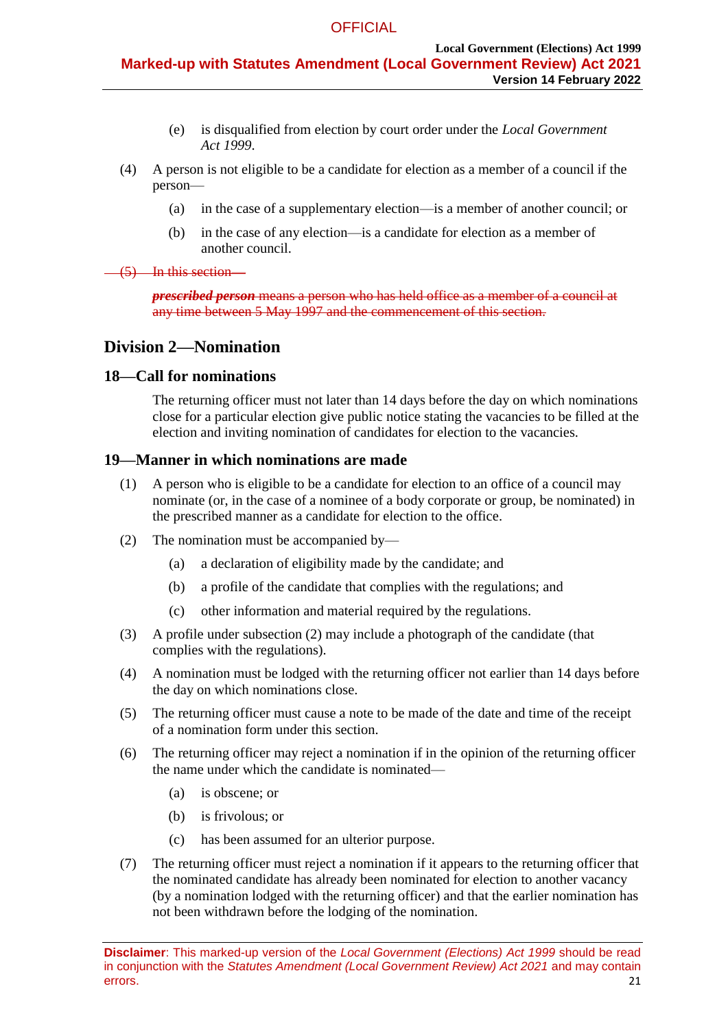(e) is disqualified from election by court order under the *Local Government Act 1999*.

(4) A person is not eligible to be a candidate for election as a member of a council if the person—

(a) in the case of a supplementary election—is a member of another council; or

(b) in the case of any election—is a candidate for election as a member of another council.

~~(5) In this section—~~

~~***prescribed person*** means a person who has held office as a member of a council at any time between 5 May 1997 and the commencement of this section.~~

## Division 2—Nomination

### 18—Call for nominations

The returning officer must not later than 14 days before the day on which nominations close for a particular election give public notice stating the vacancies to be filled at the election and inviting nomination of candidates for election to the vacancies.

### 19—Manner in which nominations are made

(1) A person who is eligible to be a candidate for election to an office of a council may nominate (or, in the case of a nominee of a body corporate or group, be nominated) in the prescribed manner as a candidate for election to the office.

(2) The nomination must be accompanied by—

(a) a declaration of eligibility made by the candidate; and

(b) a profile of the candidate that complies with the regulations; and

(c) other information and material required by the regulations.

(3) A profile under subsection (2) may include a photograph of the candidate (that complies with the regulations).

(4) A nomination must be lodged with the returning officer not earlier than 14 days before the day on which nominations close.

(5) The returning officer must cause a note to be made of the date and time of the receipt of a nomination form under this section.

(6) The returning officer may reject a nomination if in the opinion of the returning officer the name under which the candidate is nominated—

(a) is obscene; or

(b) is frivolous; or

(c) has been assumed for an ulterior purpose.

(7) The returning officer must reject a nomination if it appears to the returning officer that the nominated candidate has already been nominated for election to another vacancy (by a nomination lodged with the returning officer) and that the earlier nomination has not been withdrawn before the lodging of the nomination.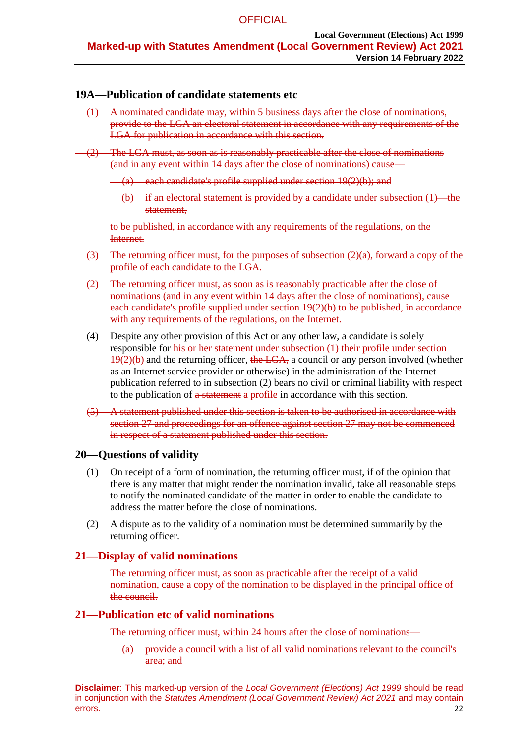### 19A—Publication of candidate statements etc

~~(1) A nominated candidate may, within 5 business days after the close of nominations, provide to the LGA an electoral statement in accordance with any requirements of the LGA for publication in accordance with this section.~~

~~(2) The LGA must, as soon as is reasonably practicable after the close of nominations (and in any event within 14 days after the close of nominations) cause—~~

~~(a) each candidate's profile supplied under section 19(2)(b); and~~

~~(b) if an electoral statement is provided by a candidate under subsection (1)—the statement,~~

~~to be published, in accordance with any requirements of the regulations, on the Internet.~~

~~(3) The returning officer must, for the purposes of subsection (2)(a), forward a copy of the profile of each candidate to the LGA.~~

(2) The returning officer must, as soon as is reasonably practicable after the close of nominations (and in any event within 14 days after the close of nominations), cause each candidate's profile supplied under section 19(2)(b) to be published, in accordance with any requirements of the regulations, on the Internet.

(4) Despite any other provision of this Act or any other law, a candidate is solely responsible for ~~his or her statement under subsection (1)~~ their profile under section 19(2)(b) and the returning officer, ~~the LGA,~~ a council or any person involved (whether as an Internet service provider or otherwise) in the administration of the Internet publication referred to in subsection (2) bears no civil or criminal liability with respect to the publication of ~~a statement~~ a profile in accordance with this section.

~~(5) A statement published under this section is taken to be authorised in accordance with section 27 and proceedings for an offence against section 27 may not be commenced in respect of a statement published under this section.~~

### 20—Questions of validity

(1) On receipt of a form of nomination, the returning officer must, if of the opinion that there is any matter that might render the nomination invalid, take all reasonable steps to notify the nominated candidate of the matter in order to enable the candidate to address the matter before the close of nominations.

(2) A dispute as to the validity of a nomination must be determined summarily by the returning officer.

### ~~21—Display of valid nominations~~

~~The returning officer must, as soon as practicable after the receipt of a valid nomination, cause a copy of the nomination to be displayed in the principal office of the council.~~

### 21—Publication etc of valid nominations

The returning officer must, within 24 hours after the close of nominations—

(a) provide a council with a list of all valid nominations relevant to the council's area; and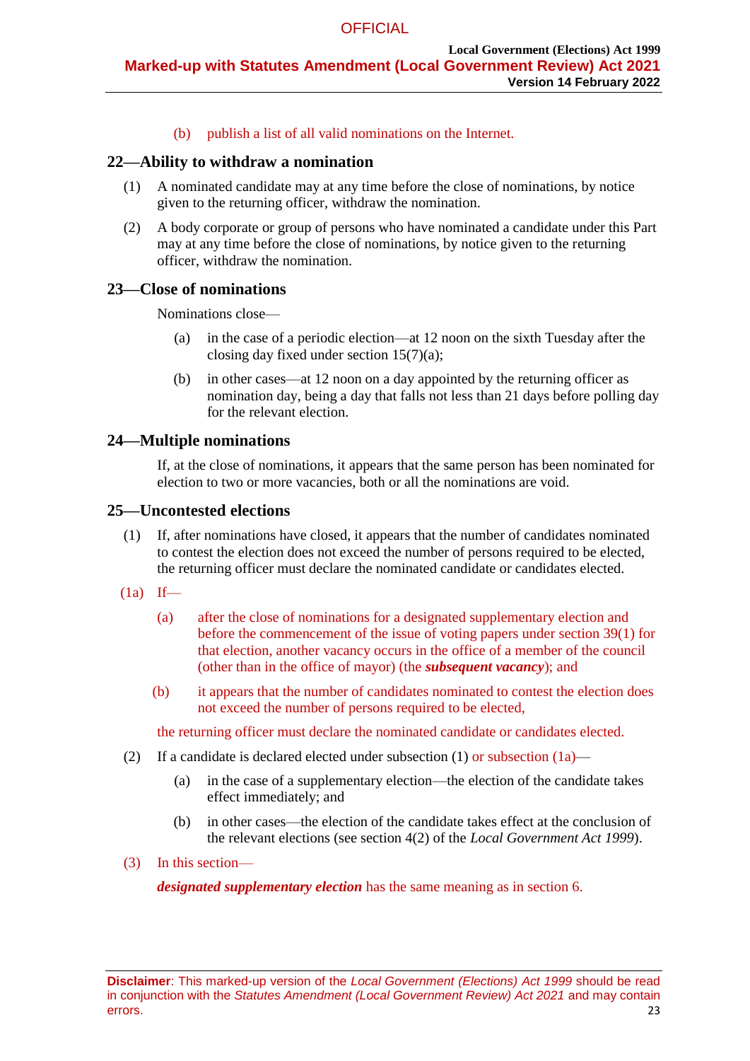(b) publish a list of all valid nominations on the Internet.

## 22—Ability to withdraw a nomination

(1) A nominated candidate may at any time before the close of nominations, by notice given to the returning officer, withdraw the nomination.

(2) A body corporate or group of persons who have nominated a candidate under this Part may at any time before the close of nominations, by notice given to the returning officer, withdraw the nomination.

## 23—Close of nominations

Nominations close—

(a) in the case of a periodic election—at 12 noon on the sixth Tuesday after the closing day fixed under section 15(7)(a);

(b) in other cases—at 12 noon on a day appointed by the returning officer as nomination day, being a day that falls not less than 21 days before polling day for the relevant election.

## 24—Multiple nominations

If, at the close of nominations, it appears that the same person has been nominated for election to two or more vacancies, both or all the nominations are void.

## 25—Uncontested elections

(1) If, after nominations have closed, it appears that the number of candidates nominated to contest the election does not exceed the number of persons required to be elected, the returning officer must declare the nominated candidate or candidates elected.

(1a) If—

(a) after the close of nominations for a designated supplementary election and before the commencement of the issue of voting papers under section 39(1) for that election, another vacancy occurs in the office of a member of the council (other than in the office of mayor) (the ***subsequent vacancy***); and

(b) it appears that the number of candidates nominated to contest the election does not exceed the number of persons required to be elected,

the returning officer must declare the nominated candidate or candidates elected.

(2) If a candidate is declared elected under subsection (1) or subsection (1a)—

(a) in the case of a supplementary election—the election of the candidate takes effect immediately; and

(b) in other cases—the election of the candidate takes effect at the conclusion of the relevant elections (see section 4(2) of the *Local Government Act 1999*).

(3) In this section—

***designated supplementary election*** has the same meaning as in section 6.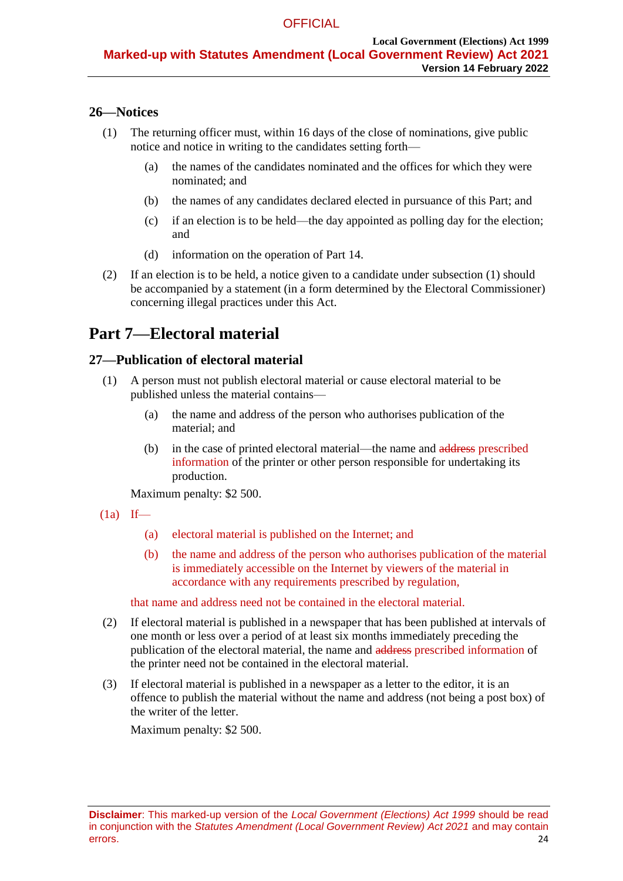### 26—Notices

(1) The returning officer must, within 16 days of the close of nominations, give public notice and notice in writing to the candidates setting forth—

(a) the names of the candidates nominated and the offices for which they were nominated; and

(b) the names of any candidates declared elected in pursuance of this Part; and

(c) if an election is to be held—the day appointed as polling day for the election; and

(d) information on the operation of Part 14.

(2) If an election is to be held, a notice given to a candidate under subsection (1) should be accompanied by a statement (in a form determined by the Electoral Commissioner) concerning illegal practices under this Act.

## Part 7—Electoral material

### 27—Publication of electoral material

(1) A person must not publish electoral material or cause electoral material to be published unless the material contains—

(a) the name and address of the person who authorises publication of the material; and

(b) in the case of printed electoral material—the name and ~~address~~ prescribed information of the printer or other person responsible for undertaking its production.

Maximum penalty: $2 500.

(1a) If—

(a) electoral material is published on the Internet; and

(b) the name and address of the person who authorises publication of the material is immediately accessible on the Internet by viewers of the material in accordance with any requirements prescribed by regulation,

that name and address need not be contained in the electoral material.

(2) If electoral material is published in a newspaper that has been published at intervals of one month or less over a period of at least six months immediately preceding the publication of the electoral material, the name and ~~address~~ prescribed information of the printer need not be contained in the electoral material.

(3) If electoral material is published in a newspaper as a letter to the editor, it is an offence to publish the material without the name and address (not being a post box) of the writer of the letter.

Maximum penalty: $2 500.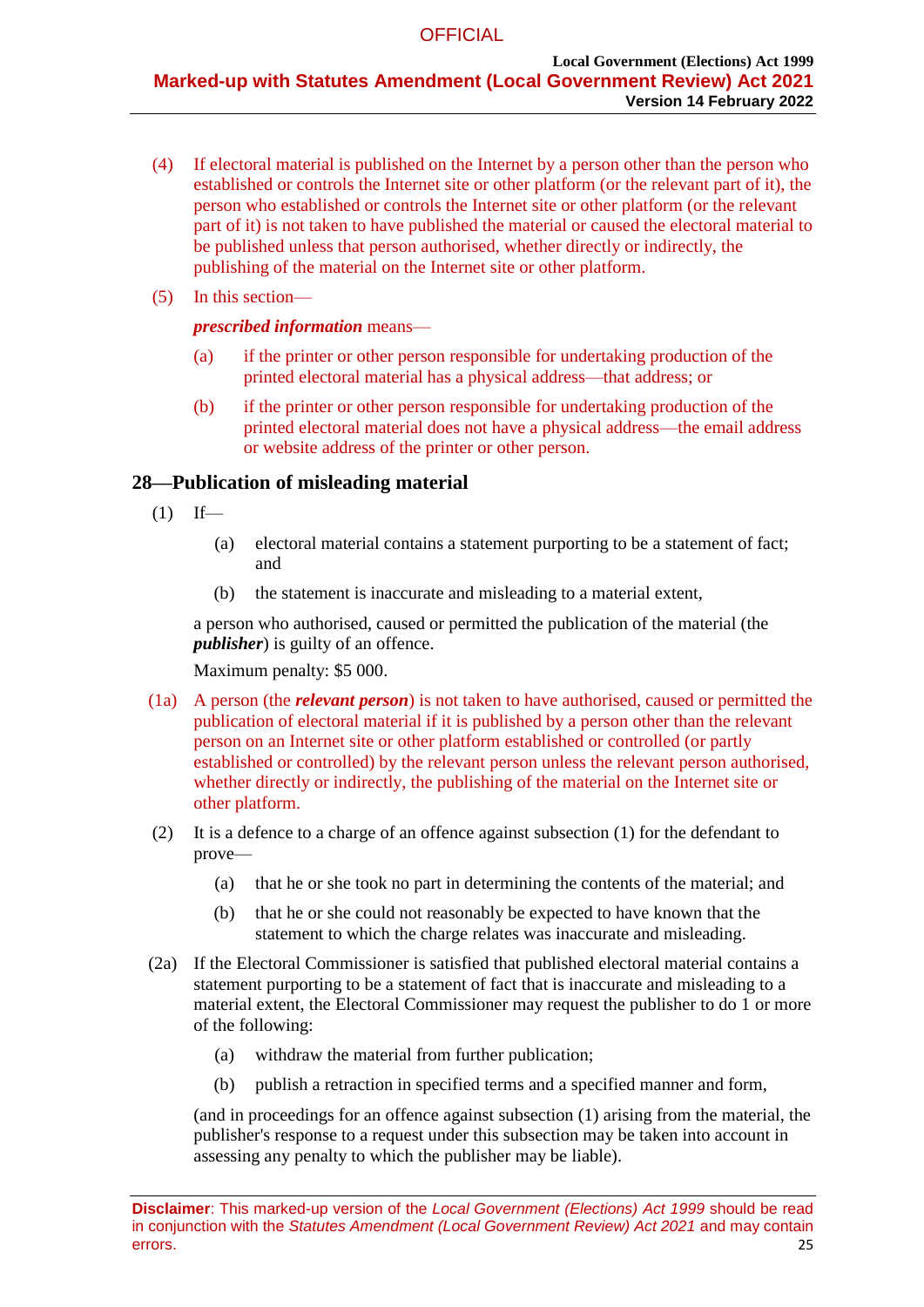(4) If electoral material is published on the Internet by a person other than the person who established or controls the Internet site or other platform (or the relevant part of it), the person who established or controls the Internet site or other platform (or the relevant part of it) is not taken to have published the material or caused the electoral material to be published unless that person authorised, whether directly or indirectly, the publishing of the material on the Internet site or other platform.

(5) In this section—

***prescribed information*** means—

(a) if the printer or other person responsible for undertaking production of the printed electoral material has a physical address—that address; or

(b) if the printer or other person responsible for undertaking production of the printed electoral material does not have a physical address—the email address or website address of the printer or other person.

## 28—Publication of misleading material

(1) If—

(a) electoral material contains a statement purporting to be a statement of fact; and

(b) the statement is inaccurate and misleading to a material extent,

a person who authorised, caused or permitted the publication of the material (the ***publisher***) is guilty of an offence.

Maximum penalty: $5 000.

(1a) A person (the ***relevant person***) is not taken to have authorised, caused or permitted the publication of electoral material if it is published by a person other than the relevant person on an Internet site or other platform established or controlled (or partly established or controlled) by the relevant person unless the relevant person authorised, whether directly or indirectly, the publishing of the material on the Internet site or other platform.

(2) It is a defence to a charge of an offence against subsection (1) for the defendant to prove—

(a) that he or she took no part in determining the contents of the material; and

(b) that he or she could not reasonably be expected to have known that the statement to which the charge relates was inaccurate and misleading.

(2a) If the Electoral Commissioner is satisfied that published electoral material contains a statement purporting to be a statement of fact that is inaccurate and misleading to a material extent, the Electoral Commissioner may request the publisher to do 1 or more of the following:

(a) withdraw the material from further publication;

(b) publish a retraction in specified terms and a specified manner and form,

(and in proceedings for an offence against subsection (1) arising from the material, the publisher's response to a request under this subsection may be taken into account in assessing any penalty to which the publisher may be liable).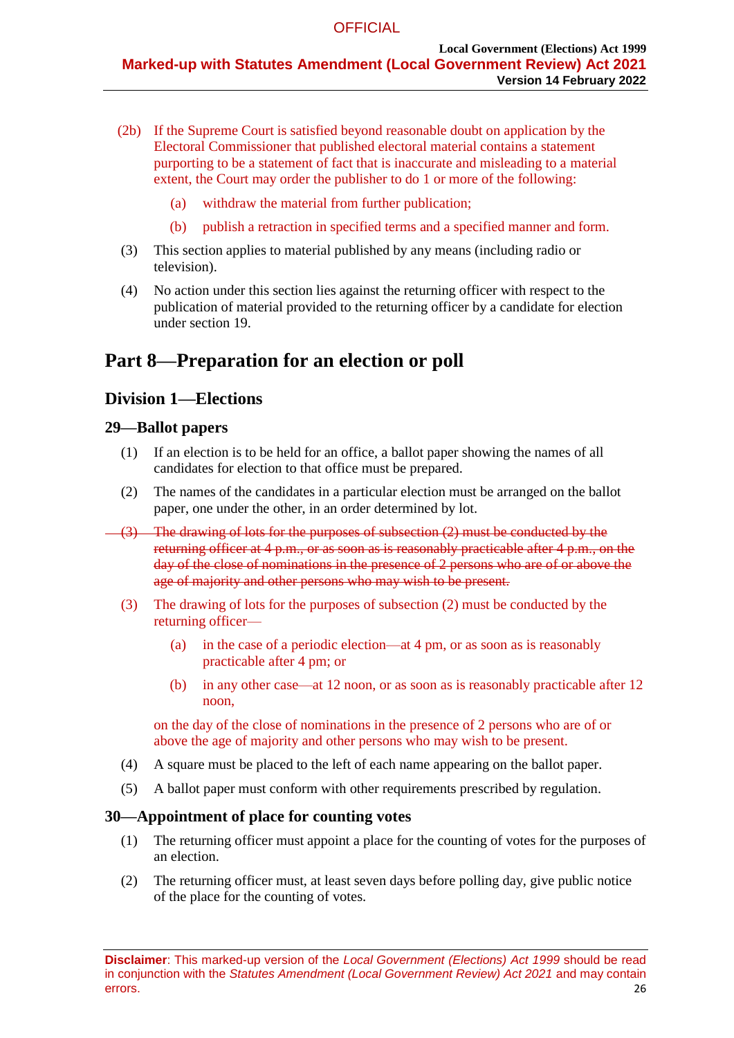(2b) If the Supreme Court is satisfied beyond reasonable doubt on application by the Electoral Commissioner that published electoral material contains a statement purporting to be a statement of fact that is inaccurate and misleading to a material extent, the Court may order the publisher to do 1 or more of the following:

- (a) withdraw the material from further publication;
- (b) publish a retraction in specified terms and a specified manner and form.

(3) This section applies to material published by any means (including radio or television).

(4) No action under this section lies against the returning officer with respect to the publication of material provided to the returning officer by a candidate for election under section 19.

# Part 8—Preparation for an election or poll

## Division 1—Elections

### 29—Ballot papers

(1) If an election is to be held for an office, a ballot paper showing the names of all candidates for election to that office must be prepared.

(2) The names of the candidates in a particular election must be arranged on the ballot paper, one under the other, in an order determined by lot.

~~(3) The drawing of lots for the purposes of subsection (2) must be conducted by the returning officer at 4 p.m., or as soon as is reasonably practicable after 4 p.m., on the day of the close of nominations in the presence of 2 persons who are of or above the age of majority and other persons who may wish to be present.~~

(3) The drawing of lots for the purposes of subsection (2) must be conducted by the returning officer—

- (a) in the case of a periodic election—at 4 pm, or as soon as is reasonably practicable after 4 pm; or
- (b) in any other case—at 12 noon, or as soon as is reasonably practicable after 12 noon,

on the day of the close of nominations in the presence of 2 persons who are of or above the age of majority and other persons who may wish to be present.

(4) A square must be placed to the left of each name appearing on the ballot paper.

(5) A ballot paper must conform with other requirements prescribed by regulation.

### 30—Appointment of place for counting votes

(1) The returning officer must appoint a place for the counting of votes for the purposes of an election.

(2) The returning officer must, at least seven days before polling day, give public notice of the place for the counting of votes.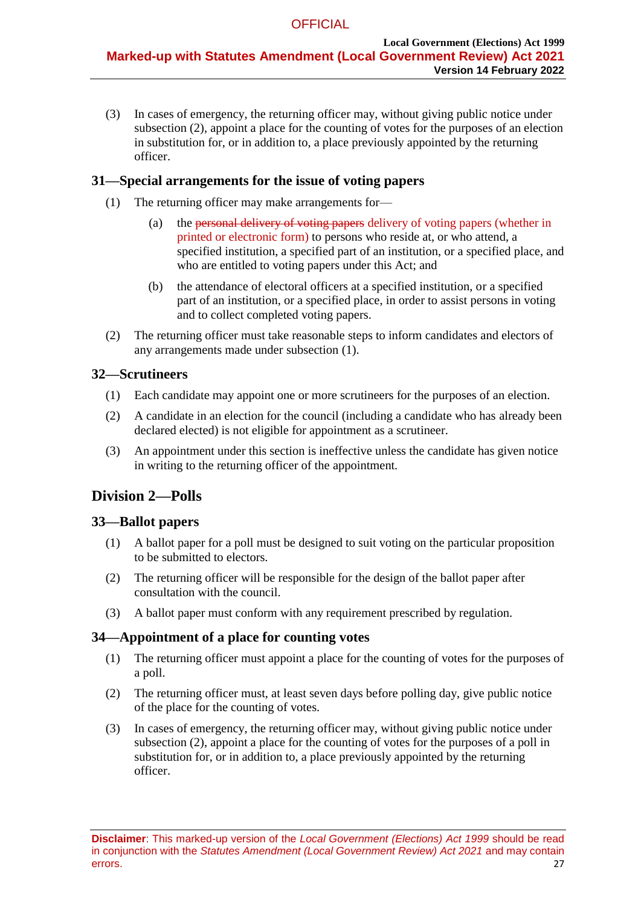(3) In cases of emergency, the returning officer may, without giving public notice under subsection (2), appoint a place for the counting of votes for the purposes of an election in substitution for, or in addition to, a place previously appointed by the returning officer.

### 31—Special arrangements for the issue of voting papers

(1) The returning officer may make arrangements for—

(a) the ~~personal delivery of voting papers~~ delivery of voting papers (whether in printed or electronic form) to persons who reside at, or who attend, a specified institution, a specified part of an institution, or a specified place, and who are entitled to voting papers under this Act; and

(b) the attendance of electoral officers at a specified institution, or a specified part of an institution, or a specified place, in order to assist persons in voting and to collect completed voting papers.

(2) The returning officer must take reasonable steps to inform candidates and electors of any arrangements made under subsection (1).

### 32—Scrutineers

(1) Each candidate may appoint one or more scrutineers for the purposes of an election.

(2) A candidate in an election for the council (including a candidate who has already been declared elected) is not eligible for appointment as a scrutineer.

(3) An appointment under this section is ineffective unless the candidate has given notice in writing to the returning officer of the appointment.

## Division 2—Polls

### 33—Ballot papers

(1) A ballot paper for a poll must be designed to suit voting on the particular proposition to be submitted to electors.

(2) The returning officer will be responsible for the design of the ballot paper after consultation with the council.

(3) A ballot paper must conform with any requirement prescribed by regulation.

### 34—Appointment of a place for counting votes

(1) The returning officer must appoint a place for the counting of votes for the purposes of a poll.

(2) The returning officer must, at least seven days before polling day, give public notice of the place for the counting of votes.

(3) In cases of emergency, the returning officer may, without giving public notice under subsection (2), appoint a place for the counting of votes for the purposes of a poll in substitution for, or in addition to, a place previously appointed by the returning officer.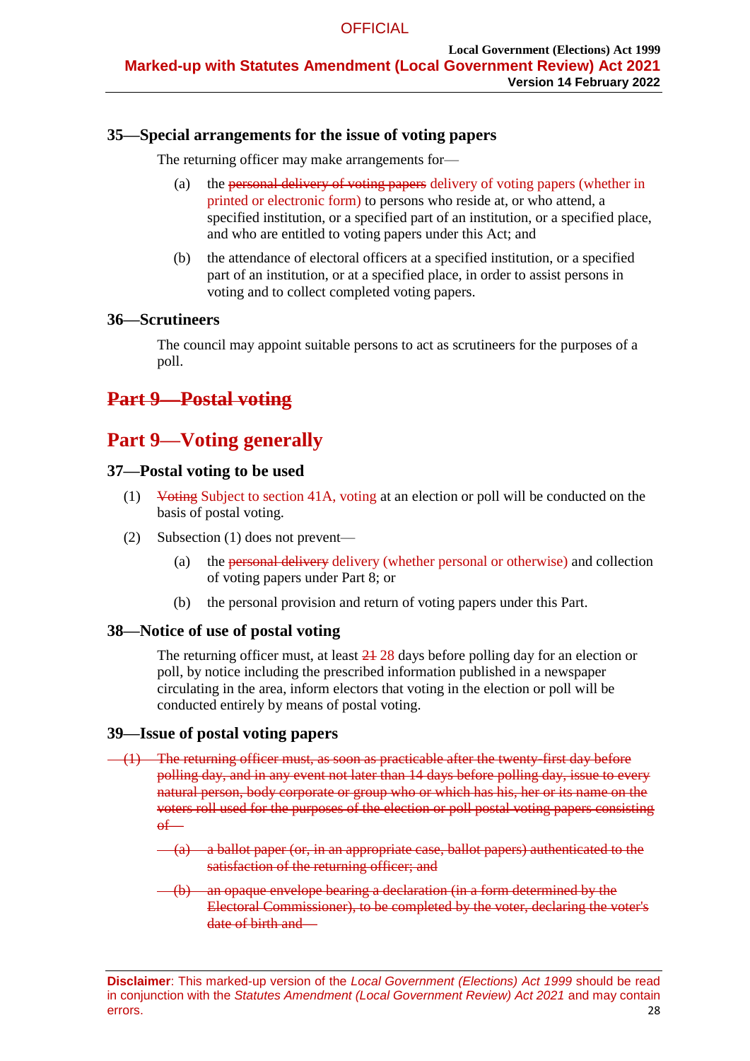### 35—Special arrangements for the issue of voting papers

The returning officer may make arrangements for—

(a) the ~~personal delivery of voting papers~~ delivery of voting papers (whether in printed or electronic form) to persons who reside at, or who attend, a specified institution, or a specified part of an institution, or a specified place, and who are entitled to voting papers under this Act; and

(b) the attendance of electoral officers at a specified institution, or a specified part of an institution, or at a specified place, in order to assist persons in voting and to collect completed voting papers.

### 36—Scrutineers

The council may appoint suitable persons to act as scrutineers for the purposes of a poll.

## ~~Part 9—Postal voting~~

## Part 9—Voting generally

### 37—Postal voting to be used

(1) ~~Voting~~ Subject to section 41A, voting at an election or poll will be conducted on the basis of postal voting.

(2) Subsection (1) does not prevent—

(a) the ~~personal delivery~~ delivery (whether personal or otherwise) and collection of voting papers under Part 8; or

(b) the personal provision and return of voting papers under this Part.

### 38—Notice of use of postal voting

The returning officer must, at least ~~21~~ 28 days before polling day for an election or poll, by notice including the prescribed information published in a newspaper circulating in the area, inform electors that voting in the election or poll will be conducted entirely by means of postal voting.

### 39—Issue of postal voting papers

~~(1) The returning officer must, as soon as practicable after the twenty-first day before polling day, and in any event not later than 14 days before polling day, issue to every natural person, body corporate or group who or which has his, her or its name on the voters roll used for the purposes of the election or poll postal voting papers consisting of—~~

~~(a) a ballot paper (or, in an appropriate case, ballot papers) authenticated to the satisfaction of the returning officer; and~~

~~(b) an opaque envelope bearing a declaration (in a form determined by the Electoral Commissioner), to be completed by the voter, declaring the voter's date of birth and—~~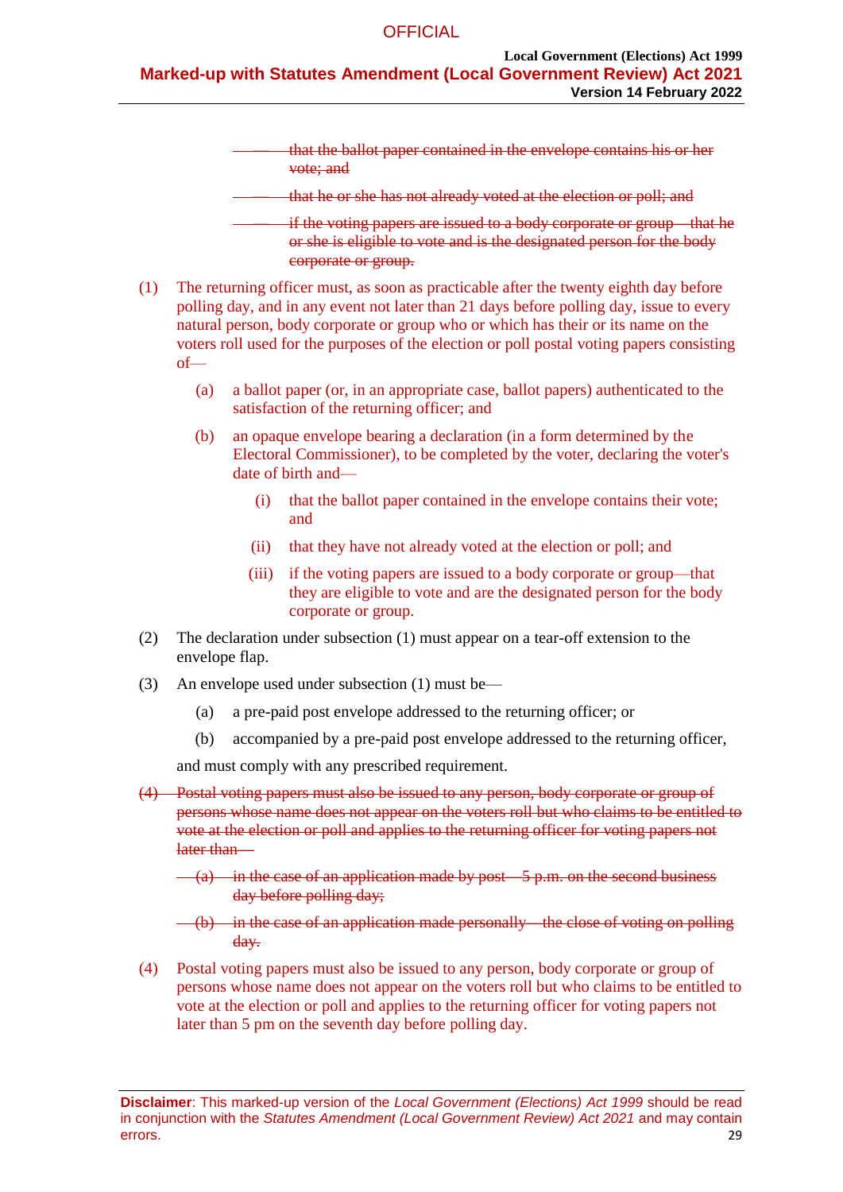~~that the ballot paper contained in the envelope contains his or her vote; and~~

~~that he or she has not already voted at the election or poll; and~~

~~if the voting papers are issued to a body corporate or group—that he or she is eligible to vote and is the designated person for the body corporate or group.~~

(1) The returning officer must, as soon as practicable after the twenty eighth day before polling day, and in any event not later than 21 days before polling day, issue to every natural person, body corporate or group who or which has their or its name on the voters roll used for the purposes of the election or poll postal voting papers consisting of—

(a) a ballot paper (or, in an appropriate case, ballot papers) authenticated to the satisfaction of the returning officer; and

(b) an opaque envelope bearing a declaration (in a form determined by the Electoral Commissioner), to be completed by the voter, declaring the voter's date of birth and—

(i) that the ballot paper contained in the envelope contains their vote; and

(ii) that they have not already voted at the election or poll; and

(iii) if the voting papers are issued to a body corporate or group—that they are eligible to vote and are the designated person for the body corporate or group.

(2) The declaration under subsection (1) must appear on a tear-off extension to the envelope flap.

(3) An envelope used under subsection (1) must be—

(a) a pre-paid post envelope addressed to the returning officer; or

(b) accompanied by a pre-paid post envelope addressed to the returning officer,

and must comply with any prescribed requirement.

~~(4) Postal voting papers must also be issued to any person, body corporate or group of persons whose name does not appear on the voters roll but who claims to be entitled to vote at the election or poll and applies to the returning officer for voting papers not later than—~~

~~(a) in the case of an application made by post—5 p.m. on the second business day before polling day;~~

~~(b) in the case of an application made personally—the close of voting on polling day.~~

(4) Postal voting papers must also be issued to any person, body corporate or group of persons whose name does not appear on the voters roll but who claims to be entitled to vote at the election or poll and applies to the returning officer for voting papers not later than 5 pm on the seventh day before polling day.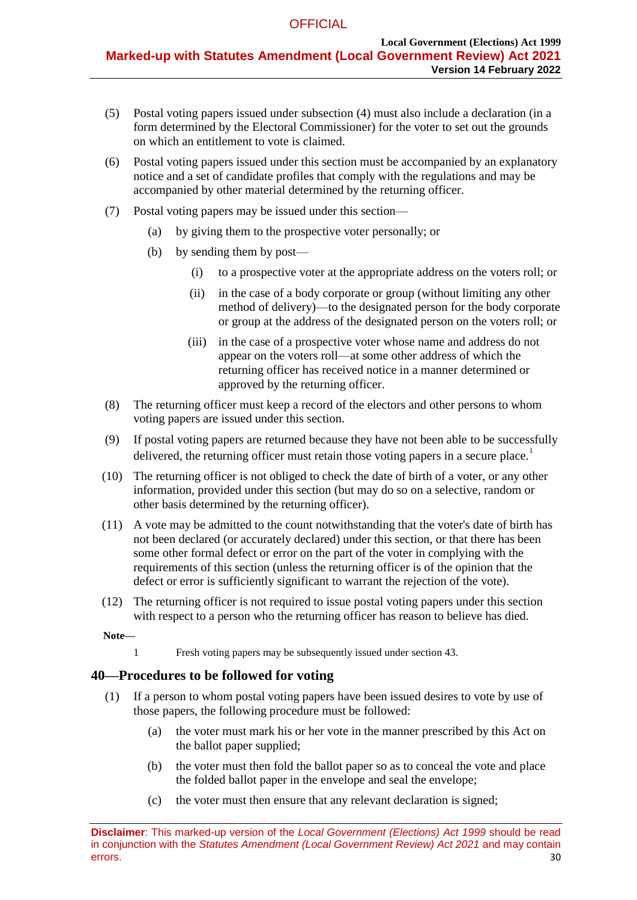(5) Postal voting papers issued under subsection (4) must also include a declaration (in a form determined by the Electoral Commissioner) for the voter to set out the grounds on which an entitlement to vote is claimed.

(6) Postal voting papers issued under this section must be accompanied by an explanatory notice and a set of candidate profiles that comply with the regulations and may be accompanied by other material determined by the returning officer.

(7) Postal voting papers may be issued under this section—

(a) by giving them to the prospective voter personally; or

(b) by sending them by post—

(i) to a prospective voter at the appropriate address on the voters roll; or

(ii) in the case of a body corporate or group (without limiting any other method of delivery)—to the designated person for the body corporate or group at the address of the designated person on the voters roll; or

(iii) in the case of a prospective voter whose name and address do not appear on the voters roll—at some other address of which the returning officer has received notice in a manner determined or approved by the returning officer.

(8) The returning officer must keep a record of the electors and other persons to whom voting papers are issued under this section.

(9) If postal voting papers are returned because they have not been able to be successfully delivered, the returning officer must retain those voting papers in a secure place.[1]

(10) The returning officer is not obliged to check the date of birth of a voter, or any other information, provided under this section (but may do so on a selective, random or other basis determined by the returning officer).

(11) A vote may be admitted to the count notwithstanding that the voter's date of birth has not been declared (or accurately declared) under this section, or that there has been some other formal defect or error on the part of the voter in complying with the requirements of this section (unless the returning officer is of the opinion that the defect or error is sufficiently significant to warrant the rejection of the vote).

(12) The returning officer is not required to issue postal voting papers under this section with respect to a person who the returning officer has reason to believe has died.

**Note—**

1 Fresh voting papers may be subsequently issued under section 43.

## 40—Procedures to be followed for voting

(1) If a person to whom postal voting papers have been issued desires to vote by use of those papers, the following procedure must be followed:

(a) the voter must mark his or her vote in the manner prescribed by this Act on the ballot paper supplied;

(b) the voter must then fold the ballot paper so as to conceal the vote and place the folded ballot paper in the envelope and seal the envelope;

(c) the voter must then ensure that any relevant declaration is signed;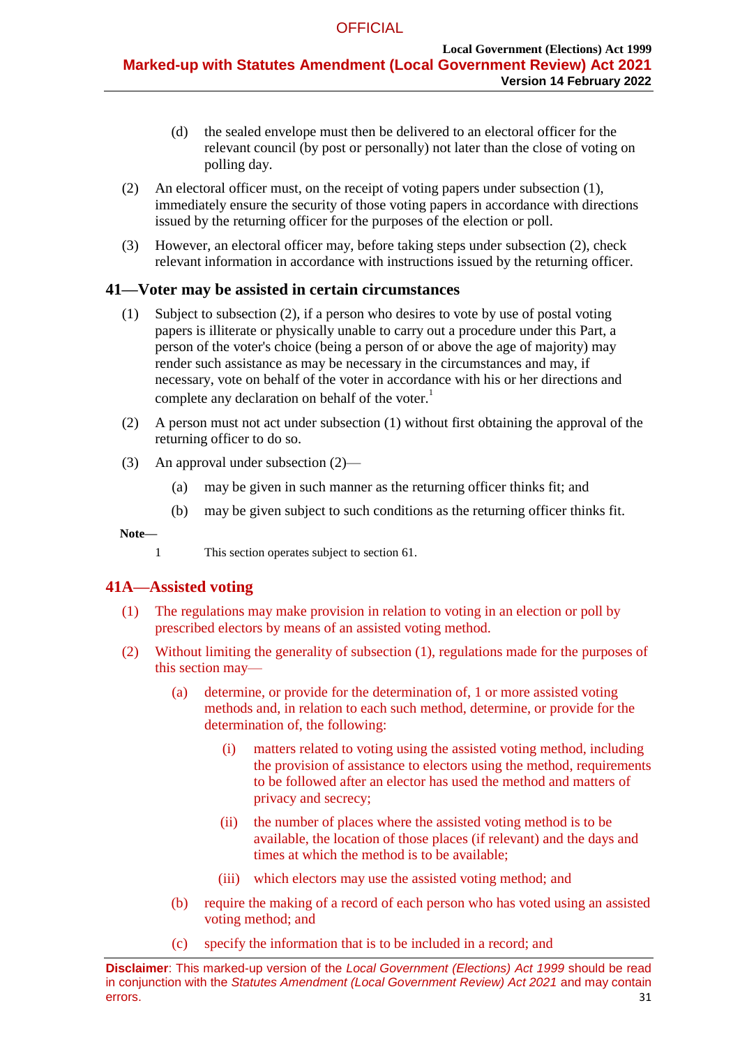(d) the sealed envelope must then be delivered to an electoral officer for the relevant council (by post or personally) not later than the close of voting on polling day.

(2) An electoral officer must, on the receipt of voting papers under subsection (1), immediately ensure the security of those voting papers in accordance with directions issued by the returning officer for the purposes of the election or poll.

(3) However, an electoral officer may, before taking steps under subsection (2), check relevant information in accordance with instructions issued by the returning officer.

## 41—Voter may be assisted in certain circumstances

(1) Subject to subsection (2), if a person who desires to vote by use of postal voting papers is illiterate or physically unable to carry out a procedure under this Part, a person of the voter's choice (being a person of or above the age of majority) may render such assistance as may be necessary in the circumstances and may, if necessary, vote on behalf of the voter in accordance with his or her directions and complete any declaration on behalf of the voter.[1]

(2) A person must not act under subsection (1) without first obtaining the approval of the returning officer to do so.

(3) An approval under subsection (2)—

(a) may be given in such manner as the returning officer thinks fit; and

(b) may be given subject to such conditions as the returning officer thinks fit.

**Note—**

1 This section operates subject to section 61.

## 41A—Assisted voting

(1) The regulations may make provision in relation to voting in an election or poll by prescribed electors by means of an assisted voting method.

(2) Without limiting the generality of subsection (1), regulations made for the purposes of this section may—

(a) determine, or provide for the determination of, 1 or more assisted voting methods and, in relation to each such method, determine, or provide for the determination of, the following:

(i) matters related to voting using the assisted voting method, including the provision of assistance to electors using the method, requirements to be followed after an elector has used the method and matters of privacy and secrecy;

(ii) the number of places where the assisted voting method is to be available, the location of those places (if relevant) and the days and times at which the method is to be available;

(iii) which electors may use the assisted voting method; and

(b) require the making of a record of each person who has voted using an assisted voting method; and

(c) specify the information that is to be included in a record; and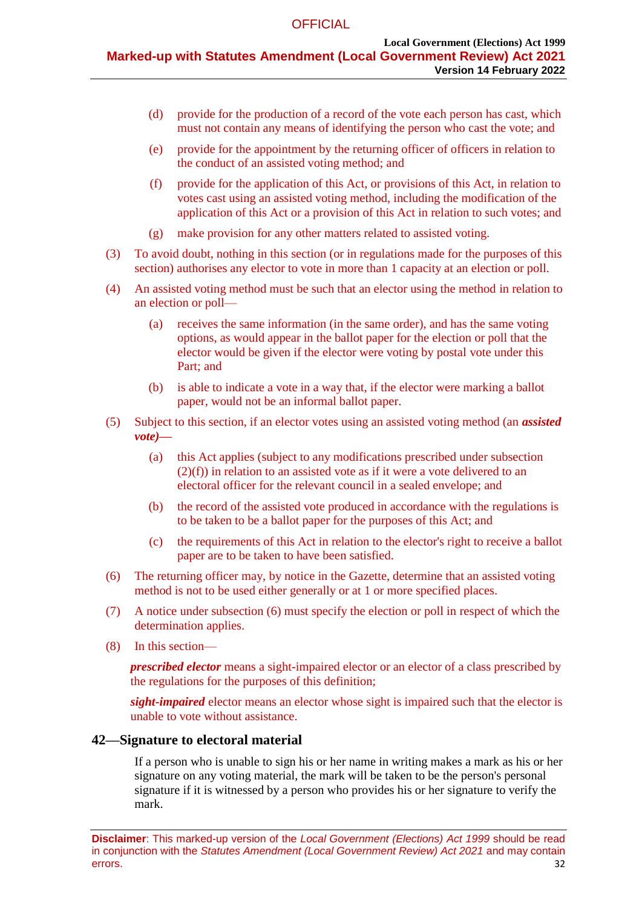(d) provide for the production of a record of the vote each person has cast, which must not contain any means of identifying the person who cast the vote; and

(e) provide for the appointment by the returning officer of officers in relation to the conduct of an assisted voting method; and

(f) provide for the application of this Act, or provisions of this Act, in relation to votes cast using an assisted voting method, including the modification of the application of this Act or a provision of this Act in relation to such votes; and

(g) make provision for any other matters related to assisted voting.

(3) To avoid doubt, nothing in this section (or in regulations made for the purposes of this section) authorises any elector to vote in more than 1 capacity at an election or poll.

(4) An assisted voting method must be such that an elector using the method in relation to an election or poll—

(a) receives the same information (in the same order), and has the same voting options, as would appear in the ballot paper for the election or poll that the elector would be given if the elector were voting by postal vote under this Part; and

(b) is able to indicate a vote in a way that, if the elector were marking a ballot paper, would not be an informal ballot paper.

(5) Subject to this section, if an elector votes using an assisted voting method (an ***assisted vote)***—

(a) this Act applies (subject to any modifications prescribed under subsection (2)(f)) in relation to an assisted vote as if it were a vote delivered to an electoral officer for the relevant council in a sealed envelope; and

(b) the record of the assisted vote produced in accordance with the regulations is to be taken to be a ballot paper for the purposes of this Act; and

(c) the requirements of this Act in relation to the elector's right to receive a ballot paper are to be taken to have been satisfied.

(6) The returning officer may, by notice in the Gazette, determine that an assisted voting method is not to be used either generally or at 1 or more specified places.

(7) A notice under subsection (6) must specify the election or poll in respect of which the determination applies.

(8) In this section—

***prescribed elector*** means a sight-impaired elector or an elector of a class prescribed by the regulations for the purposes of this definition;

***sight-impaired*** elector means an elector whose sight is impaired such that the elector is unable to vote without assistance.

## 42—Signature to electoral material

If a person who is unable to sign his or her name in writing makes a mark as his or her signature on any voting material, the mark will be taken to be the person's personal signature if it is witnessed by a person who provides his or her signature to verify the mark.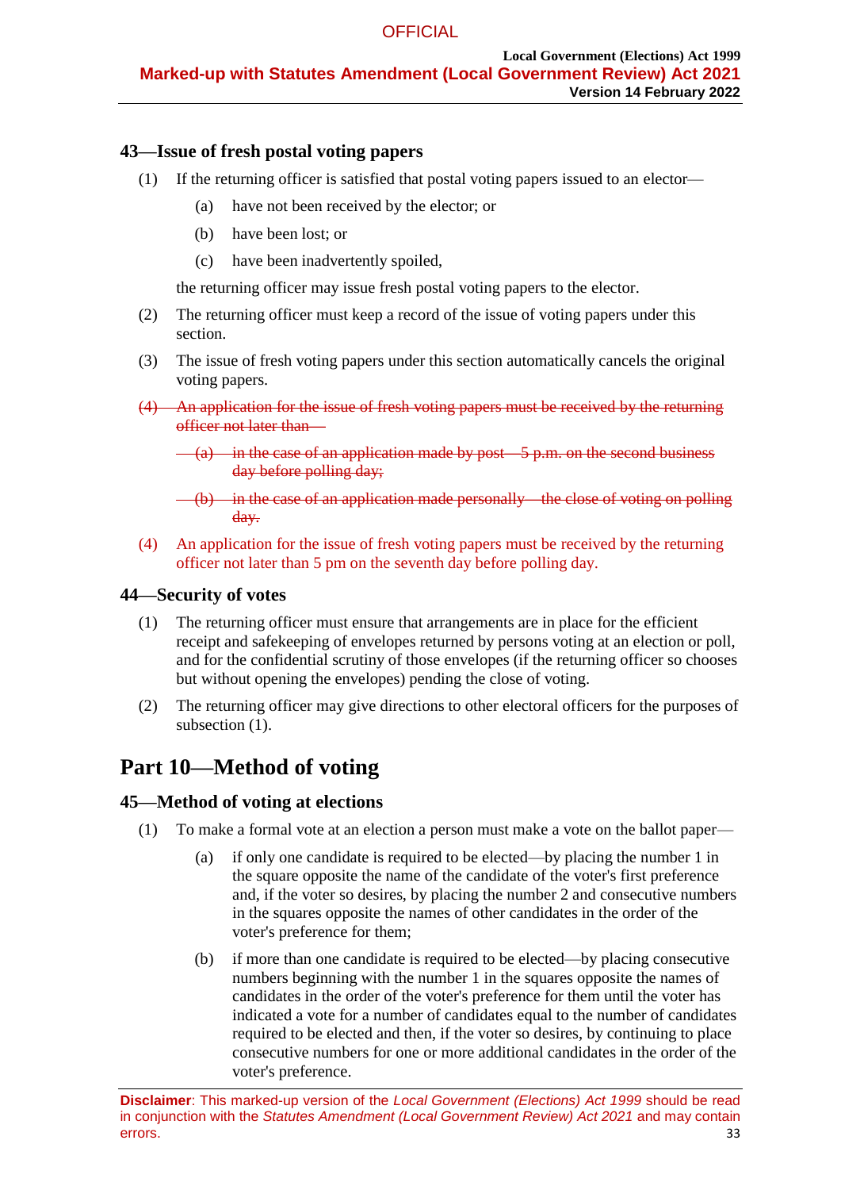### 43—Issue of fresh postal voting papers

(1) If the returning officer is satisfied that postal voting papers issued to an elector—

(a) have not been received by the elector; or

(b) have been lost; or

(c) have been inadvertently spoiled,

the returning officer may issue fresh postal voting papers to the elector.

(2) The returning officer must keep a record of the issue of voting papers under this section.

(3) The issue of fresh voting papers under this section automatically cancels the original voting papers.

~~(4) An application for the issue of fresh voting papers must be received by the returning officer not later than—~~

~~(a) in the case of an application made by post—5 p.m. on the second business day before polling day;~~

~~(b) in the case of an application made personally—the close of voting on polling day.~~

(4) An application for the issue of fresh voting papers must be received by the returning officer not later than 5 pm on the seventh day before polling day.

### 44—Security of votes

(1) The returning officer must ensure that arrangements are in place for the efficient receipt and safekeeping of envelopes returned by persons voting at an election or poll, and for the confidential scrutiny of those envelopes (if the returning officer so chooses but without opening the envelopes) pending the close of voting.

(2) The returning officer may give directions to other electoral officers for the purposes of subsection (1).

## Part 10—Method of voting

### 45—Method of voting at elections

(1) To make a formal vote at an election a person must make a vote on the ballot paper—

(a) if only one candidate is required to be elected—by placing the number 1 in the square opposite the name of the candidate of the voter's first preference and, if the voter so desires, by placing the number 2 and consecutive numbers in the squares opposite the names of other candidates in the order of the voter's preference for them;

(b) if more than one candidate is required to be elected—by placing consecutive numbers beginning with the number 1 in the squares opposite the names of candidates in the order of the voter's preference for them until the voter has indicated a vote for a number of candidates equal to the number of candidates required to be elected and then, if the voter so desires, by continuing to place consecutive numbers for one or more additional candidates in the order of the voter's preference.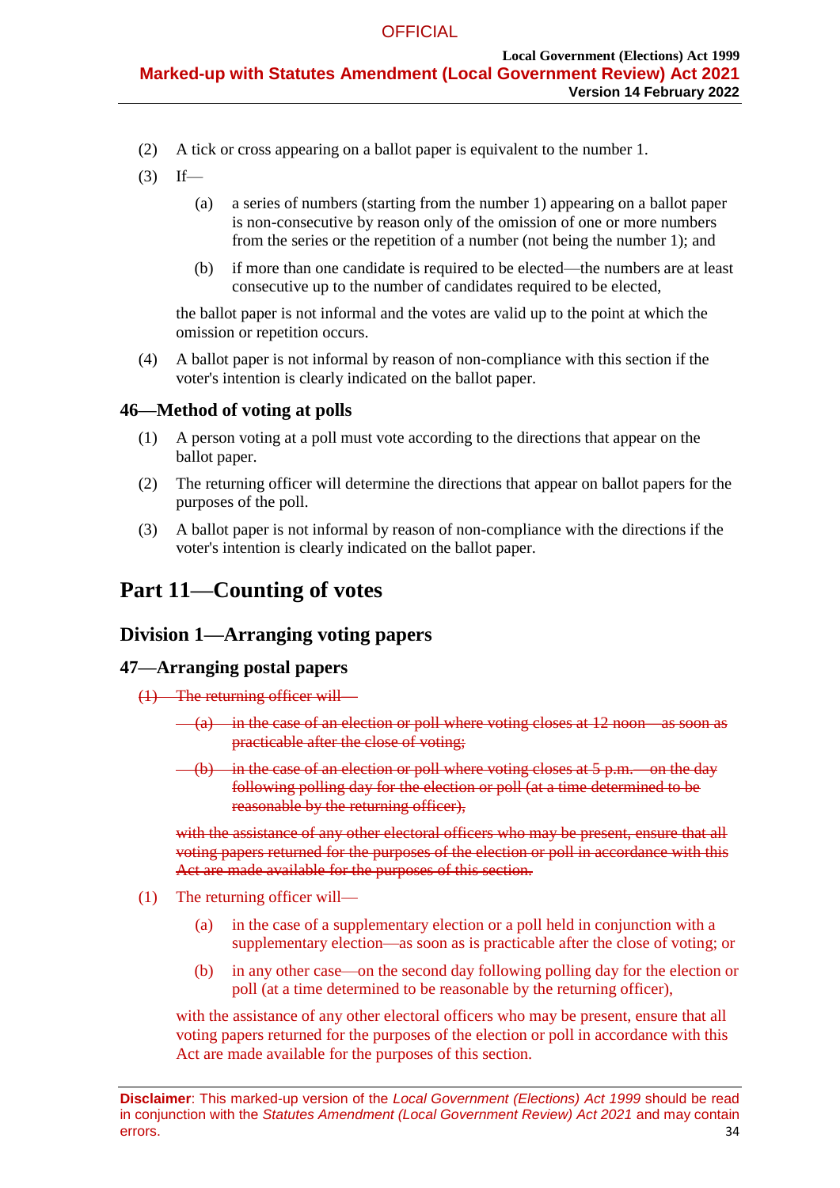(2) A tick or cross appearing on a ballot paper is equivalent to the number 1.

(3) If—

(a) a series of numbers (starting from the number 1) appearing on a ballot paper is non-consecutive by reason only of the omission of one or more numbers from the series or the repetition of a number (not being the number 1); and

(b) if more than one candidate is required to be elected—the numbers are at least consecutive up to the number of candidates required to be elected,

the ballot paper is not informal and the votes are valid up to the point at which the omission or repetition occurs.

(4) A ballot paper is not informal by reason of non-compliance with this section if the voter's intention is clearly indicated on the ballot paper.

### 46—Method of voting at polls

(1) A person voting at a poll must vote according to the directions that appear on the ballot paper.

(2) The returning officer will determine the directions that appear on ballot papers for the purposes of the poll.

(3) A ballot paper is not informal by reason of non-compliance with the directions if the voter's intention is clearly indicated on the ballot paper.

# Part 11—Counting of votes

## Division 1—Arranging voting papers

### 47—Arranging postal papers

~~(1) The returning officer will—~~

~~(a) in the case of an election or poll where voting closes at 12 noon—as soon as practicable after the close of voting;~~

~~(b) in the case of an election or poll where voting closes at 5 p.m.—on the day following polling day for the election or poll (at a time determined to be reasonable by the returning officer),~~

~~with the assistance of any other electoral officers who may be present, ensure that all voting papers returned for the purposes of the election or poll in accordance with this Act are made available for the purposes of this section.~~

(1) The returning officer will—

(a) in the case of a supplementary election or a poll held in conjunction with a supplementary election—as soon as is practicable after the close of voting; or

(b) in any other case—on the second day following polling day for the election or poll (at a time determined to be reasonable by the returning officer),

with the assistance of any other electoral officers who may be present, ensure that all voting papers returned for the purposes of the election or poll in accordance with this Act are made available for the purposes of this section.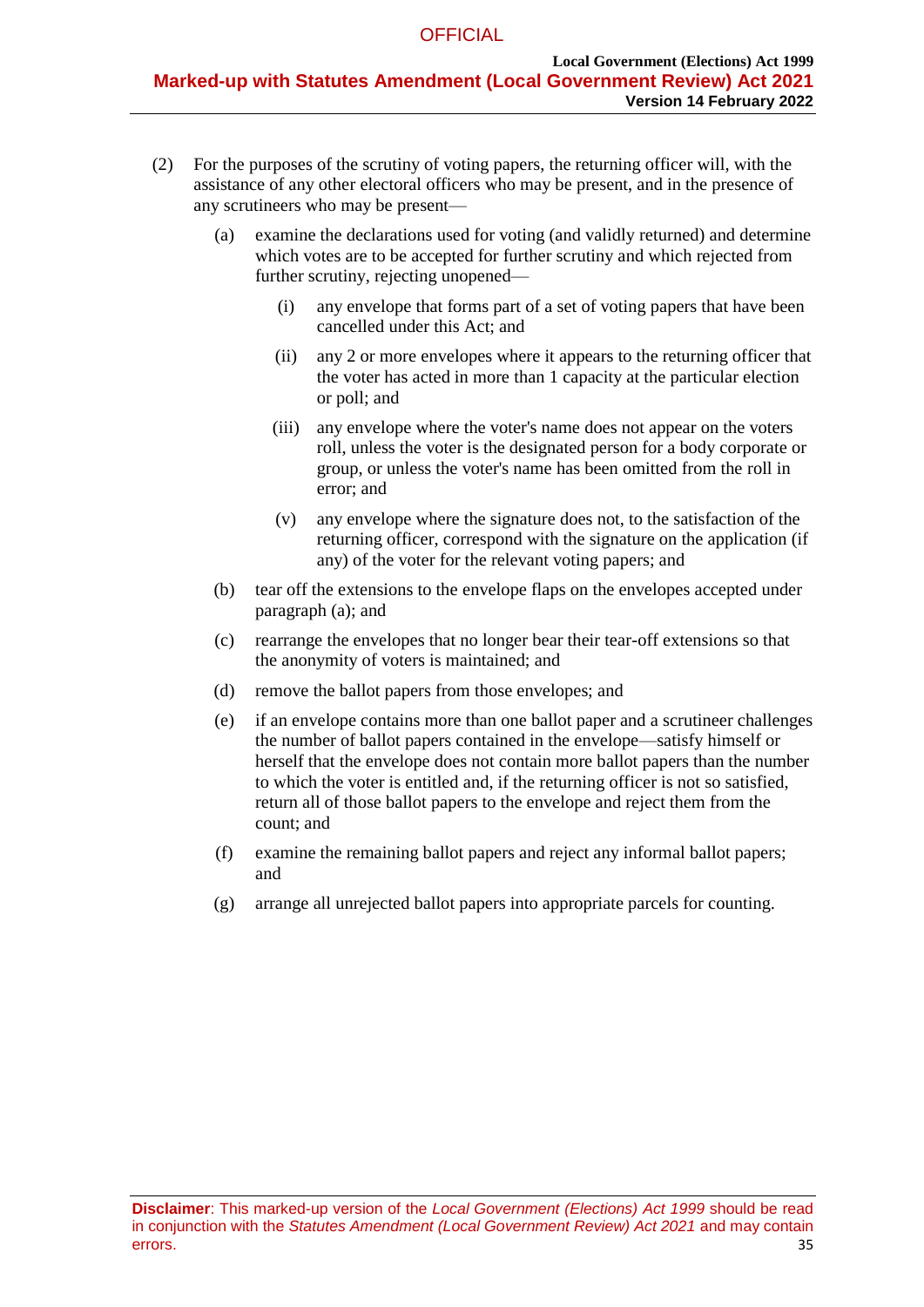(2) For the purposes of the scrutiny of voting papers, the returning officer will, with the assistance of any other electoral officers who may be present, and in the presence of any scrutineers who may be present—

(a) examine the declarations used for voting (and validly returned) and determine which votes are to be accepted for further scrutiny and which rejected from further scrutiny, rejecting unopened—

(i) any envelope that forms part of a set of voting papers that have been cancelled under this Act; and

(ii) any 2 or more envelopes where it appears to the returning officer that the voter has acted in more than 1 capacity at the particular election or poll; and

(iii) any envelope where the voter's name does not appear on the voters roll, unless the voter is the designated person for a body corporate or group, or unless the voter's name has been omitted from the roll in error; and

(v) any envelope where the signature does not, to the satisfaction of the returning officer, correspond with the signature on the application (if any) of the voter for the relevant voting papers; and

(b) tear off the extensions to the envelope flaps on the envelopes accepted under paragraph (a); and

(c) rearrange the envelopes that no longer bear their tear-off extensions so that the anonymity of voters is maintained; and

(d) remove the ballot papers from those envelopes; and

(e) if an envelope contains more than one ballot paper and a scrutineer challenges the number of ballot papers contained in the envelope—satisfy himself or herself that the envelope does not contain more ballot papers than the number to which the voter is entitled and, if the returning officer is not so satisfied, return all of those ballot papers to the envelope and reject them from the count; and

(f) examine the remaining ballot papers and reject any informal ballot papers; and

(g) arrange all unrejected ballot papers into appropriate parcels for counting.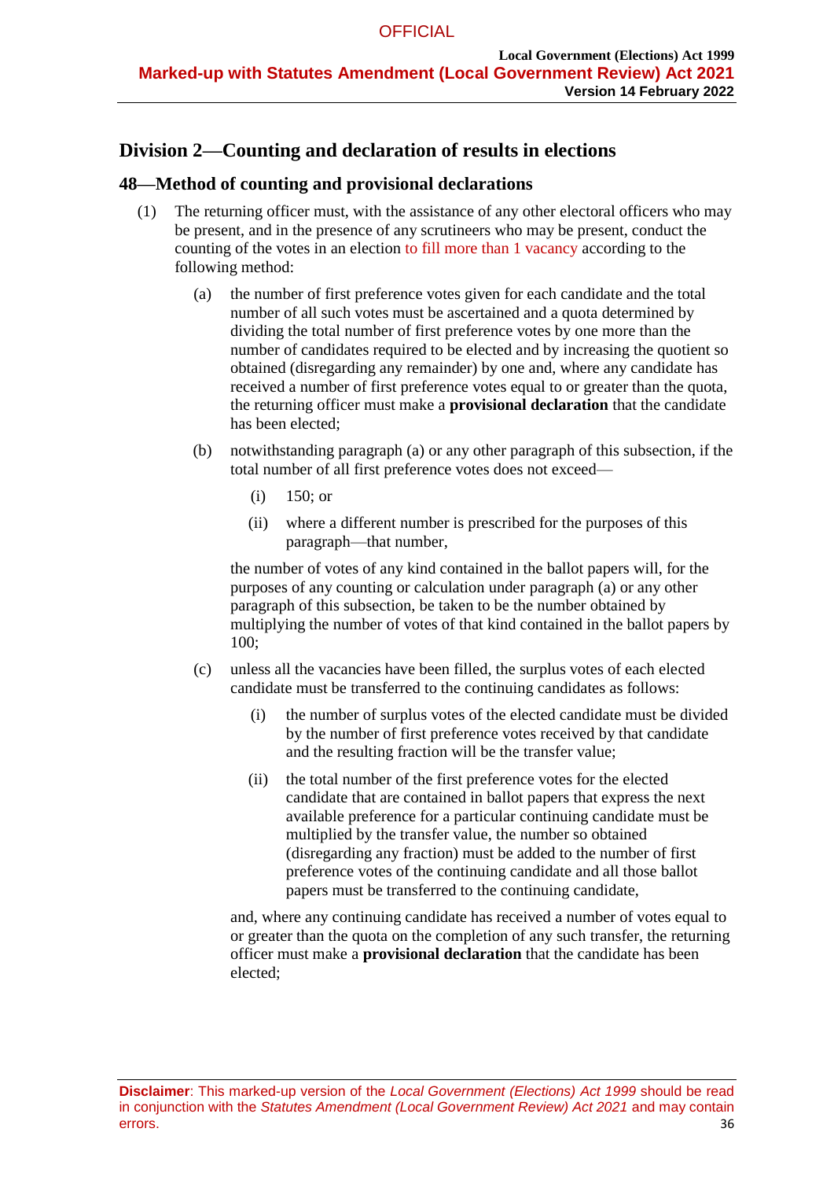## Division 2—Counting and declaration of results in elections

### 48—Method of counting and provisional declarations

(1) The returning officer must, with the assistance of any other electoral officers who may be present, and in the presence of any scrutineers who may be present, conduct the counting of the votes in an election to fill more than 1 vacancy according to the following method:

(a) the number of first preference votes given for each candidate and the total number of all such votes must be ascertained and a quota determined by dividing the total number of first preference votes by one more than the number of candidates required to be elected and by increasing the quotient so obtained (disregarding any remainder) by one and, where any candidate has received a number of first preference votes equal to or greater than the quota, the returning officer must make a **provisional declaration** that the candidate has been elected;

(b) notwithstanding paragraph (a) or any other paragraph of this subsection, if the total number of all first preference votes does not exceed—

(i) 150; or

(ii) where a different number is prescribed for the purposes of this paragraph—that number,

the number of votes of any kind contained in the ballot papers will, for the purposes of any counting or calculation under paragraph (a) or any other paragraph of this subsection, be taken to be the number obtained by multiplying the number of votes of that kind contained in the ballot papers by 100;

(c) unless all the vacancies have been filled, the surplus votes of each elected candidate must be transferred to the continuing candidates as follows:

(i) the number of surplus votes of the elected candidate must be divided by the number of first preference votes received by that candidate and the resulting fraction will be the transfer value;

(ii) the total number of the first preference votes for the elected candidate that are contained in ballot papers that express the next available preference for a particular continuing candidate must be multiplied by the transfer value, the number so obtained (disregarding any fraction) must be added to the number of first preference votes of the continuing candidate and all those ballot papers must be transferred to the continuing candidate,

and, where any continuing candidate has received a number of votes equal to or greater than the quota on the completion of any such transfer, the returning officer must make a **provisional declaration** that the candidate has been elected;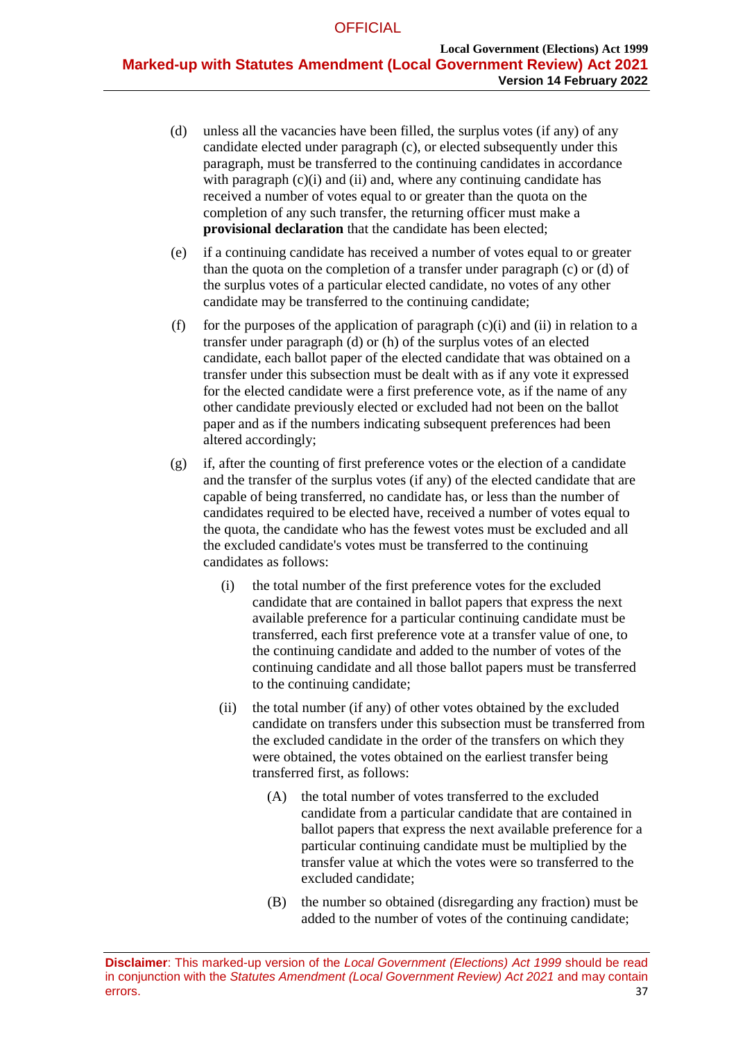(d) unless all the vacancies have been filled, the surplus votes (if any) of any candidate elected under paragraph (c), or elected subsequently under this paragraph, must be transferred to the continuing candidates in accordance with paragraph (c)(i) and (ii) and, where any continuing candidate has received a number of votes equal to or greater than the quota on the completion of any such transfer, the returning officer must make a **provisional declaration** that the candidate has been elected;

(e) if a continuing candidate has received a number of votes equal to or greater than the quota on the completion of a transfer under paragraph (c) or (d) of the surplus votes of a particular elected candidate, no votes of any other candidate may be transferred to the continuing candidate;

(f) for the purposes of the application of paragraph (c)(i) and (ii) in relation to a transfer under paragraph (d) or (h) of the surplus votes of an elected candidate, each ballot paper of the elected candidate that was obtained on a transfer under this subsection must be dealt with as if any vote it expressed for the elected candidate were a first preference vote, as if the name of any other candidate previously elected or excluded had not been on the ballot paper and as if the numbers indicating subsequent preferences had been altered accordingly;

(g) if, after the counting of first preference votes or the election of a candidate and the transfer of the surplus votes (if any) of the elected candidate that are capable of being transferred, no candidate has, or less than the number of candidates required to be elected have, received a number of votes equal to the quota, the candidate who has the fewest votes must be excluded and all the excluded candidate's votes must be transferred to the continuing candidates as follows:

  (i) the total number of the first preference votes for the excluded candidate that are contained in ballot papers that express the next available preference for a particular continuing candidate must be transferred, each first preference vote at a transfer value of one, to the continuing candidate and added to the number of votes of the continuing candidate and all those ballot papers must be transferred to the continuing candidate;

  (ii) the total number (if any) of other votes obtained by the excluded candidate on transfers under this subsection must be transferred from the excluded candidate in the order of the transfers on which they were obtained, the votes obtained on the earliest transfer being transferred first, as follows:

    (A) the total number of votes transferred to the excluded candidate from a particular candidate that are contained in ballot papers that express the next available preference for a particular continuing candidate must be multiplied by the transfer value at which the votes were so transferred to the excluded candidate;

    (B) the number so obtained (disregarding any fraction) must be added to the number of votes of the continuing candidate;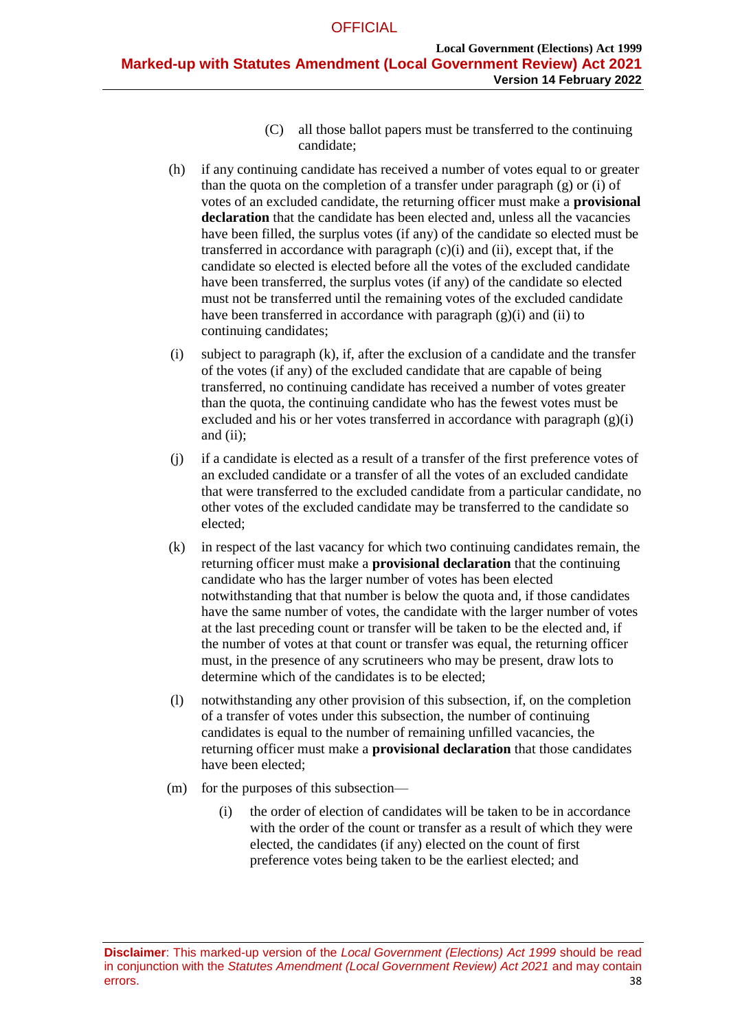(C) all those ballot papers must be transferred to the continuing candidate;

(h) if any continuing candidate has received a number of votes equal to or greater than the quota on the completion of a transfer under paragraph (g) or (i) of votes of an excluded candidate, the returning officer must make a **provisional declaration** that the candidate has been elected and, unless all the vacancies have been filled, the surplus votes (if any) of the candidate so elected must be transferred in accordance with paragraph (c)(i) and (ii), except that, if the candidate so elected is elected before all the votes of the excluded candidate have been transferred, the surplus votes (if any) of the candidate so elected must not be transferred until the remaining votes of the excluded candidate have been transferred in accordance with paragraph (g)(i) and (ii) to continuing candidates;

(i) subject to paragraph (k), if, after the exclusion of a candidate and the transfer of the votes (if any) of the excluded candidate that are capable of being transferred, no continuing candidate has received a number of votes greater than the quota, the continuing candidate who has the fewest votes must be excluded and his or her votes transferred in accordance with paragraph (g)(i) and (ii);

(j) if a candidate is elected as a result of a transfer of the first preference votes of an excluded candidate or a transfer of all the votes of an excluded candidate that were transferred to the excluded candidate from a particular candidate, no other votes of the excluded candidate may be transferred to the candidate so elected;

(k) in respect of the last vacancy for which two continuing candidates remain, the returning officer must make a **provisional declaration** that the continuing candidate who has the larger number of votes has been elected notwithstanding that that number is below the quota and, if those candidates have the same number of votes, the candidate with the larger number of votes at the last preceding count or transfer will be taken to be the elected and, if the number of votes at that count or transfer was equal, the returning officer must, in the presence of any scrutineers who may be present, draw lots to determine which of the candidates is to be elected;

(l) notwithstanding any other provision of this subsection, if, on the completion of a transfer of votes under this subsection, the number of continuing candidates is equal to the number of remaining unfilled vacancies, the returning officer must make a **provisional declaration** that those candidates have been elected;

(m) for the purposes of this subsection—

(i) the order of election of candidates will be taken to be in accordance with the order of the count or transfer as a result of which they were elected, the candidates (if any) elected on the count of first preference votes being taken to be the earliest elected; and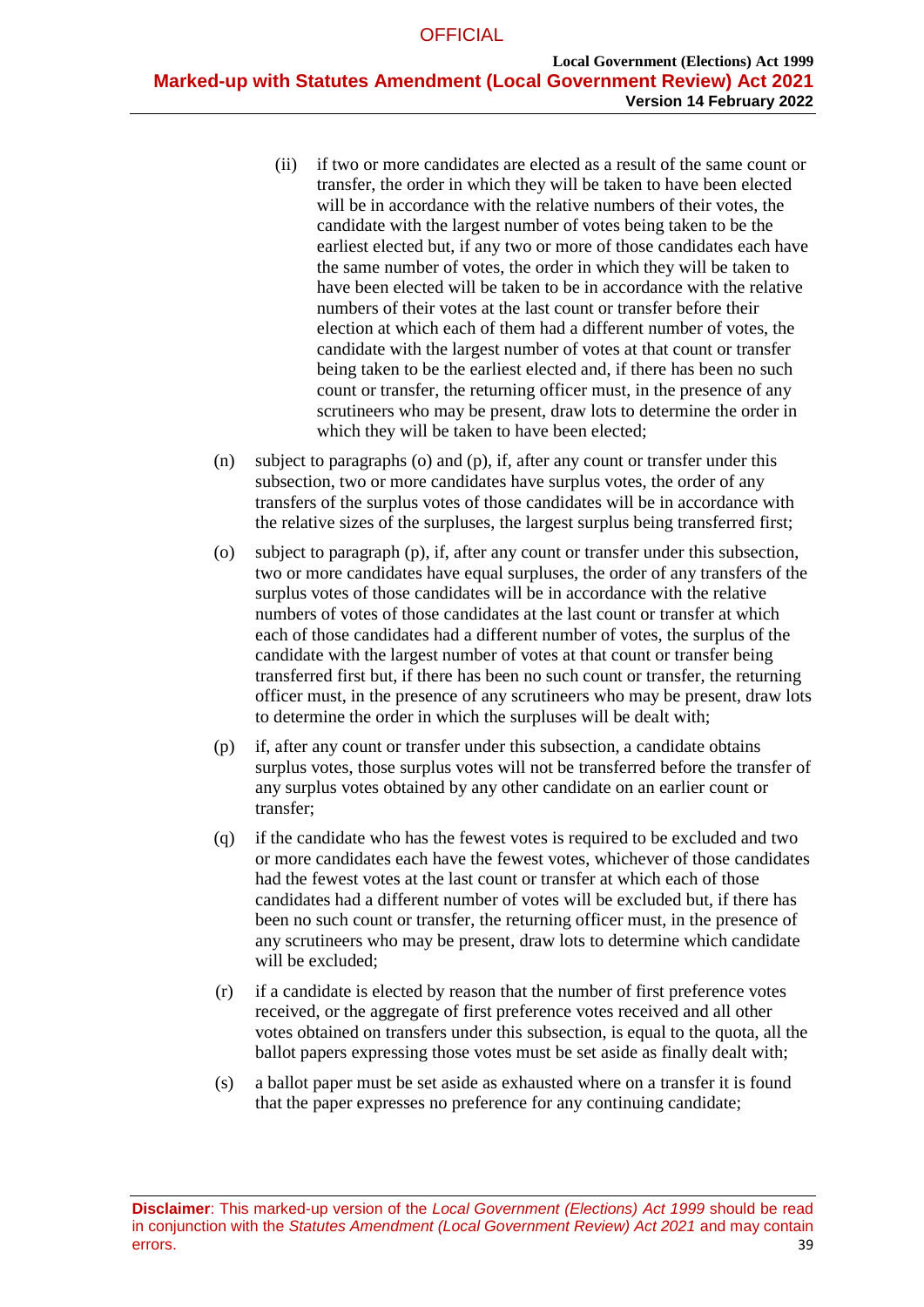(ii) if two or more candidates are elected as a result of the same count or transfer, the order in which they will be taken to have been elected will be in accordance with the relative numbers of their votes, the candidate with the largest number of votes being taken to be the earliest elected but, if any two or more of those candidates each have the same number of votes, the order in which they will be taken to have been elected will be taken to be in accordance with the relative numbers of their votes at the last count or transfer before their election at which each of them had a different number of votes, the candidate with the largest number of votes at that count or transfer being taken to be the earliest elected and, if there has been no such count or transfer, the returning officer must, in the presence of any scrutineers who may be present, draw lots to determine the order in which they will be taken to have been elected;

(n) subject to paragraphs (o) and (p), if, after any count or transfer under this subsection, two or more candidates have surplus votes, the order of any transfers of the surplus votes of those candidates will be in accordance with the relative sizes of the surpluses, the largest surplus being transferred first;

(o) subject to paragraph (p), if, after any count or transfer under this subsection, two or more candidates have equal surpluses, the order of any transfers of the surplus votes of those candidates will be in accordance with the relative numbers of votes of those candidates at the last count or transfer at which each of those candidates had a different number of votes, the surplus of the candidate with the largest number of votes at that count or transfer being transferred first but, if there has been no such count or transfer, the returning officer must, in the presence of any scrutineers who may be present, draw lots to determine the order in which the surpluses will be dealt with;

(p) if, after any count or transfer under this subsection, a candidate obtains surplus votes, those surplus votes will not be transferred before the transfer of any surplus votes obtained by any other candidate on an earlier count or transfer;

(q) if the candidate who has the fewest votes is required to be excluded and two or more candidates each have the fewest votes, whichever of those candidates had the fewest votes at the last count or transfer at which each of those candidates had a different number of votes will be excluded but, if there has been no such count or transfer, the returning officer must, in the presence of any scrutineers who may be present, draw lots to determine which candidate will be excluded;

(r) if a candidate is elected by reason that the number of first preference votes received, or the aggregate of first preference votes received and all other votes obtained on transfers under this subsection, is equal to the quota, all the ballot papers expressing those votes must be set aside as finally dealt with;

(s) a ballot paper must be set aside as exhausted where on a transfer it is found that the paper expresses no preference for any continuing candidate;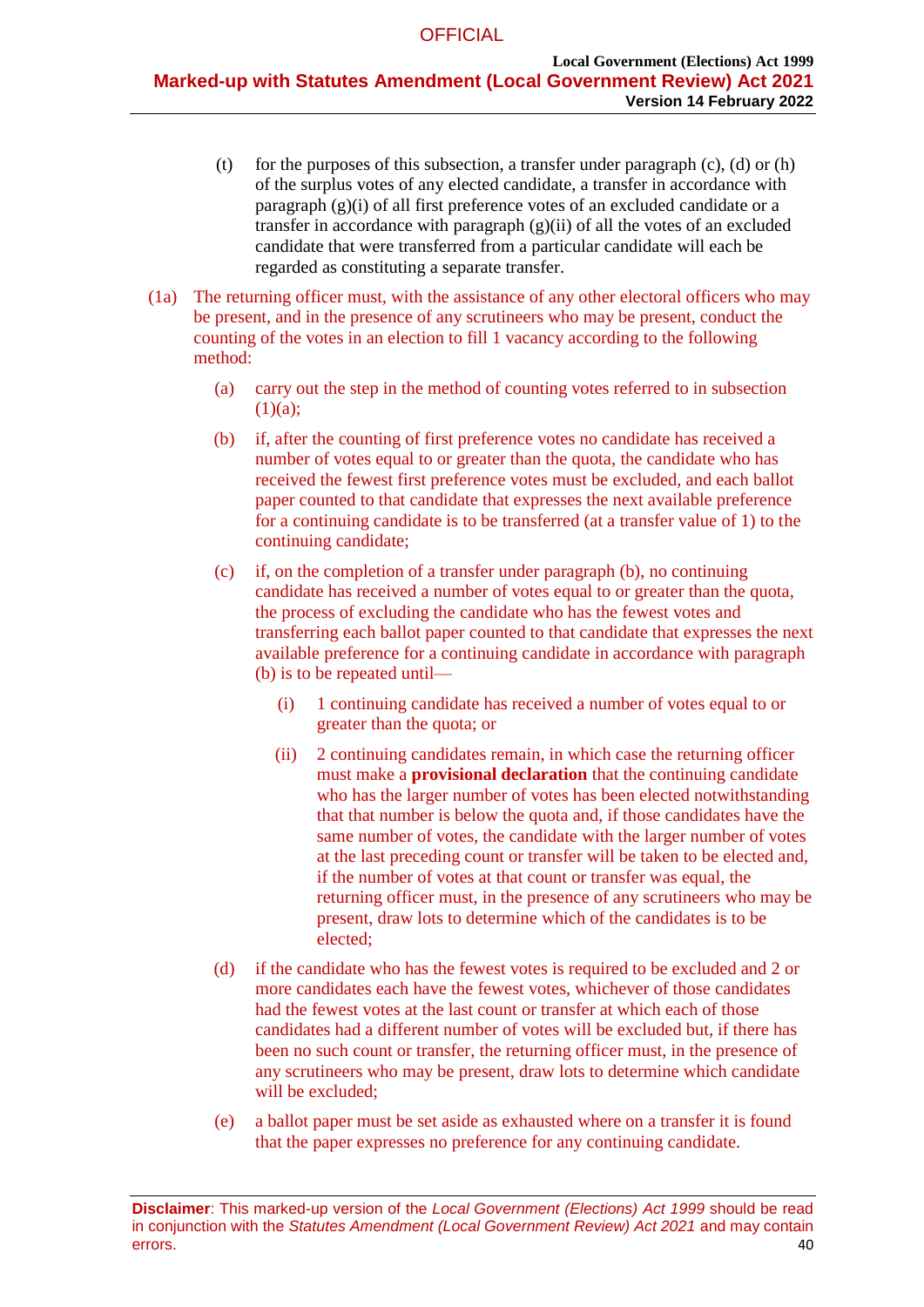(t) for the purposes of this subsection, a transfer under paragraph (c), (d) or (h) of the surplus votes of any elected candidate, a transfer in accordance with paragraph (g)(i) of all first preference votes of an excluded candidate or a transfer in accordance with paragraph (g)(ii) of all the votes of an excluded candidate that were transferred from a particular candidate will each be regarded as constituting a separate transfer.

(1a) The returning officer must, with the assistance of any other electoral officers who may be present, and in the presence of any scrutineers who may be present, conduct the counting of the votes in an election to fill 1 vacancy according to the following method:

(a) carry out the step in the method of counting votes referred to in subsection (1)(a);

(b) if, after the counting of first preference votes no candidate has received a number of votes equal to or greater than the quota, the candidate who has received the fewest first preference votes must be excluded, and each ballot paper counted to that candidate that expresses the next available preference for a continuing candidate is to be transferred (at a transfer value of 1) to the continuing candidate;

(c) if, on the completion of a transfer under paragraph (b), no continuing candidate has received a number of votes equal to or greater than the quota, the process of excluding the candidate who has the fewest votes and transferring each ballot paper counted to that candidate that expresses the next available preference for a continuing candidate in accordance with paragraph (b) is to be repeated until—

(i) 1 continuing candidate has received a number of votes equal to or greater than the quota; or

(ii) 2 continuing candidates remain, in which case the returning officer must make a **provisional declaration** that the continuing candidate who has the larger number of votes has been elected notwithstanding that that number is below the quota and, if those candidates have the same number of votes, the candidate with the larger number of votes at the last preceding count or transfer will be taken to be elected and, if the number of votes at that count or transfer was equal, the returning officer must, in the presence of any scrutineers who may be present, draw lots to determine which of the candidates is to be elected;

(d) if the candidate who has the fewest votes is required to be excluded and 2 or more candidates each have the fewest votes, whichever of those candidates had the fewest votes at the last count or transfer at which each of those candidates had a different number of votes will be excluded but, if there has been no such count or transfer, the returning officer must, in the presence of any scrutineers who may be present, draw lots to determine which candidate will be excluded;

(e) a ballot paper must be set aside as exhausted where on a transfer it is found that the paper expresses no preference for any continuing candidate.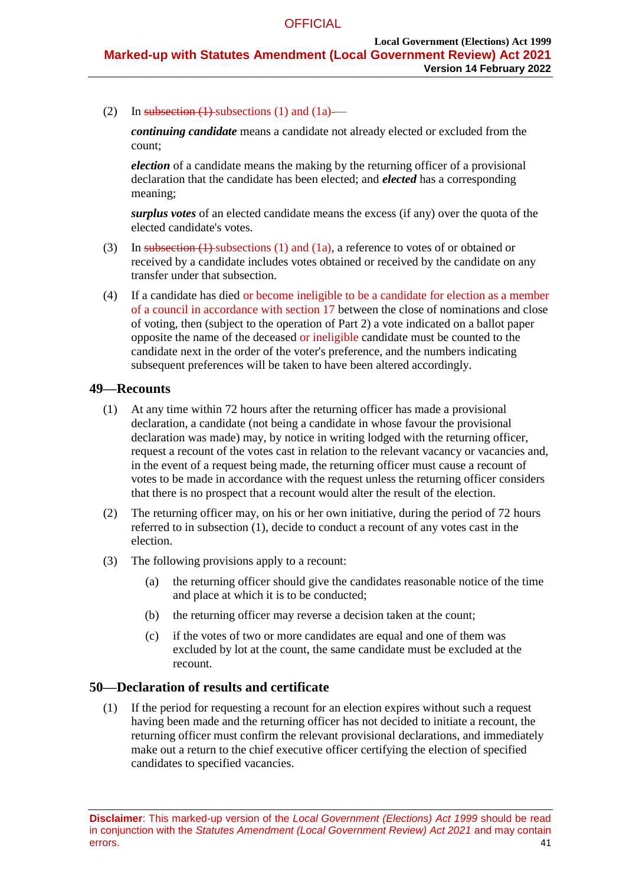(2) In ~~subsection (1)~~ subsections (1) and (1a)~~—~~

***continuing candidate*** means a candidate not already elected or excluded from the count;

***election*** of a candidate means the making by the returning officer of a provisional declaration that the candidate has been elected; and ***elected*** has a corresponding meaning;

***surplus votes*** of an elected candidate means the excess (if any) over the quota of the elected candidate's votes.

(3) In ~~subsection (1)~~ subsections (1) and (1a), a reference to votes of or obtained or received by a candidate includes votes obtained or received by the candidate on any transfer under that subsection.

(4) If a candidate has died or become ineligible to be a candidate for election as a member of a council in accordance with section 17 between the close of nominations and close of voting, then (subject to the operation of Part 2) a vote indicated on a ballot paper opposite the name of the deceased or ineligible candidate must be counted to the candidate next in the order of the voter's preference, and the numbers indicating subsequent preferences will be taken to have been altered accordingly.

## 49—Recounts

(1) At any time within 72 hours after the returning officer has made a provisional declaration, a candidate (not being a candidate in whose favour the provisional declaration was made) may, by notice in writing lodged with the returning officer, request a recount of the votes cast in relation to the relevant vacancy or vacancies and, in the event of a request being made, the returning officer must cause a recount of votes to be made in accordance with the request unless the returning officer considers that there is no prospect that a recount would alter the result of the election.

(2) The returning officer may, on his or her own initiative, during the period of 72 hours referred to in subsection (1), decide to conduct a recount of any votes cast in the election.

(3) The following provisions apply to a recount:

- (a) the returning officer should give the candidates reasonable notice of the time and place at which it is to be conducted;
- (b) the returning officer may reverse a decision taken at the count;
- (c) if the votes of two or more candidates are equal and one of them was excluded by lot at the count, the same candidate must be excluded at the recount.

## 50—Declaration of results and certificate

(1) If the period for requesting a recount for an election expires without such a request having been made and the returning officer has not decided to initiate a recount, the returning officer must confirm the relevant provisional declarations, and immediately make out a return to the chief executive officer certifying the election of specified candidates to specified vacancies.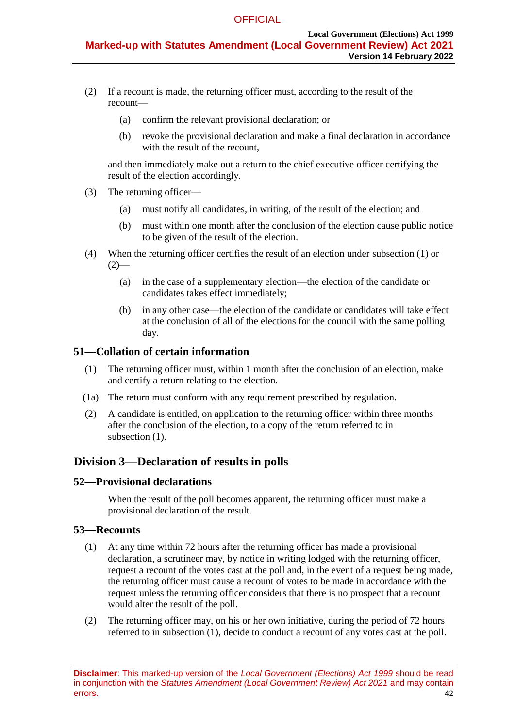(2) If a recount is made, the returning officer must, according to the result of the recount—

(a) confirm the relevant provisional declaration; or

(b) revoke the provisional declaration and make a final declaration in accordance with the result of the recount,

and then immediately make out a return to the chief executive officer certifying the result of the election accordingly.

(3) The returning officer—

(a) must notify all candidates, in writing, of the result of the election; and

(b) must within one month after the conclusion of the election cause public notice to be given of the result of the election.

(4) When the returning officer certifies the result of an election under subsection (1) or (2)—

(a) in the case of a supplementary election—the election of the candidate or candidates takes effect immediately;

(b) in any other case—the election of the candidate or candidates will take effect at the conclusion of all of the elections for the council with the same polling day.

### 51—Collation of certain information

(1) The returning officer must, within 1 month after the conclusion of an election, make and certify a return relating to the election.

(1a) The return must conform with any requirement prescribed by regulation.

(2) A candidate is entitled, on application to the returning officer within three months after the conclusion of the election, to a copy of the return referred to in subsection (1).

## Division 3—Declaration of results in polls

### 52—Provisional declarations

When the result of the poll becomes apparent, the returning officer must make a provisional declaration of the result.

### 53—Recounts

(1) At any time within 72 hours after the returning officer has made a provisional declaration, a scrutineer may, by notice in writing lodged with the returning officer, request a recount of the votes cast at the poll and, in the event of a request being made, the returning officer must cause a recount of votes to be made in accordance with the request unless the returning officer considers that there is no prospect that a recount would alter the result of the poll.

(2) The returning officer may, on his or her own initiative, during the period of 72 hours referred to in subsection (1), decide to conduct a recount of any votes cast at the poll.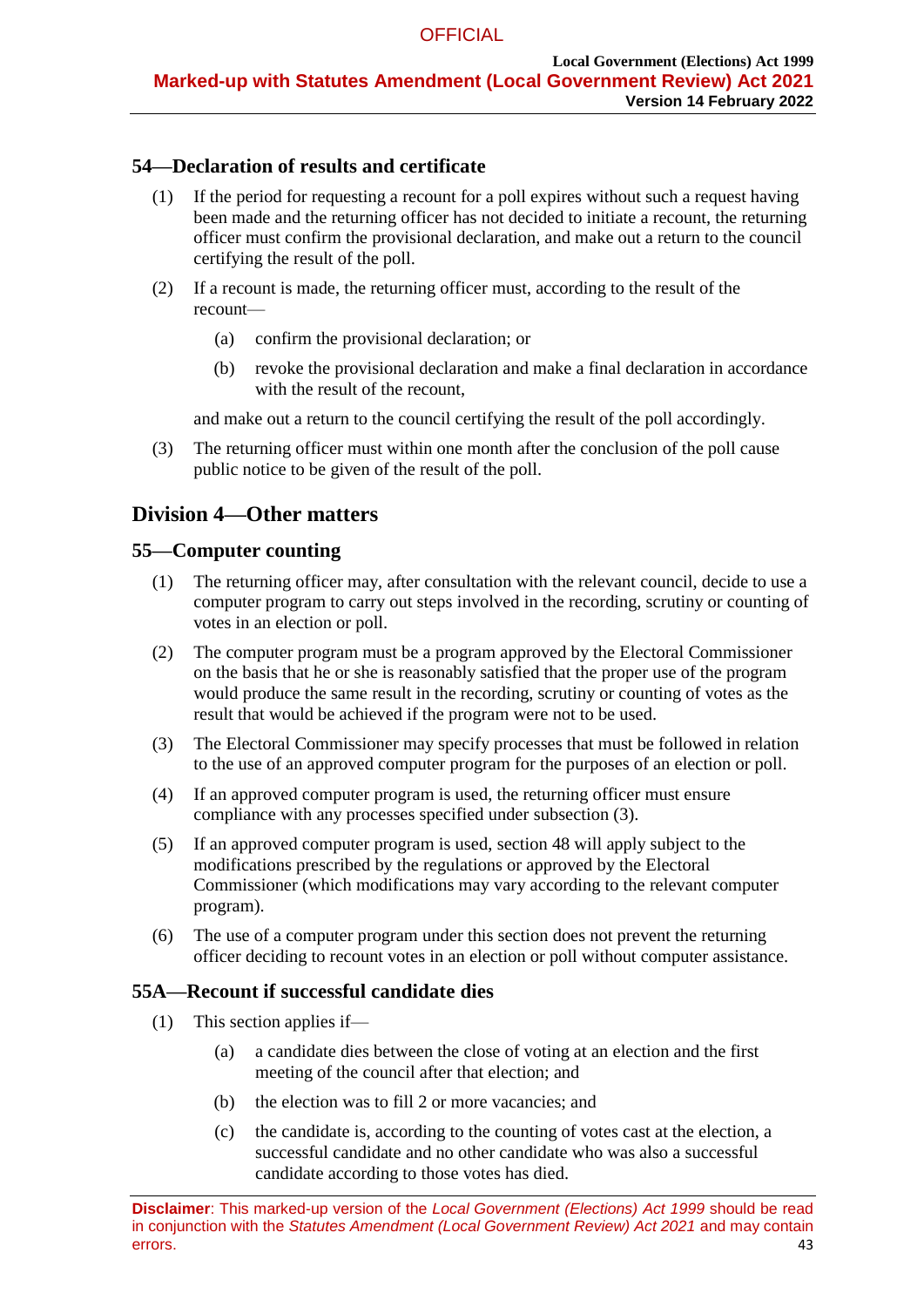### 54—Declaration of results and certificate

(1) If the period for requesting a recount for a poll expires without such a request having been made and the returning officer has not decided to initiate a recount, the returning officer must confirm the provisional declaration, and make out a return to the council certifying the result of the poll.

(2) If a recount is made, the returning officer must, according to the result of the recount—

  (a) confirm the provisional declaration; or

  (b) revoke the provisional declaration and make a final declaration in accordance with the result of the recount,

and make out a return to the council certifying the result of the poll accordingly.

(3) The returning officer must within one month after the conclusion of the poll cause public notice to be given of the result of the poll.

## Division 4—Other matters

### 55—Computer counting

(1) The returning officer may, after consultation with the relevant council, decide to use a computer program to carry out steps involved in the recording, scrutiny or counting of votes in an election or poll.

(2) The computer program must be a program approved by the Electoral Commissioner on the basis that he or she is reasonably satisfied that the proper use of the program would produce the same result in the recording, scrutiny or counting of votes as the result that would be achieved if the program were not to be used.

(3) The Electoral Commissioner may specify processes that must be followed in relation to the use of an approved computer program for the purposes of an election or poll.

(4) If an approved computer program is used, the returning officer must ensure compliance with any processes specified under subsection (3).

(5) If an approved computer program is used, section 48 will apply subject to the modifications prescribed by the regulations or approved by the Electoral Commissioner (which modifications may vary according to the relevant computer program).

(6) The use of a computer program under this section does not prevent the returning officer deciding to recount votes in an election or poll without computer assistance.

### 55A—Recount if successful candidate dies

(1) This section applies if—

  (a) a candidate dies between the close of voting at an election and the first meeting of the council after that election; and

  (b) the election was to fill 2 or more vacancies; and

  (c) the candidate is, according to the counting of votes cast at the election, a successful candidate and no other candidate who was also a successful candidate according to those votes has died.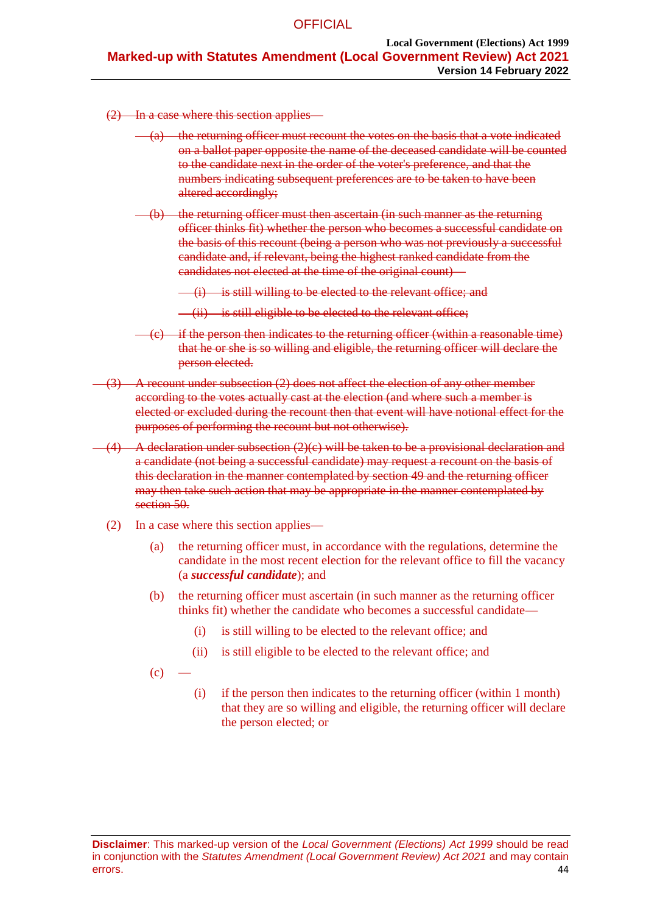~~(2) In a case where this section applies—~~

~~(a) the returning officer must recount the votes on the basis that a vote indicated on a ballot paper opposite the name of the deceased candidate will be counted to the candidate next in the order of the voter's preference, and that the numbers indicating subsequent preferences are to be taken to have been altered accordingly;~~

~~(b) the returning officer must then ascertain (in such manner as the returning officer thinks fit) whether the person who becomes a successful candidate on the basis of this recount (being a person who was not previously a successful candidate and, if relevant, being the highest ranked candidate from the candidates not elected at the time of the original count)—~~

~~(i) is still willing to be elected to the relevant office; and~~

~~(ii) is still eligible to be elected to the relevant office;~~

~~(c) if the person then indicates to the returning officer (within a reasonable time) that he or she is so willing and eligible, the returning officer will declare the person elected.~~

~~(3) A recount under subsection (2) does not affect the election of any other member according to the votes actually cast at the election (and where such a member is elected or excluded during the recount then that event will have notional effect for the purposes of performing the recount but not otherwise).~~

~~(4) A declaration under subsection (2)(c) will be taken to be a provisional declaration and a candidate (not being a successful candidate) may request a recount on the basis of this declaration in the manner contemplated by section 49 and the returning officer may then take such action that may be appropriate in the manner contemplated by section 50.~~

(2) In a case where this section applies—

(a) the returning officer must, in accordance with the regulations, determine the candidate in the most recent election for the relevant office to fill the vacancy (a ***successful candidate***); and

(b) the returning officer must ascertain (in such manner as the returning officer thinks fit) whether the candidate who becomes a successful candidate—

(i) is still willing to be elected to the relevant office; and

(ii) is still eligible to be elected to the relevant office; and

(c) —

(i) if the person then indicates to the returning officer (within 1 month) that they are so willing and eligible, the returning officer will declare the person elected; or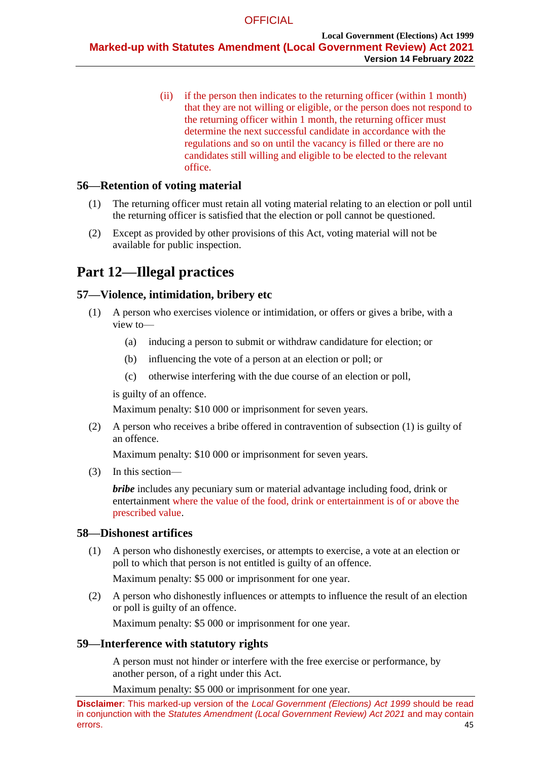(ii) if the person then indicates to the returning officer (within 1 month) that they are not willing or eligible, or the person does not respond to the returning officer within 1 month, the returning officer must determine the next successful candidate in accordance with the regulations and so on until the vacancy is filled or there are no candidates still willing and eligible to be elected to the relevant office.

### 56—Retention of voting material

(1) The returning officer must retain all voting material relating to an election or poll until the returning officer is satisfied that the election or poll cannot be questioned.

(2) Except as provided by other provisions of this Act, voting material will not be available for public inspection.

## Part 12—Illegal practices

### 57—Violence, intimidation, bribery etc

(1) A person who exercises violence or intimidation, or offers or gives a bribe, with a view to—

(a) inducing a person to submit or withdraw candidature for election; or

(b) influencing the vote of a person at an election or poll; or

(c) otherwise interfering with the due course of an election or poll,

is guilty of an offence.

Maximum penalty: $10 000 or imprisonment for seven years.

(2) A person who receives a bribe offered in contravention of subsection (1) is guilty of an offence.

Maximum penalty: $10 000 or imprisonment for seven years.

(3) In this section—

***bribe*** includes any pecuniary sum or material advantage including food, drink or entertainment where the value of the food, drink or entertainment is of or above the prescribed value.

### 58—Dishonest artifices

(1) A person who dishonestly exercises, or attempts to exercise, a vote at an election or poll to which that person is not entitled is guilty of an offence.

Maximum penalty: $5 000 or imprisonment for one year.

(2) A person who dishonestly influences or attempts to influence the result of an election or poll is guilty of an offence.

Maximum penalty: $5 000 or imprisonment for one year.

### 59—Interference with statutory rights

A person must not hinder or interfere with the free exercise or performance, by another person, of a right under this Act.

Maximum penalty: $5 000 or imprisonment for one year.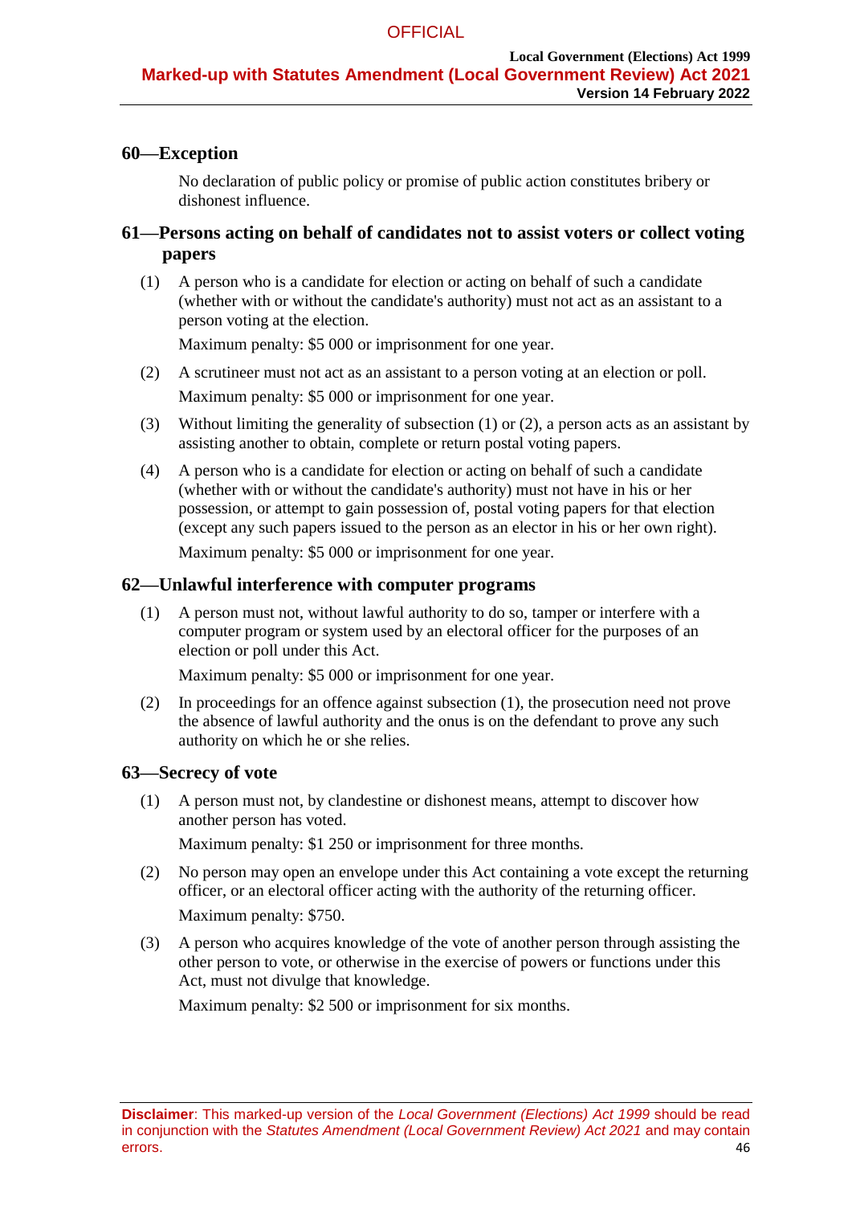## 60—Exception

No declaration of public policy or promise of public action constitutes bribery or dishonest influence.

## 61—Persons acting on behalf of candidates not to assist voters or collect voting papers

(1) A person who is a candidate for election or acting on behalf of such a candidate (whether with or without the candidate's authority) must not act as an assistant to a person voting at the election.

Maximum penalty: $5 000 or imprisonment for one year.

(2) A scrutineer must not act as an assistant to a person voting at an election or poll.

Maximum penalty: $5 000 or imprisonment for one year.

(3) Without limiting the generality of subsection (1) or (2), a person acts as an assistant by assisting another to obtain, complete or return postal voting papers.

(4) A person who is a candidate for election or acting on behalf of such a candidate (whether with or without the candidate's authority) must not have in his or her possession, or attempt to gain possession of, postal voting papers for that election (except any such papers issued to the person as an elector in his or her own right).

Maximum penalty: $5 000 or imprisonment for one year.

## 62—Unlawful interference with computer programs

(1) A person must not, without lawful authority to do so, tamper or interfere with a computer program or system used by an electoral officer for the purposes of an election or poll under this Act.

Maximum penalty: $5 000 or imprisonment for one year.

(2) In proceedings for an offence against subsection (1), the prosecution need not prove the absence of lawful authority and the onus is on the defendant to prove any such authority on which he or she relies.

## 63—Secrecy of vote

(1) A person must not, by clandestine or dishonest means, attempt to discover how another person has voted.

Maximum penalty: $1 250 or imprisonment for three months.

(2) No person may open an envelope under this Act containing a vote except the returning officer, or an electoral officer acting with the authority of the returning officer.

Maximum penalty: $750.

(3) A person who acquires knowledge of the vote of another person through assisting the other person to vote, or otherwise in the exercise of powers or functions under this Act, must not divulge that knowledge.

Maximum penalty: $2 500 or imprisonment for six months.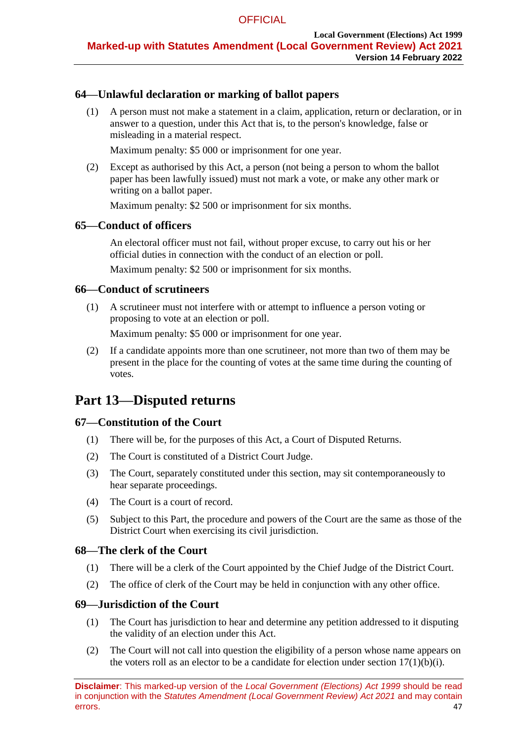### 64—Unlawful declaration or marking of ballot papers

(1) A person must not make a statement in a claim, application, return or declaration, or in answer to a question, under this Act that is, to the person's knowledge, false or misleading in a material respect.

Maximum penalty: $5 000 or imprisonment for one year.

(2) Except as authorised by this Act, a person (not being a person to whom the ballot paper has been lawfully issued) must not mark a vote, or make any other mark or writing on a ballot paper.

Maximum penalty: $2 500 or imprisonment for six months.

### 65—Conduct of officers

An electoral officer must not fail, without proper excuse, to carry out his or her official duties in connection with the conduct of an election or poll.

Maximum penalty: $2 500 or imprisonment for six months.

### 66—Conduct of scrutineers

(1) A scrutineer must not interfere with or attempt to influence a person voting or proposing to vote at an election or poll.

Maximum penalty: $5 000 or imprisonment for one year.

(2) If a candidate appoints more than one scrutineer, not more than two of them may be present in the place for the counting of votes at the same time during the counting of votes.

## Part 13—Disputed returns

### 67—Constitution of the Court

(1) There will be, for the purposes of this Act, a Court of Disputed Returns.

(2) The Court is constituted of a District Court Judge.

(3) The Court, separately constituted under this section, may sit contemporaneously to hear separate proceedings.

(4) The Court is a court of record.

(5) Subject to this Part, the procedure and powers of the Court are the same as those of the District Court when exercising its civil jurisdiction.

### 68—The clerk of the Court

(1) There will be a clerk of the Court appointed by the Chief Judge of the District Court.

(2) The office of clerk of the Court may be held in conjunction with any other office.

### 69—Jurisdiction of the Court

(1) The Court has jurisdiction to hear and determine any petition addressed to it disputing the validity of an election under this Act.

(2) The Court will not call into question the eligibility of a person whose name appears on the voters roll as an elector to be a candidate for election under section 17(1)(b)(i).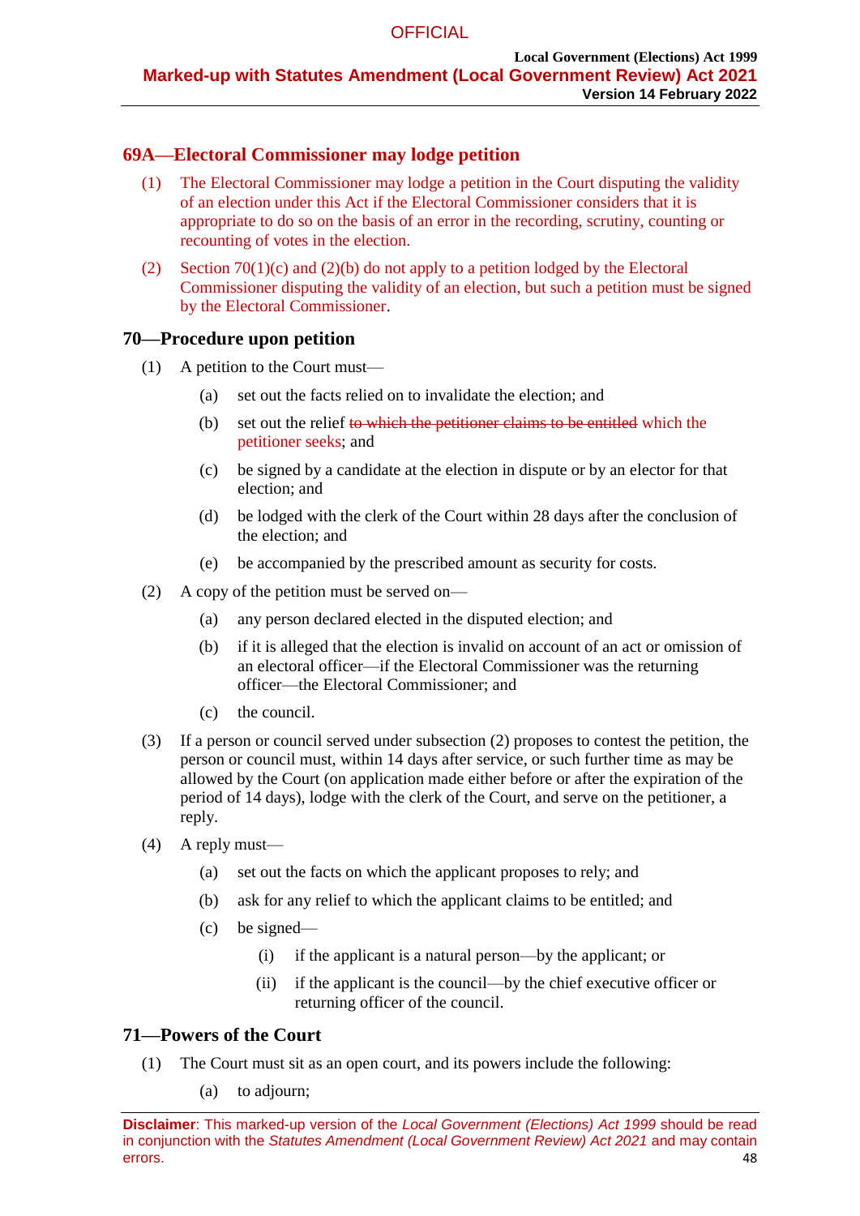## 69A—Electoral Commissioner may lodge petition

(1) The Electoral Commissioner may lodge a petition in the Court disputing the validity of an election under this Act if the Electoral Commissioner considers that it is appropriate to do so on the basis of an error in the recording, scrutiny, counting or recounting of votes in the election.

(2) Section 70(1)(c) and (2)(b) do not apply to a petition lodged by the Electoral Commissioner disputing the validity of an election, but such a petition must be signed by the Electoral Commissioner.

## 70—Procedure upon petition

(1) A petition to the Court must—

(a) set out the facts relied on to invalidate the election; and

(b) set out the relief ~~to which the petitioner claims to be entitled~~ which the petitioner seeks; and

(c) be signed by a candidate at the election in dispute or by an elector for that election; and

(d) be lodged with the clerk of the Court within 28 days after the conclusion of the election; and

(e) be accompanied by the prescribed amount as security for costs.

(2) A copy of the petition must be served on—

(a) any person declared elected in the disputed election; and

(b) if it is alleged that the election is invalid on account of an act or omission of an electoral officer—if the Electoral Commissioner was the returning officer—the Electoral Commissioner; and

(c) the council.

(3) If a person or council served under subsection (2) proposes to contest the petition, the person or council must, within 14 days after service, or such further time as may be allowed by the Court (on application made either before or after the expiration of the period of 14 days), lodge with the clerk of the Court, and serve on the petitioner, a reply.

(4) A reply must—

(a) set out the facts on which the applicant proposes to rely; and

(b) ask for any relief to which the applicant claims to be entitled; and

(c) be signed—

(i) if the applicant is a natural person—by the applicant; or

(ii) if the applicant is the council—by the chief executive officer or returning officer of the council.

## 71—Powers of the Court

(1) The Court must sit as an open court, and its powers include the following:

(a) to adjourn;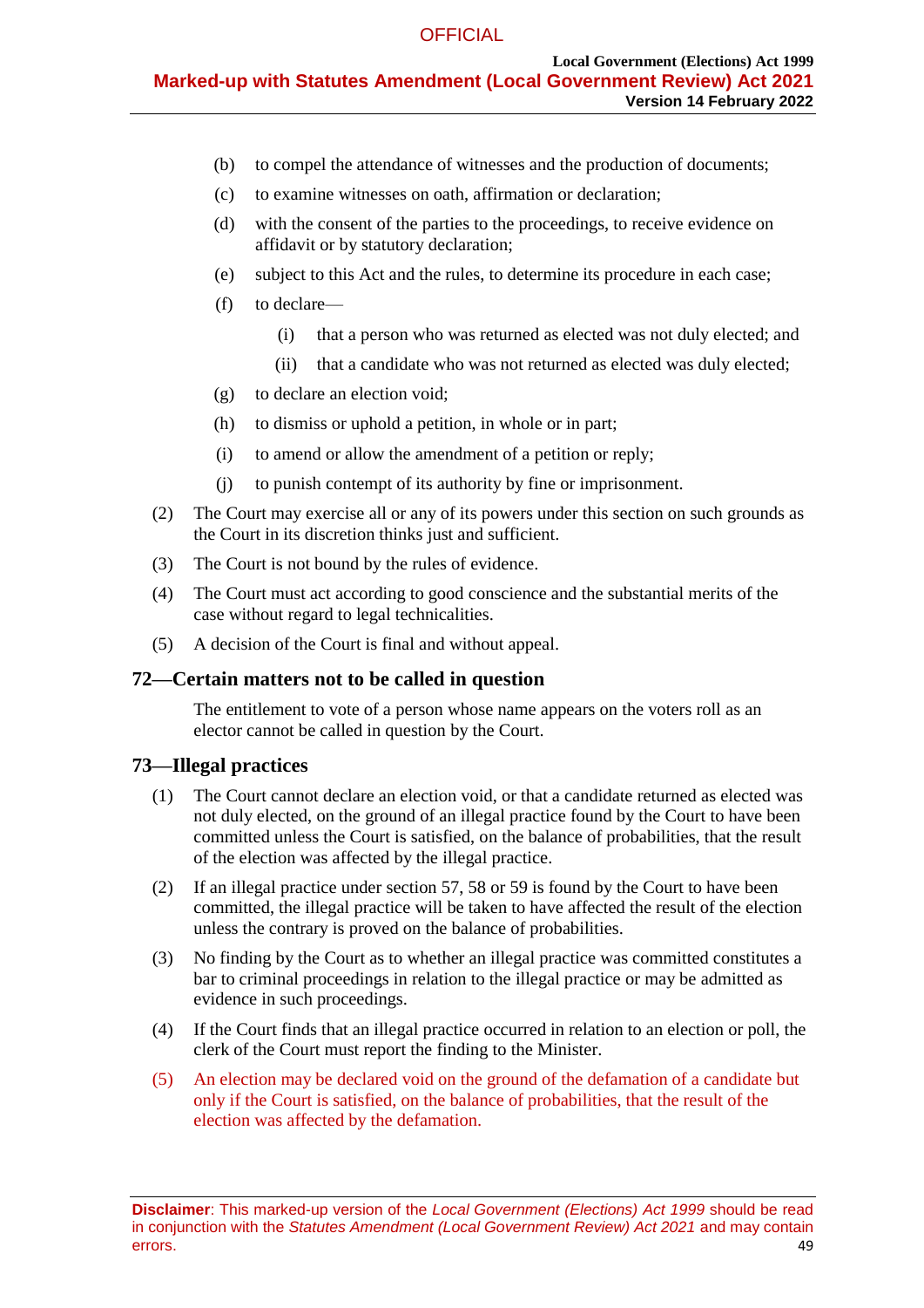(b) to compel the attendance of witnesses and the production of documents;

(c) to examine witnesses on oath, affirmation or declaration;

(d) with the consent of the parties to the proceedings, to receive evidence on affidavit or by statutory declaration;

(e) subject to this Act and the rules, to determine its procedure in each case;

(f) to declare—

(i) that a person who was returned as elected was not duly elected; and

(ii) that a candidate who was not returned as elected was duly elected;

(g) to declare an election void;

(h) to dismiss or uphold a petition, in whole or in part;

(i) to amend or allow the amendment of a petition or reply;

(j) to punish contempt of its authority by fine or imprisonment.

(2) The Court may exercise all or any of its powers under this section on such grounds as the Court in its discretion thinks just and sufficient.

(3) The Court is not bound by the rules of evidence.

(4) The Court must act according to good conscience and the substantial merits of the case without regard to legal technicalities.

(5) A decision of the Court is final and without appeal.

## 72—Certain matters not to be called in question

The entitlement to vote of a person whose name appears on the voters roll as an elector cannot be called in question by the Court.

## 73—Illegal practices

(1) The Court cannot declare an election void, or that a candidate returned as elected was not duly elected, on the ground of an illegal practice found by the Court to have been committed unless the Court is satisfied, on the balance of probabilities, that the result of the election was affected by the illegal practice.

(2) If an illegal practice under section 57, 58 or 59 is found by the Court to have been committed, the illegal practice will be taken to have affected the result of the election unless the contrary is proved on the balance of probabilities.

(3) No finding by the Court as to whether an illegal practice was committed constitutes a bar to criminal proceedings in relation to the illegal practice or may be admitted as evidence in such proceedings.

(4) If the Court finds that an illegal practice occurred in relation to an election or poll, the clerk of the Court must report the finding to the Minister.

(5) An election may be declared void on the ground of the defamation of a candidate but only if the Court is satisfied, on the balance of probabilities, that the result of the election was affected by the defamation.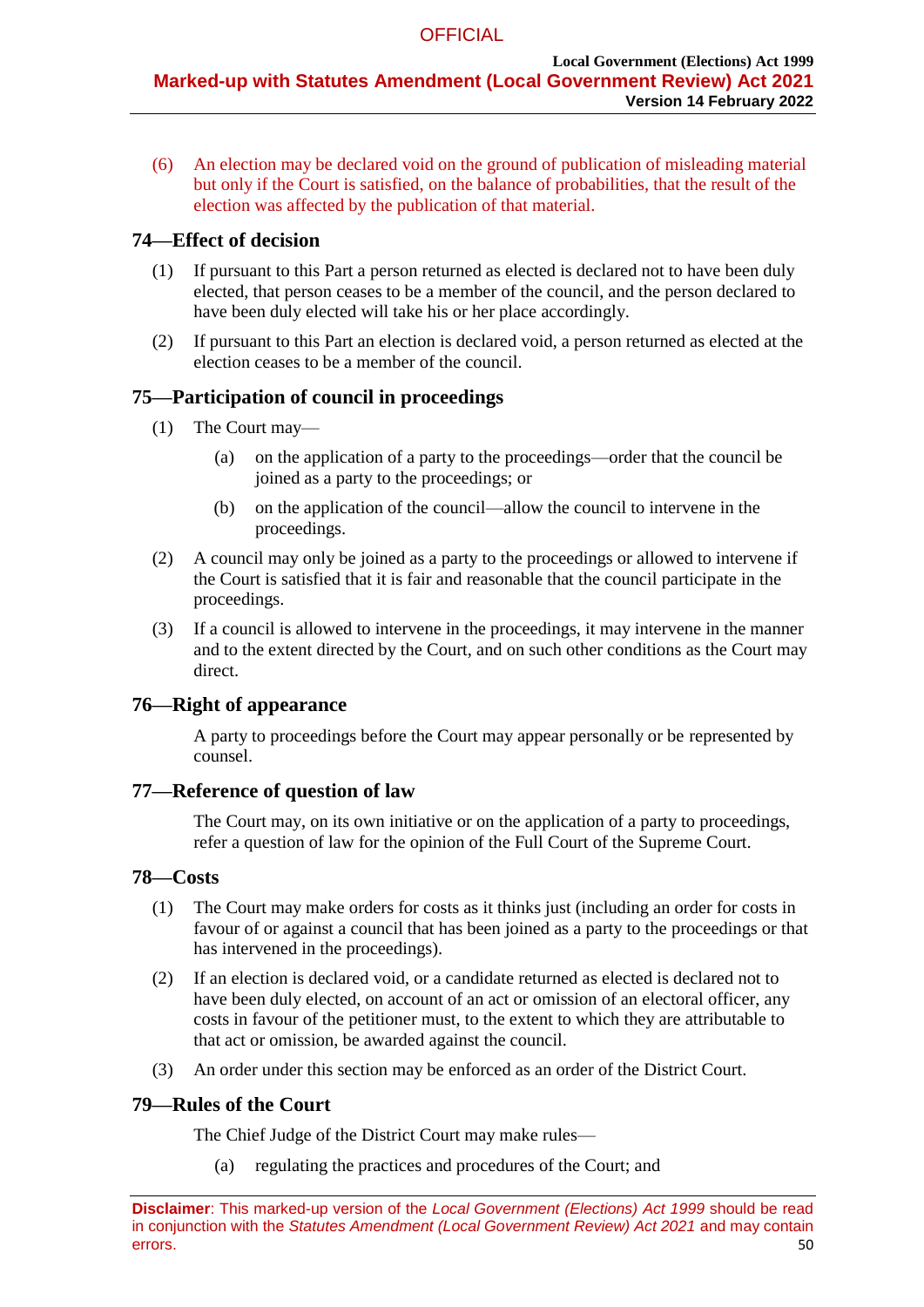(6) An election may be declared void on the ground of publication of misleading material but only if the Court is satisfied, on the balance of probabilities, that the result of the election was affected by the publication of that material.

### 74—Effect of decision

(1) If pursuant to this Part a person returned as elected is declared not to have been duly elected, that person ceases to be a member of the council, and the person declared to have been duly elected will take his or her place accordingly.

(2) If pursuant to this Part an election is declared void, a person returned as elected at the election ceases to be a member of the council.

### 75—Participation of council in proceedings

(1) The Court may—

- (a) on the application of a party to the proceedings—order that the council be joined as a party to the proceedings; or
- (b) on the application of the council—allow the council to intervene in the proceedings.

(2) A council may only be joined as a party to the proceedings or allowed to intervene if the Court is satisfied that it is fair and reasonable that the council participate in the proceedings.

(3) If a council is allowed to intervene in the proceedings, it may intervene in the manner and to the extent directed by the Court, and on such other conditions as the Court may direct.

### 76—Right of appearance

A party to proceedings before the Court may appear personally or be represented by counsel.

### 77—Reference of question of law

The Court may, on its own initiative or on the application of a party to proceedings, refer a question of law for the opinion of the Full Court of the Supreme Court.

### 78—Costs

(1) The Court may make orders for costs as it thinks just (including an order for costs in favour of or against a council that has been joined as a party to the proceedings or that has intervened in the proceedings).

(2) If an election is declared void, or a candidate returned as elected is declared not to have been duly elected, on account of an act or omission of an electoral officer, any costs in favour of the petitioner must, to the extent to which they are attributable to that act or omission, be awarded against the council.

(3) An order under this section may be enforced as an order of the District Court.

### 79—Rules of the Court

The Chief Judge of the District Court may make rules—

- (a) regulating the practices and procedures of the Court; and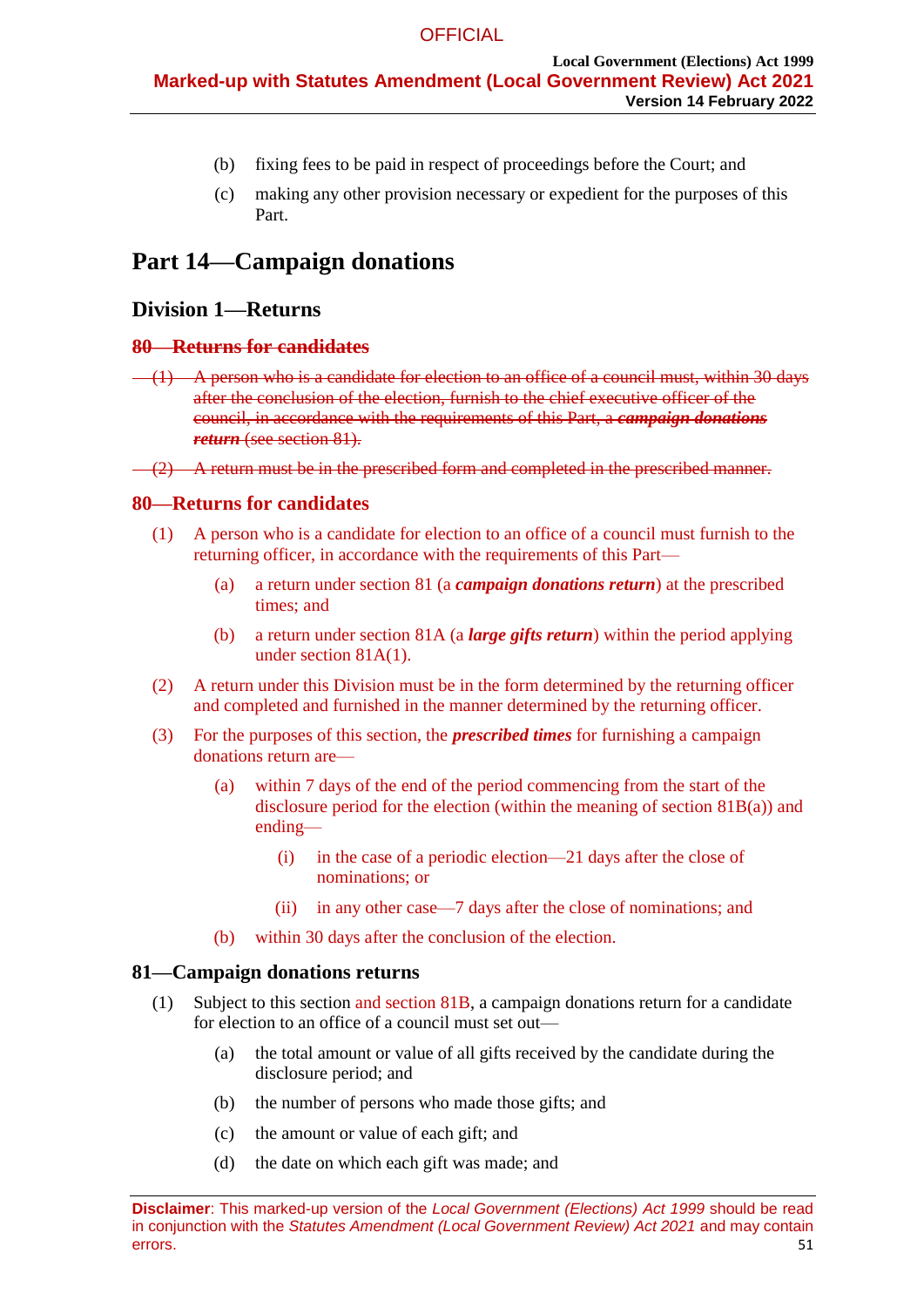(b) fixing fees to be paid in respect of proceedings before the Court; and

(c) making any other provision necessary or expedient for the purposes of this Part.

# Part 14—Campaign donations

## Division 1—Returns

### ~~80—Returns for candidates~~

~~(1) A person who is a candidate for election to an office of a council must, within 30 days after the conclusion of the election, furnish to the chief executive officer of the council, in accordance with the requirements of this Part, a ***campaign donations return*** (see section 81).~~

~~(2) A return must be in the prescribed form and completed in the prescribed manner.~~

### 80—Returns for candidates

(1) A person who is a candidate for election to an office of a council must furnish to the returning officer, in accordance with the requirements of this Part—

(a) a return under section 81 (a ***campaign donations return***) at the prescribed times; and

(b) a return under section 81A (a ***large gifts return***) within the period applying under section 81A(1).

(2) A return under this Division must be in the form determined by the returning officer and completed and furnished in the manner determined by the returning officer.

(3) For the purposes of this section, the ***prescribed times*** for furnishing a campaign donations return are—

(a) within 7 days of the end of the period commencing from the start of the disclosure period for the election (within the meaning of section 81B(a)) and ending—

(i) in the case of a periodic election—21 days after the close of nominations; or

(ii) in any other case—7 days after the close of nominations; and

(b) within 30 days after the conclusion of the election.

### 81—Campaign donations returns

(1) Subject to this section and section 81B, a campaign donations return for a candidate for election to an office of a council must set out—

(a) the total amount or value of all gifts received by the candidate during the disclosure period; and

(b) the number of persons who made those gifts; and

(c) the amount or value of each gift; and

(d) the date on which each gift was made; and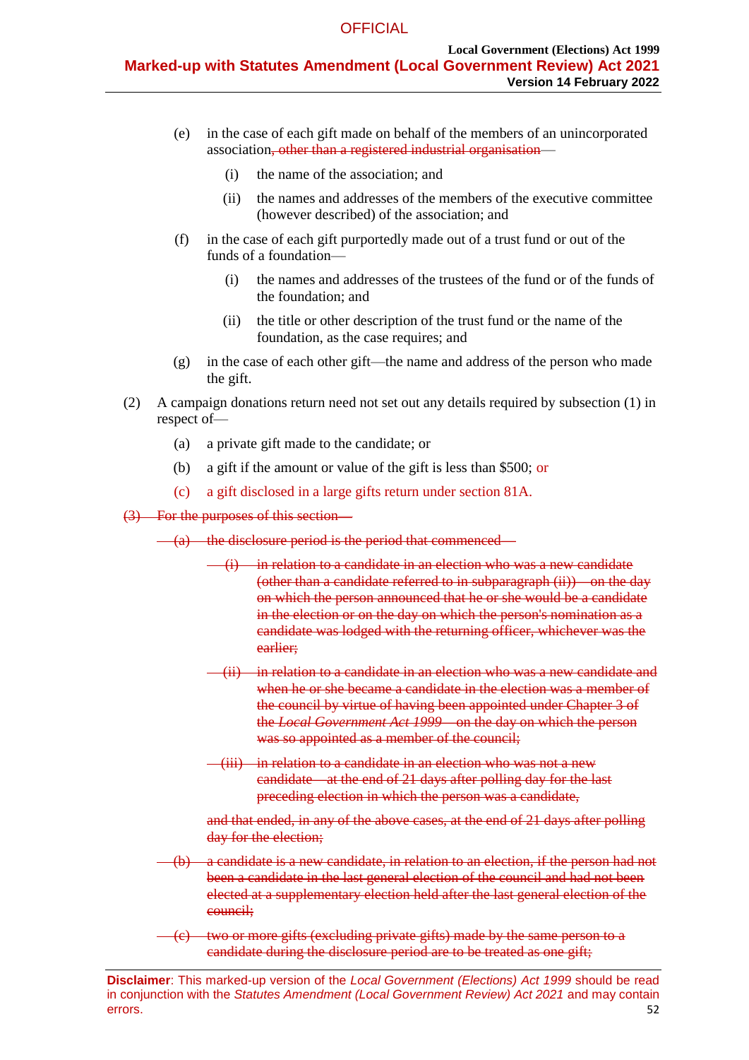(e) in the case of each gift made on behalf of the members of an unincorporated association~~, other than a registered industrial organisation~~—

(i) the name of the association; and

(ii) the names and addresses of the members of the executive committee (however described) of the association; and

(f) in the case of each gift purportedly made out of a trust fund or out of the funds of a foundation—

(i) the names and addresses of the trustees of the fund or of the funds of the foundation; and

(ii) the title or other description of the trust fund or the name of the foundation, as the case requires; and

(g) in the case of each other gift—the name and address of the person who made the gift.

(2) A campaign donations return need not set out any details required by subsection (1) in respect of—

(a) a private gift made to the candidate; or

(b) a gift if the amount or value of the gift is less than $500; or

(c) a gift disclosed in a large gifts return under section 81A.

~~(3) For the purposes of this section—~~

~~(a) the disclosure period is the period that commenced—~~

~~(i) in relation to a candidate in an election who was a new candidate (other than a candidate referred to in subparagraph (ii))—on the day on which the person announced that he or she would be a candidate in the election or on the day on which the person's nomination as a candidate was lodged with the returning officer, whichever was the earlier;~~

~~(ii) in relation to a candidate in an election who was a new candidate and when he or she became a candidate in the election was a member of the council by virtue of having been appointed under Chapter 3 of the *Local Government Act 1999*—on the day on which the person was so appointed as a member of the council;~~

~~(iii) in relation to a candidate in an election who was not a new candidate—at the end of 21 days after polling day for the last preceding election in which the person was a candidate,~~

~~and that ended, in any of the above cases, at the end of 21 days after polling day for the election;~~

~~(b) a candidate is a new candidate, in relation to an election, if the person had not been a candidate in the last general election of the council and had not been elected at a supplementary election held after the last general election of the council;~~

~~(c) two or more gifts (excluding private gifts) made by the same person to a candidate during the disclosure period are to be treated as one gift;~~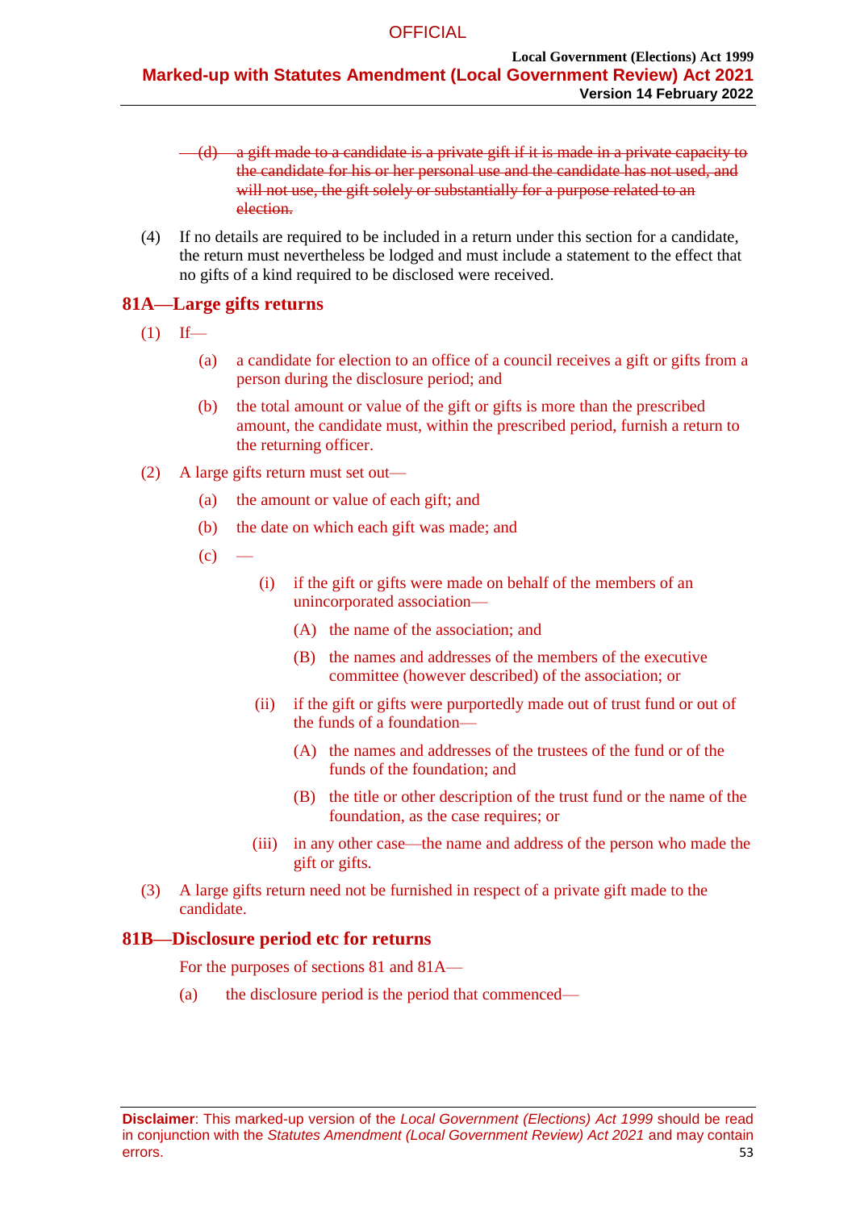~~(d) a gift made to a candidate is a private gift if it is made in a private capacity to the candidate for his or her personal use and the candidate has not used, and will not use, the gift solely or substantially for a purpose related to an election.~~

(4) If no details are required to be included in a return under this section for a candidate, the return must nevertheless be lodged and must include a statement to the effect that no gifts of a kind required to be disclosed were received.

## 81A—Large gifts returns

(1) If—

(a) a candidate for election to an office of a council receives a gift or gifts from a person during the disclosure period; and

(b) the total amount or value of the gift or gifts is more than the prescribed amount, the candidate must, within the prescribed period, furnish a return to the returning officer.

(2) A large gifts return must set out—

(a) the amount or value of each gift; and

(b) the date on which each gift was made; and

(c) —

(i) if the gift or gifts were made on behalf of the members of an unincorporated association—

(A) the name of the association; and

(B) the names and addresses of the members of the executive committee (however described) of the association; or

(ii) if the gift or gifts were purportedly made out of trust fund or out of the funds of a foundation—

(A) the names and addresses of the trustees of the fund or of the funds of the foundation; and

(B) the title or other description of the trust fund or the name of the foundation, as the case requires; or

(iii) in any other case—the name and address of the person who made the gift or gifts.

(3) A large gifts return need not be furnished in respect of a private gift made to the candidate.

## 81B—Disclosure period etc for returns

For the purposes of sections 81 and 81A—

(a) the disclosure period is the period that commenced—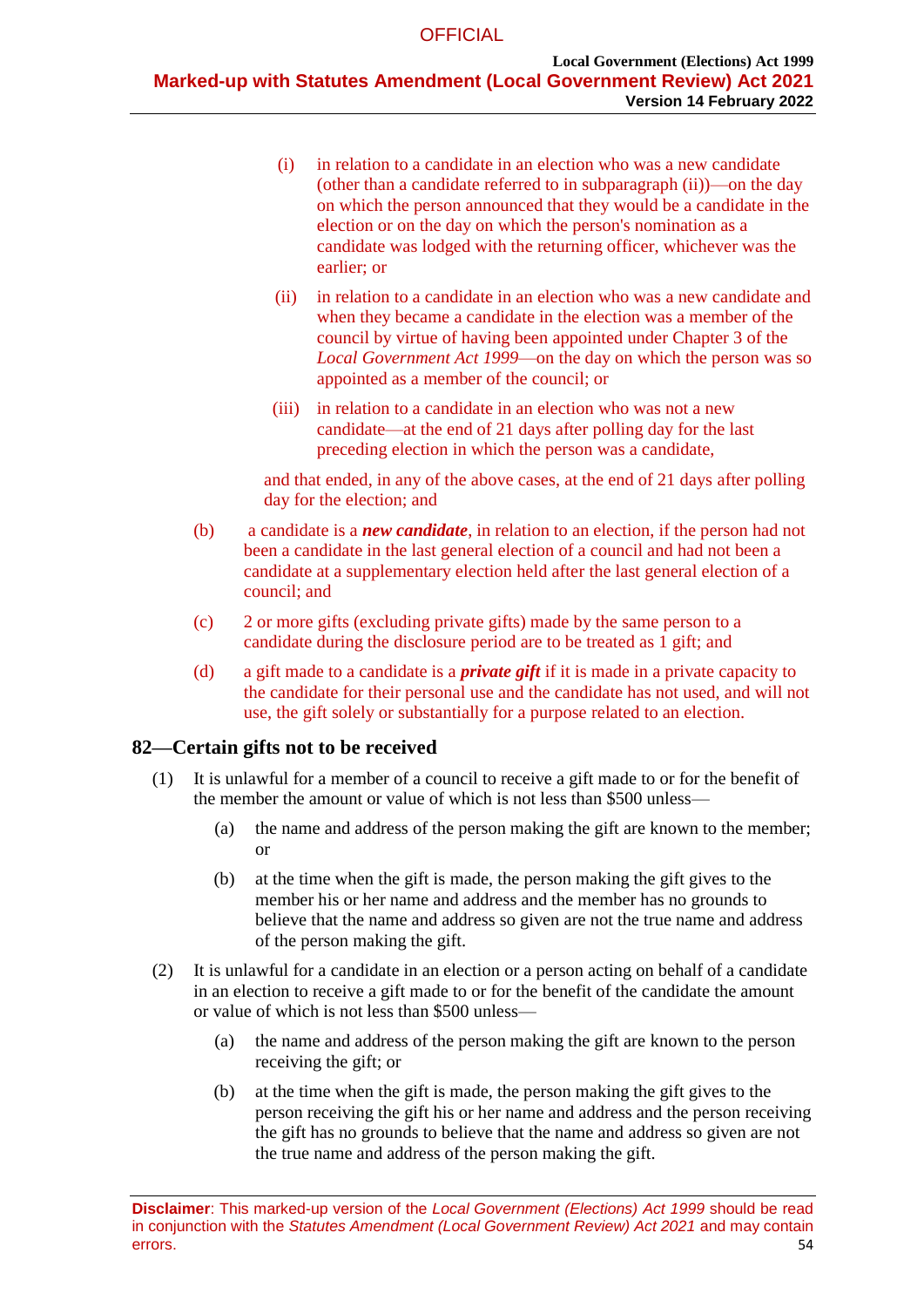(i) in relation to a candidate in an election who was a new candidate (other than a candidate referred to in subparagraph (ii))—on the day on which the person announced that they would be a candidate in the election or on the day on which the person's nomination as a candidate was lodged with the returning officer, whichever was the earlier; or

(ii) in relation to a candidate in an election who was a new candidate and when they became a candidate in the election was a member of the council by virtue of having been appointed under Chapter 3 of the *Local Government Act 1999*—on the day on which the person was so appointed as a member of the council; or

(iii) in relation to a candidate in an election who was not a new candidate—at the end of 21 days after polling day for the last preceding election in which the person was a candidate,

and that ended, in any of the above cases, at the end of 21 days after polling day for the election; and

(b) a candidate is a ***new candidate***, in relation to an election, if the person had not been a candidate in the last general election of a council and had not been a candidate at a supplementary election held after the last general election of a council; and

(c) 2 or more gifts (excluding private gifts) made by the same person to a candidate during the disclosure period are to be treated as 1 gift; and

(d) a gift made to a candidate is a ***private gift*** if it is made in a private capacity to the candidate for their personal use and the candidate has not used, and will not use, the gift solely or substantially for a purpose related to an election.

## 82—Certain gifts not to be received

(1) It is unlawful for a member of a council to receive a gift made to or for the benefit of the member the amount or value of which is not less than $500 unless—

(a) the name and address of the person making the gift are known to the member; or

(b) at the time when the gift is made, the person making the gift gives to the member his or her name and address and the member has no grounds to believe that the name and address so given are not the true name and address of the person making the gift.

(2) It is unlawful for a candidate in an election or a person acting on behalf of a candidate in an election to receive a gift made to or for the benefit of the candidate the amount or value of which is not less than $500 unless—

(a) the name and address of the person making the gift are known to the person receiving the gift; or

(b) at the time when the gift is made, the person making the gift gives to the person receiving the gift his or her name and address and the person receiving the gift has no grounds to believe that the name and address so given are not the true name and address of the person making the gift.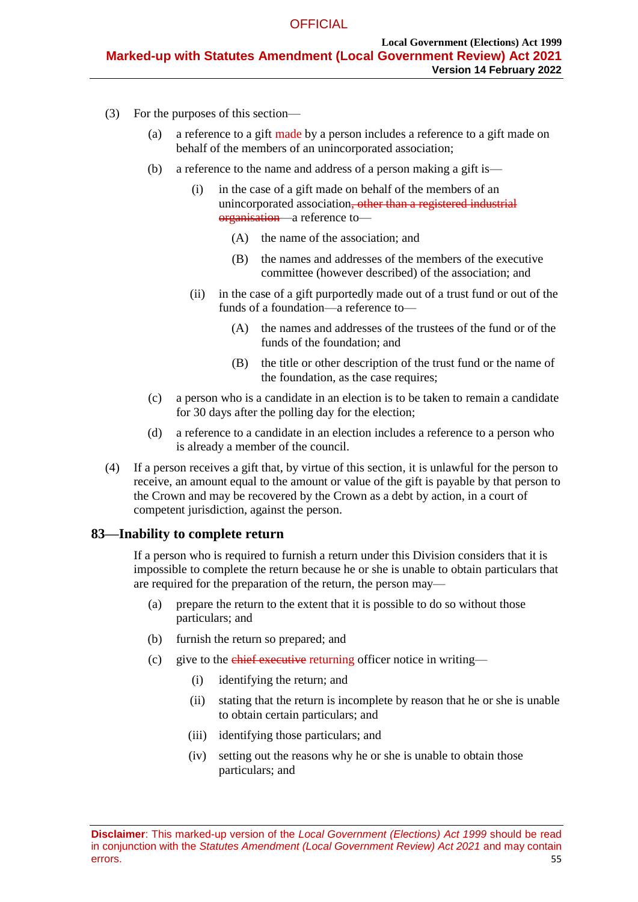(3) For the purposes of this section—

(a) a reference to a gift made by a person includes a reference to a gift made on behalf of the members of an unincorporated association;

(b) a reference to the name and address of a person making a gift is—

(i) in the case of a gift made on behalf of the members of an unincorporated association~~, other than a registered industrial organisation~~—a reference to—

(A) the name of the association; and

(B) the names and addresses of the members of the executive committee (however described) of the association; and

(ii) in the case of a gift purportedly made out of a trust fund or out of the funds of a foundation—a reference to—

(A) the names and addresses of the trustees of the fund or of the funds of the foundation; and

(B) the title or other description of the trust fund or the name of the foundation, as the case requires;

(c) a person who is a candidate in an election is to be taken to remain a candidate for 30 days after the polling day for the election;

(d) a reference to a candidate in an election includes a reference to a person who is already a member of the council.

(4) If a person receives a gift that, by virtue of this section, it is unlawful for the person to receive, an amount equal to the amount or value of the gift is payable by that person to the Crown and may be recovered by the Crown as a debt by action, in a court of competent jurisdiction, against the person.

## 83—Inability to complete return

If a person who is required to furnish a return under this Division considers that it is impossible to complete the return because he or she is unable to obtain particulars that are required for the preparation of the return, the person may—

(a) prepare the return to the extent that it is possible to do so without those particulars; and

(b) furnish the return so prepared; and

(c) give to the ~~chief executive~~ returning officer notice in writing—

(i) identifying the return; and

(ii) stating that the return is incomplete by reason that he or she is unable to obtain certain particulars; and

(iii) identifying those particulars; and

(iv) setting out the reasons why he or she is unable to obtain those particulars; and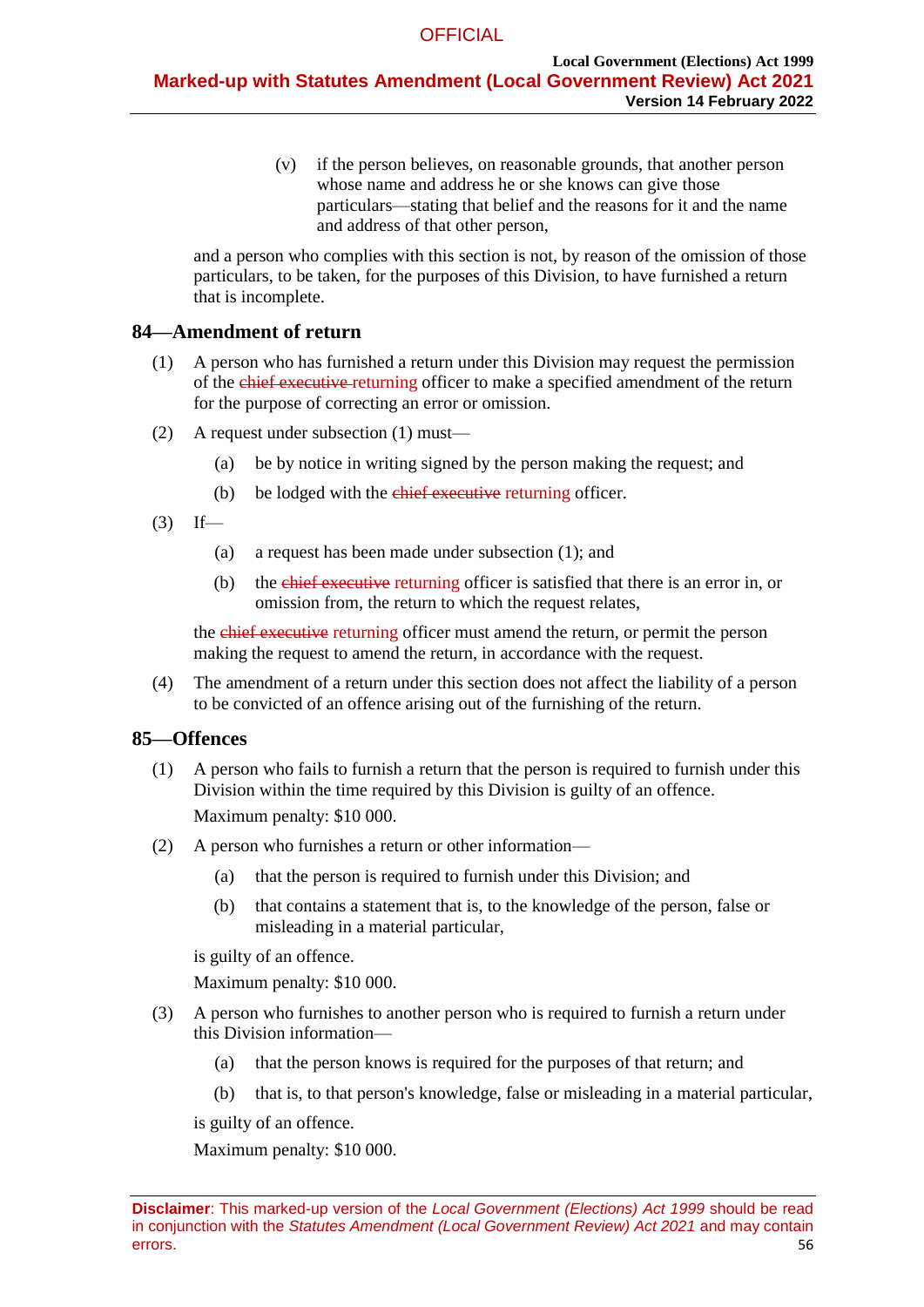(v) if the person believes, on reasonable grounds, that another person whose name and address he or she knows can give those particulars—stating that belief and the reasons for it and the name and address of that other person,

and a person who complies with this section is not, by reason of the omission of those particulars, to be taken, for the purposes of this Division, to have furnished a return that is incomplete.

## 84—Amendment of return

(1) A person who has furnished a return under this Division may request the permission of the ~~chief executive~~ returning officer to make a specified amendment of the return for the purpose of correcting an error or omission.

(2) A request under subsection (1) must—

(a) be by notice in writing signed by the person making the request; and

(b) be lodged with the ~~chief executive~~ returning officer.

(3) If—

(a) a request has been made under subsection (1); and

(b) the ~~chief executive~~ returning officer is satisfied that there is an error in, or omission from, the return to which the request relates,

the ~~chief executive~~ returning officer must amend the return, or permit the person making the request to amend the return, in accordance with the request.

(4) The amendment of a return under this section does not affect the liability of a person to be convicted of an offence arising out of the furnishing of the return.

## 85—Offences

(1) A person who fails to furnish a return that the person is required to furnish under this Division within the time required by this Division is guilty of an offence.

Maximum penalty: $10 000.

(2) A person who furnishes a return or other information—

(a) that the person is required to furnish under this Division; and

(b) that contains a statement that is, to the knowledge of the person, false or misleading in a material particular,

is guilty of an offence.

Maximum penalty: $10 000.

(3) A person who furnishes to another person who is required to furnish a return under this Division information—

(a) that the person knows is required for the purposes of that return; and

(b) that is, to that person's knowledge, false or misleading in a material particular,

is guilty of an offence.

Maximum penalty: $10 000.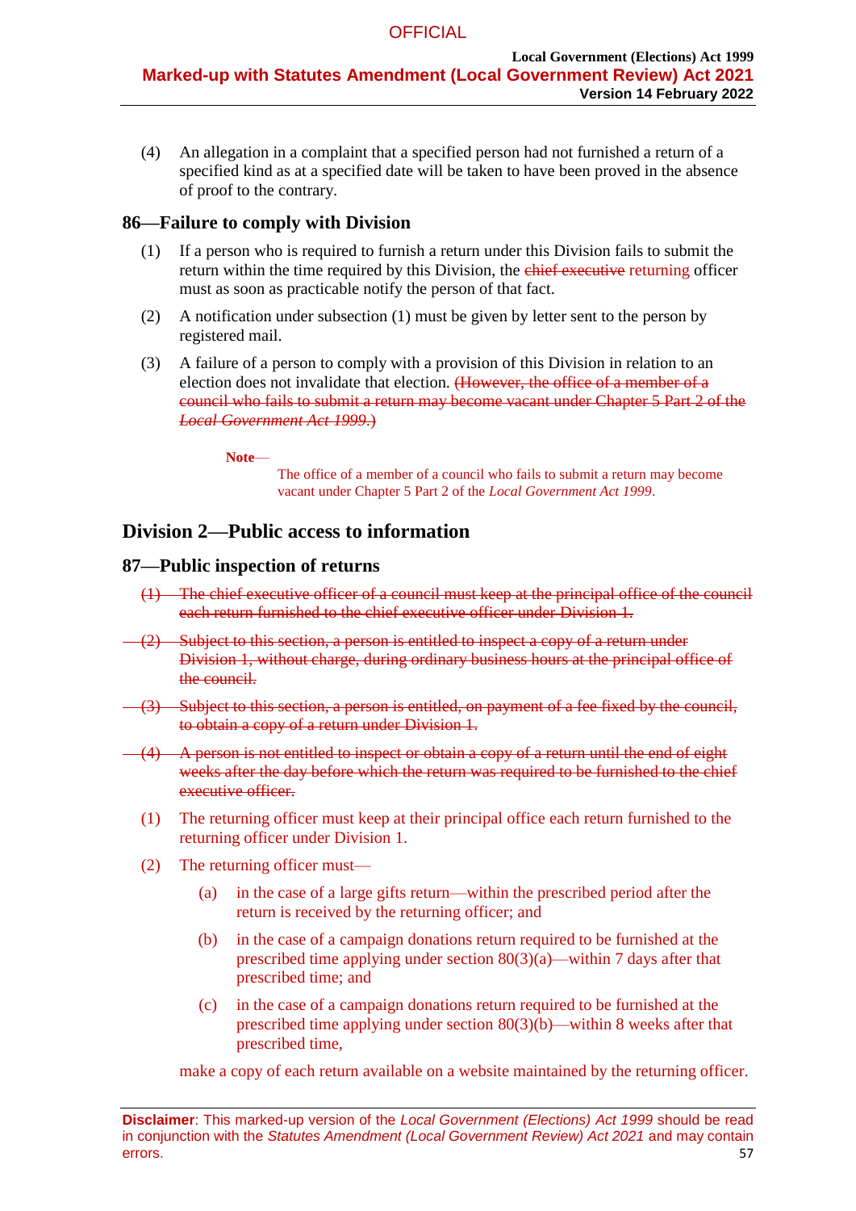(4) An allegation in a complaint that a specified person had not furnished a return of a specified kind as at a specified date will be taken to have been proved in the absence of proof to the contrary.

## 86—Failure to comply with Division

(1) If a person who is required to furnish a return under this Division fails to submit the return within the time required by this Division, the ~~chief executive~~ returning officer must as soon as practicable notify the person of that fact.

(2) A notification under subsection (1) must be given by letter sent to the person by registered mail.

(3) A failure of a person to comply with a provision of this Division in relation to an election does not invalidate that election. ~~(However, the office of a member of a council who fails to submit a return may become vacant under Chapter 5 Part 2 of the *Local Government Act 1999*.)~~

**Note**—

The office of a member of a council who fails to submit a return may become vacant under Chapter 5 Part 2 of the *Local Government Act 1999*.

# Division 2—Public access to information

## 87—Public inspection of returns

~~(1) The chief executive officer of a council must keep at the principal office of the council each return furnished to the chief executive officer under Division 1.~~

~~(2) Subject to this section, a person is entitled to inspect a copy of a return under Division 1, without charge, during ordinary business hours at the principal office of the council.~~

~~(3) Subject to this section, a person is entitled, on payment of a fee fixed by the council, to obtain a copy of a return under Division 1.~~

~~(4) A person is not entitled to inspect or obtain a copy of a return until the end of eight weeks after the day before which the return was required to be furnished to the chief executive officer.~~

(1) The returning officer must keep at their principal office each return furnished to the returning officer under Division 1.

(2) The returning officer must—

(a) in the case of a large gifts return—within the prescribed period after the return is received by the returning officer; and

(b) in the case of a campaign donations return required to be furnished at the prescribed time applying under section 80(3)(a)—within 7 days after that prescribed time; and

(c) in the case of a campaign donations return required to be furnished at the prescribed time applying under section 80(3)(b)—within 8 weeks after that prescribed time,

make a copy of each return available on a website maintained by the returning officer.

**Disclaimer**: This marked-up version of the *Local Government (Elections) Act 1999* should be read in conjunction with the *Statutes Amendment (Local Government Review) Act 2021* and may contain errors.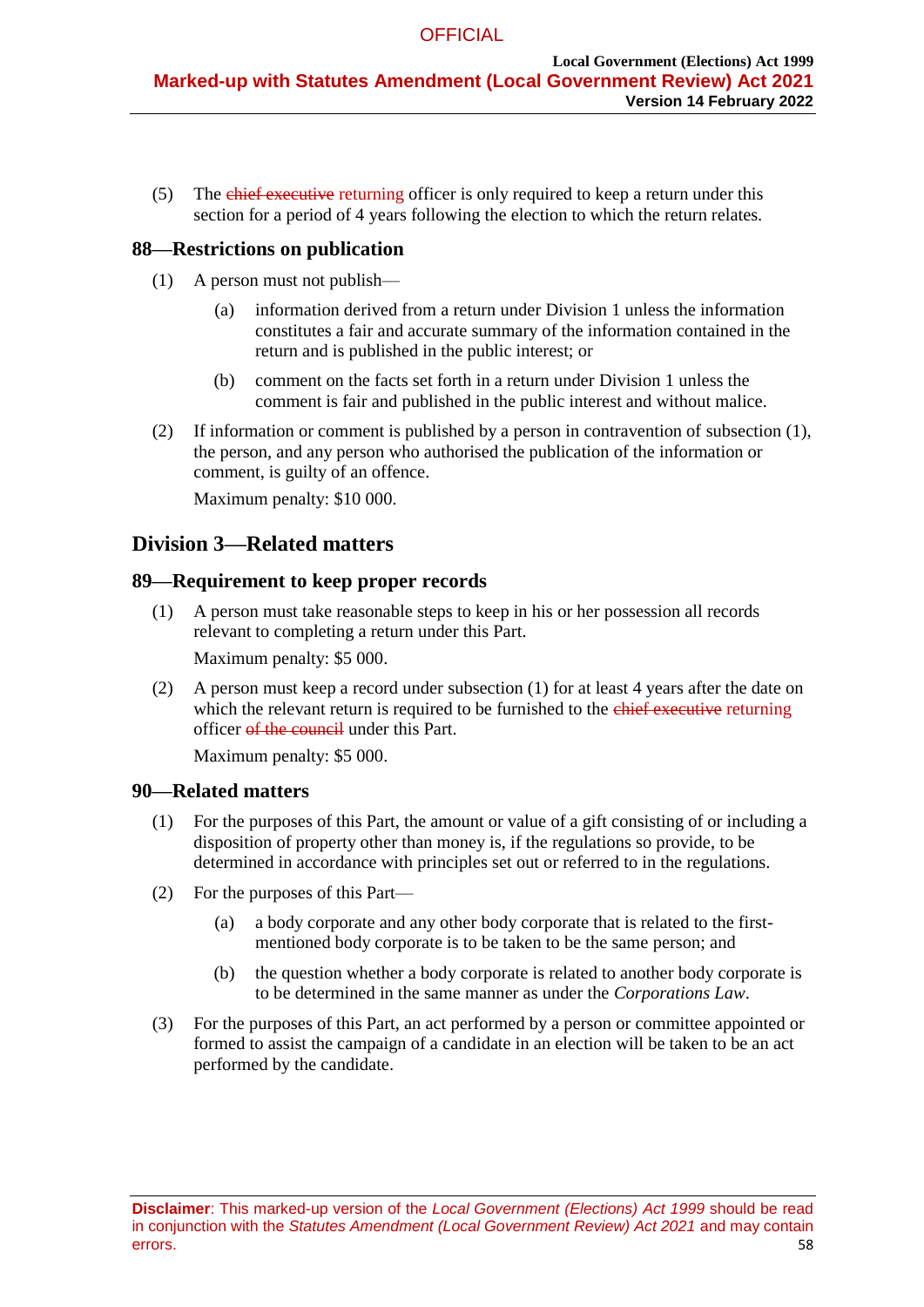(5) The ~~chief executive~~ returning officer is only required to keep a return under this section for a period of 4 years following the election to which the return relates.

### 88—Restrictions on publication

(1) A person must not publish—

(a) information derived from a return under Division 1 unless the information constitutes a fair and accurate summary of the information contained in the return and is published in the public interest; or

(b) comment on the facts set forth in a return under Division 1 unless the comment is fair and published in the public interest and without malice.

(2) If information or comment is published by a person in contravention of subsection (1), the person, and any person who authorised the publication of the information or comment, is guilty of an offence.

Maximum penalty: $10 000.

## Division 3—Related matters

### 89—Requirement to keep proper records

(1) A person must take reasonable steps to keep in his or her possession all records relevant to completing a return under this Part.

Maximum penalty: $5 000.

(2) A person must keep a record under subsection (1) for at least 4 years after the date on which the relevant return is required to be furnished to the ~~chief executive~~ returning officer ~~of the council~~ under this Part.

Maximum penalty: $5 000.

### 90—Related matters

(1) For the purposes of this Part, the amount or value of a gift consisting of or including a disposition of property other than money is, if the regulations so provide, to be determined in accordance with principles set out or referred to in the regulations.

(2) For the purposes of this Part—

(a) a body corporate and any other body corporate that is related to the first-mentioned body corporate is to be taken to be the same person; and

(b) the question whether a body corporate is related to another body corporate is to be determined in the same manner as under the *Corporations Law*.

(3) For the purposes of this Part, an act performed by a person or committee appointed or formed to assist the campaign of a candidate in an election will be taken to be an act performed by the candidate.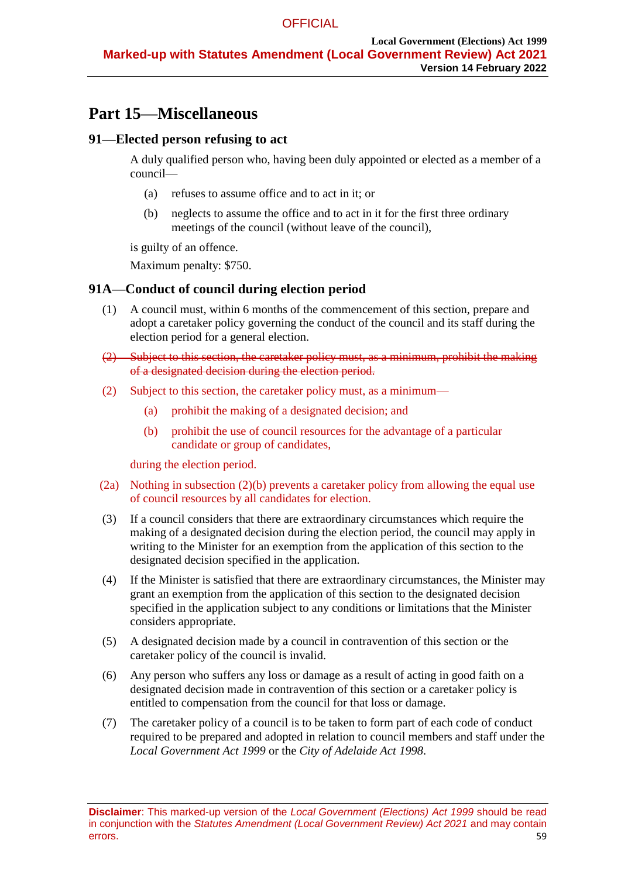# Part 15—Miscellaneous

## 91—Elected person refusing to act

A duly qualified person who, having been duly appointed or elected as a member of a council—

(a) refuses to assume office and to act in it; or

(b) neglects to assume the office and to act in it for the first three ordinary meetings of the council (without leave of the council),

is guilty of an offence.

Maximum penalty: $750.

## 91A—Conduct of council during election period

(1) A council must, within 6 months of the commencement of this section, prepare and adopt a caretaker policy governing the conduct of the council and its staff during the election period for a general election.

~~(2) Subject to this section, the caretaker policy must, as a minimum, prohibit the making of a designated decision during the election period.~~

(2) Subject to this section, the caretaker policy must, as a minimum—

(a) prohibit the making of a designated decision; and

(b) prohibit the use of council resources for the advantage of a particular candidate or group of candidates,

during the election period.

(2a) Nothing in subsection (2)(b) prevents a caretaker policy from allowing the equal use of council resources by all candidates for election.

(3) If a council considers that there are extraordinary circumstances which require the making of a designated decision during the election period, the council may apply in writing to the Minister for an exemption from the application of this section to the designated decision specified in the application.

(4) If the Minister is satisfied that there are extraordinary circumstances, the Minister may grant an exemption from the application of this section to the designated decision specified in the application subject to any conditions or limitations that the Minister considers appropriate.

(5) A designated decision made by a council in contravention of this section or the caretaker policy of the council is invalid.

(6) Any person who suffers any loss or damage as a result of acting in good faith on a designated decision made in contravention of this section or a caretaker policy is entitled to compensation from the council for that loss or damage.

(7) The caretaker policy of a council is to be taken to form part of each code of conduct required to be prepared and adopted in relation to council members and staff under the *Local Government Act 1999* or the *City of Adelaide Act 1998*.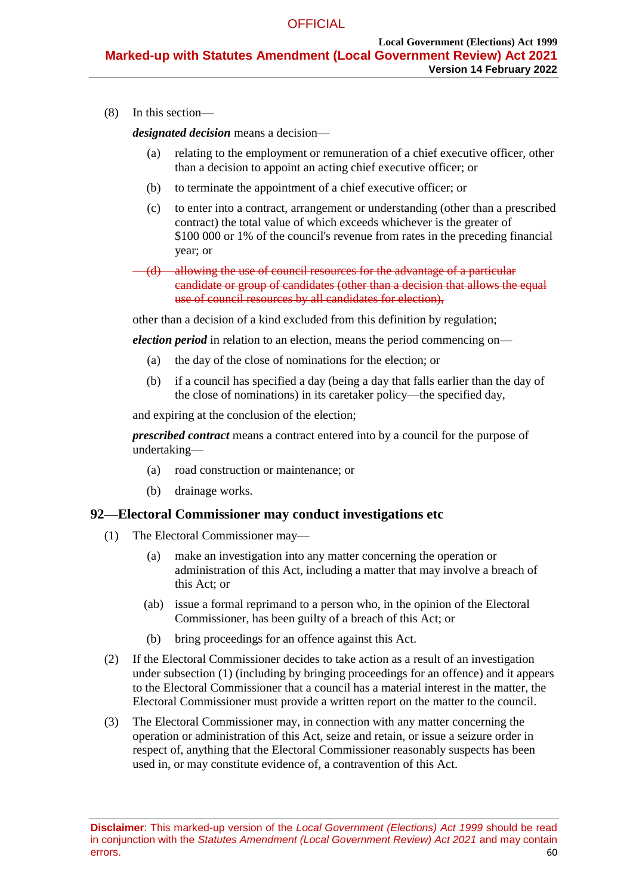(8) In this section—

***designated decision*** means a decision—

(a) relating to the employment or remuneration of a chief executive officer, other than a decision to appoint an acting chief executive officer; or

(b) to terminate the appointment of a chief executive officer; or

(c) to enter into a contract, arrangement or understanding (other than a prescribed contract) the total value of which exceeds whichever is the greater of $100 000 or 1% of the council's revenue from rates in the preceding financial year; or

~~(d) allowing the use of council resources for the advantage of a particular candidate or group of candidates (other than a decision that allows the equal use of council resources by all candidates for election),~~

other than a decision of a kind excluded from this definition by regulation;

***election period*** in relation to an election, means the period commencing on—

(a) the day of the close of nominations for the election; or

(b) if a council has specified a day (being a day that falls earlier than the day of the close of nominations) in its caretaker policy—the specified day,

and expiring at the conclusion of the election;

***prescribed contract*** means a contract entered into by a council for the purpose of undertaking—

(a) road construction or maintenance; or

(b) drainage works.

## 92—Electoral Commissioner may conduct investigations etc

(1) The Electoral Commissioner may—

(a) make an investigation into any matter concerning the operation or administration of this Act, including a matter that may involve a breach of this Act; or

(ab) issue a formal reprimand to a person who, in the opinion of the Electoral Commissioner, has been guilty of a breach of this Act; or

(b) bring proceedings for an offence against this Act.

(2) If the Electoral Commissioner decides to take action as a result of an investigation under subsection (1) (including by bringing proceedings for an offence) and it appears to the Electoral Commissioner that a council has a material interest in the matter, the Electoral Commissioner must provide a written report on the matter to the council.

(3) The Electoral Commissioner may, in connection with any matter concerning the operation or administration of this Act, seize and retain, or issue a seizure order in respect of, anything that the Electoral Commissioner reasonably suspects has been used in, or may constitute evidence of, a contravention of this Act.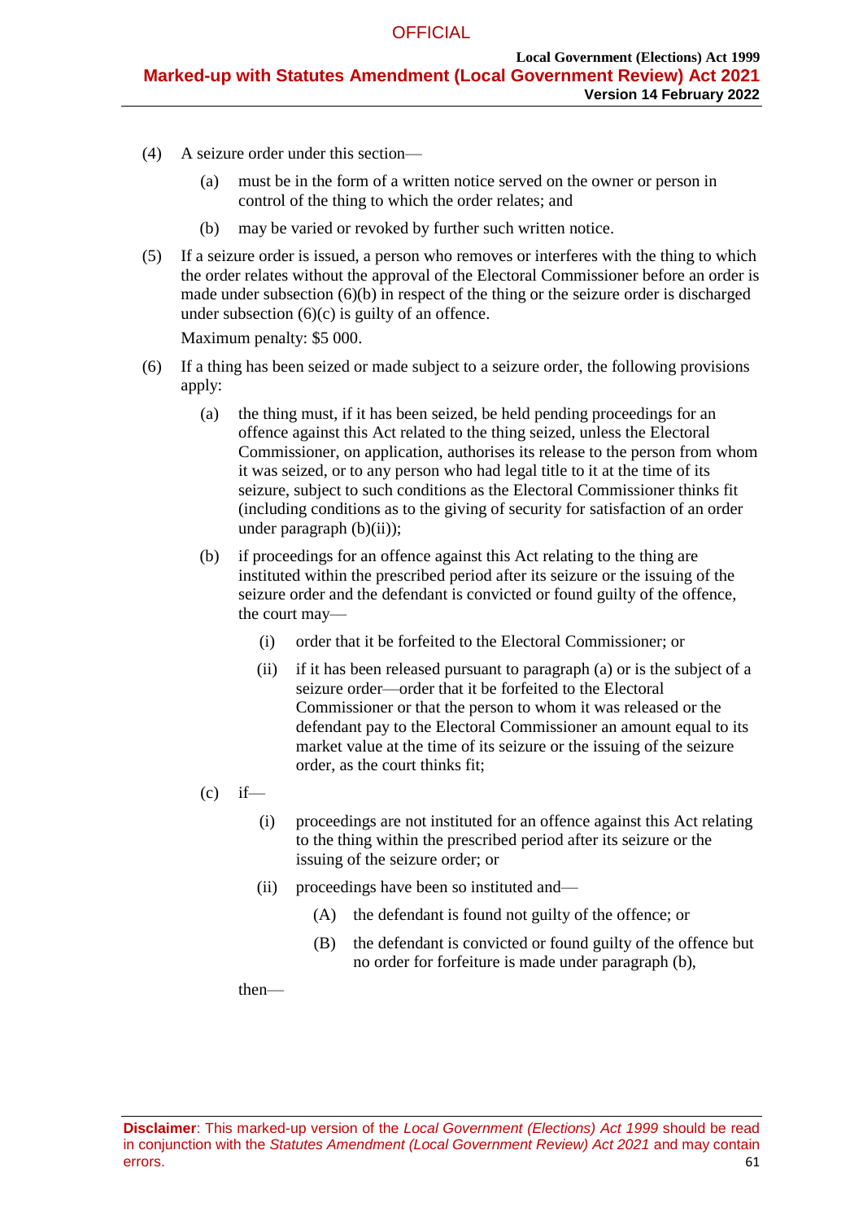(4) A seizure order under this section—

   (a) must be in the form of a written notice served on the owner or person in control of the thing to which the order relates; and

   (b) may be varied or revoked by further such written notice.

(5) If a seizure order is issued, a person who removes or interferes with the thing to which the order relates without the approval of the Electoral Commissioner before an order is made under subsection (6)(b) in respect of the thing or the seizure order is discharged under subsection (6)(c) is guilty of an offence.

   Maximum penalty: $5 000.

(6) If a thing has been seized or made subject to a seizure order, the following provisions apply:

   (a) the thing must, if it has been seized, be held pending proceedings for an offence against this Act related to the thing seized, unless the Electoral Commissioner, on application, authorises its release to the person from whom it was seized, or to any person who had legal title to it at the time of its seizure, subject to such conditions as the Electoral Commissioner thinks fit (including conditions as to the giving of security for satisfaction of an order under paragraph (b)(ii));

   (b) if proceedings for an offence against this Act relating to the thing are instituted within the prescribed period after its seizure or the issuing of the seizure order and the defendant is convicted or found guilty of the offence, the court may—

      (i) order that it be forfeited to the Electoral Commissioner; or

      (ii) if it has been released pursuant to paragraph (a) or is the subject of a seizure order—order that it be forfeited to the Electoral Commissioner or that the person to whom it was released or the defendant pay to the Electoral Commissioner an amount equal to its market value at the time of its seizure or the issuing of the seizure order, as the court thinks fit;

   (c) if—

      (i) proceedings are not instituted for an offence against this Act relating to the thing within the prescribed period after its seizure or the issuing of the seizure order; or

      (ii) proceedings have been so instituted and—

         (A) the defendant is found not guilty of the offence; or

         (B) the defendant is convicted or found guilty of the offence but no order for forfeiture is made under paragraph (b),

   then—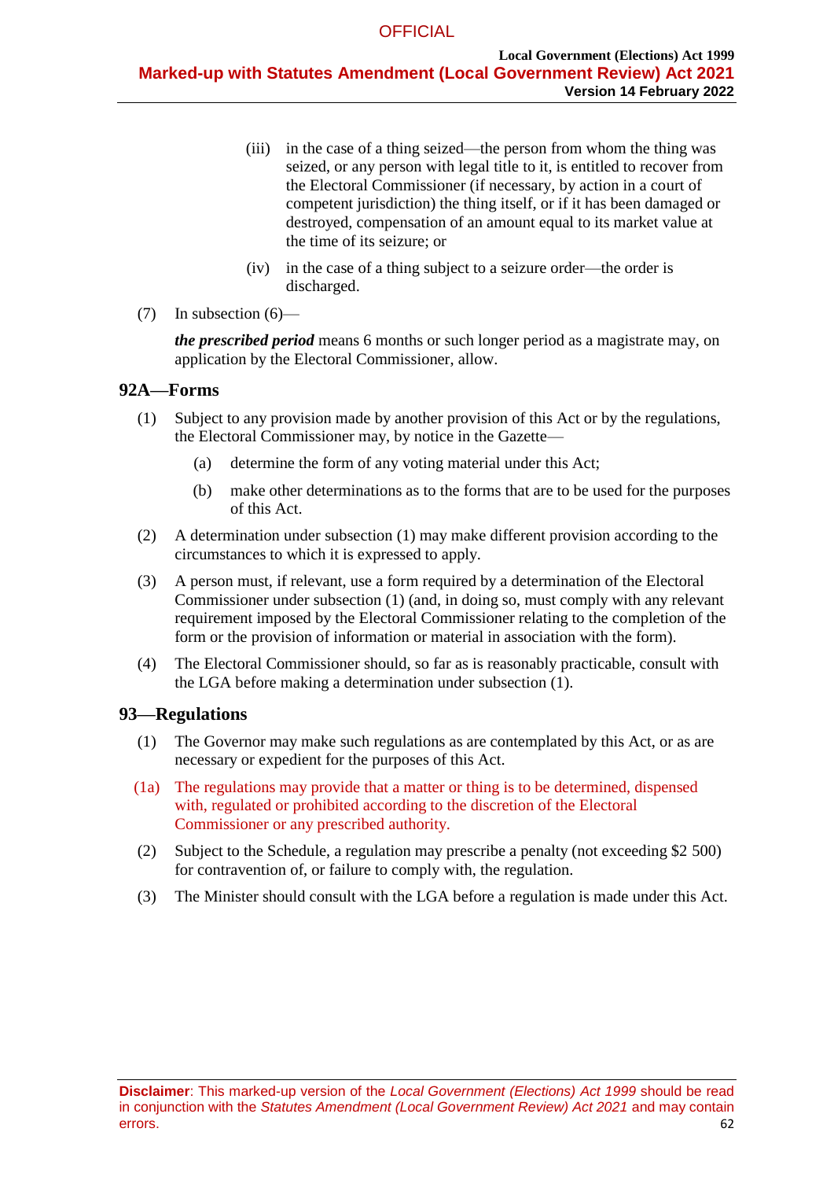(iii) in the case of a thing seized—the person from whom the thing was seized, or any person with legal title to it, is entitled to recover from the Electoral Commissioner (if necessary, by action in a court of competent jurisdiction) the thing itself, or if it has been damaged or destroyed, compensation of an amount equal to its market value at the time of its seizure; or

(iv) in the case of a thing subject to a seizure order—the order is discharged.

(7) In subsection (6)—

***the prescribed period*** means 6 months or such longer period as a magistrate may, on application by the Electoral Commissioner, allow.

## 92A—Forms

(1) Subject to any provision made by another provision of this Act or by the regulations, the Electoral Commissioner may, by notice in the Gazette—

(a) determine the form of any voting material under this Act;

(b) make other determinations as to the forms that are to be used for the purposes of this Act.

(2) A determination under subsection (1) may make different provision according to the circumstances to which it is expressed to apply.

(3) A person must, if relevant, use a form required by a determination of the Electoral Commissioner under subsection (1) (and, in doing so, must comply with any relevant requirement imposed by the Electoral Commissioner relating to the completion of the form or the provision of information or material in association with the form).

(4) The Electoral Commissioner should, so far as is reasonably practicable, consult with the LGA before making a determination under subsection (1).

## 93—Regulations

(1) The Governor may make such regulations as are contemplated by this Act, or as are necessary or expedient for the purposes of this Act.

(1a) The regulations may provide that a matter or thing is to be determined, dispensed with, regulated or prohibited according to the discretion of the Electoral Commissioner or any prescribed authority.

(2) Subject to the Schedule, a regulation may prescribe a penalty (not exceeding $2 500) for contravention of, or failure to comply with, the regulation.

(3) The Minister should consult with the LGA before a regulation is made under this Act.